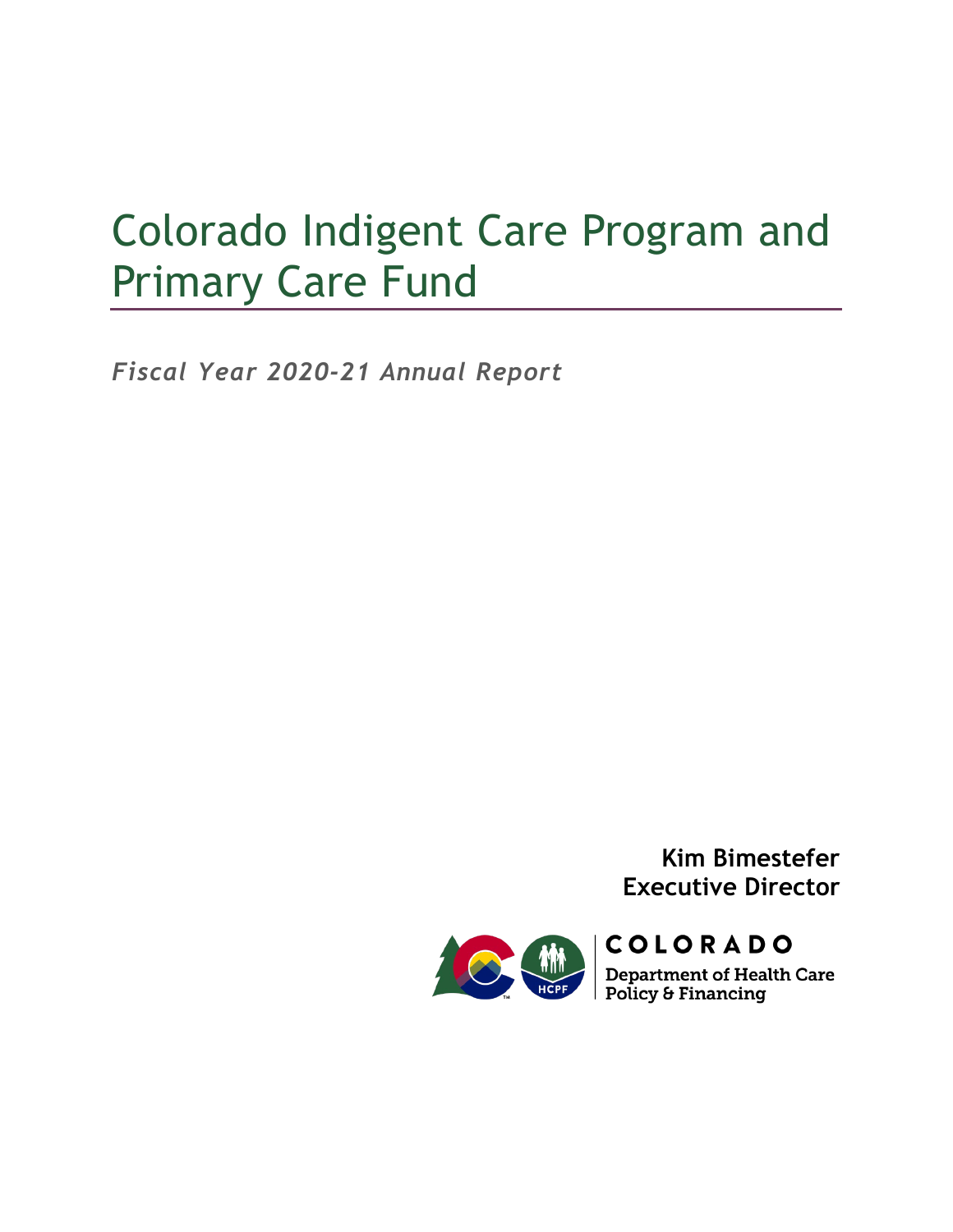# Colorado Indigent Care Program and Primary Care Fund

*Fiscal Year 2020-21 Annual Report*

**Kim Bimestefer**
**Executive Director**

COLORADO
Department of Health Care Policy & Financing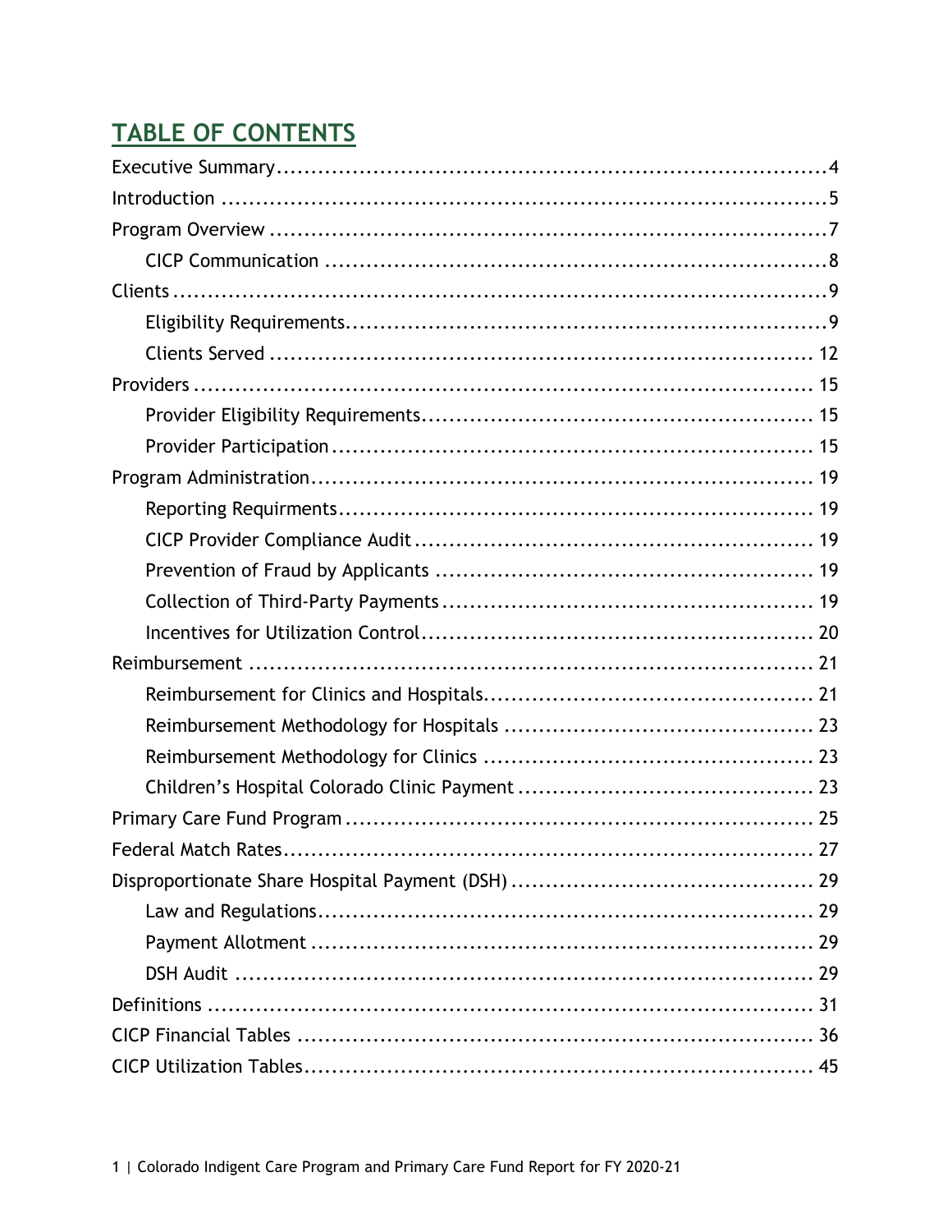## TABLE OF CONTENTS

Executive Summary....................................................................4

Introduction ..........................................................................5

Program Overview ...................................................................7

- CICP Communication ...........................................................8

Clients ...................................................................................9

- Eligibility Requirements.......................................................9
- Clients Served ..................................................................12

Providers ...............................................................................15

- Provider Eligibility Requirements..........................................15
- Provider Participation .......................................................15

Program Administration...........................................................19

- Reporting Requirments.......................................................19
- CICP Provider Compliance Audit ...........................................19
- Prevention of Fraud by Applicants ........................................19
- Collection of Third-Party Payments .......................................19
- Incentives for Utilization Control..........................................20

Reimbursement .......................................................................21

- Reimbursement for Clinics and Hospitals.................................21
- Reimbursement Methodology for Hospitals ..............................23
- Reimbursement Methodology for Clinics .................................23
- Children's Hospital Colorado Clinic Payment ...........................23

Primary Care Fund Program .......................................................25

Federal Match Rates.................................................................27

Disproportionate Share Hospital Payment (DSH) ............................29

- Law and Regulations...........................................................29
- Payment Allotment ............................................................29
- DSH Audit ........................................................................29

Definitions ............................................................................31

CICP Financial Tables ..............................................................36

CICP Utilization Tables.............................................................45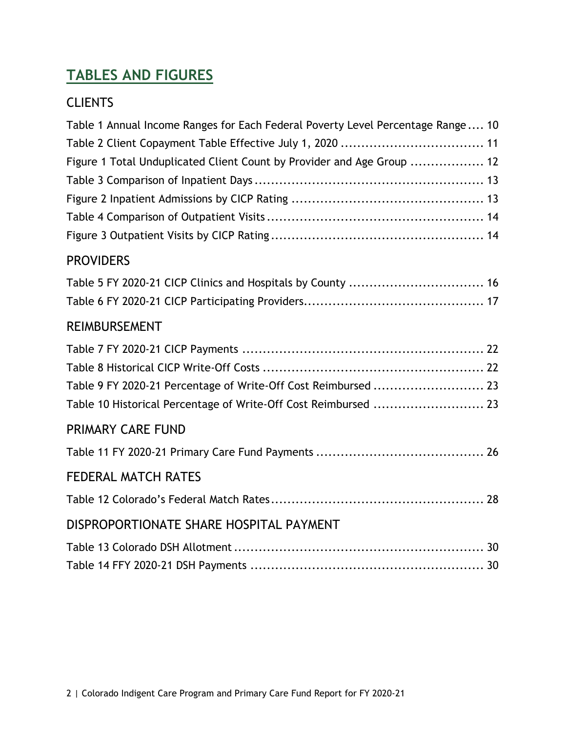# TABLES AND FIGURES

## CLIENTS

Table 1 Annual Income Ranges for Each Federal Poverty Level Percentage Range .... 10
Table 2 Client Copayment Table Effective July 1, 2020 .................................. 11
Figure 1 Total Unduplicated Client Count by Provider and Age Group .................. 12
Table 3 Comparison of Inpatient Days ...................................................... 13
Figure 2 Inpatient Admissions by CICP Rating ............................................. 13
Table 4 Comparison of Outpatient Visits .................................................... 14
Figure 3 Outpatient Visits by CICP Rating .................................................. 14

## PROVIDERS

Table 5 FY 2020-21 CICP Clinics and Hospitals by County ................................ 16
Table 6 FY 2020-21 CICP Participating Providers........................................... 17

## REIMBURSEMENT

Table 7 FY 2020-21 CICP Payments ........................................................... 22
Table 8 Historical CICP Write-Off Costs ..................................................... 22
Table 9 FY 2020-21 Percentage of Write-Off Cost Reimbursed .......................... 23
Table 10 Historical Percentage of Write-Off Cost Reimbursed .......................... 23

## PRIMARY CARE FUND

Table 11 FY 2020-21 Primary Care Fund Payments ......................................... 26

## FEDERAL MATCH RATES

Table 12 Colorado's Federal Match Rates .................................................... 28

## DISPROPORTIONATE SHARE HOSPITAL PAYMENT

Table 13 Colorado DSH Allotment ............................................................. 30
Table 14 FFY 2020-21 DSH Payments ......................................................... 30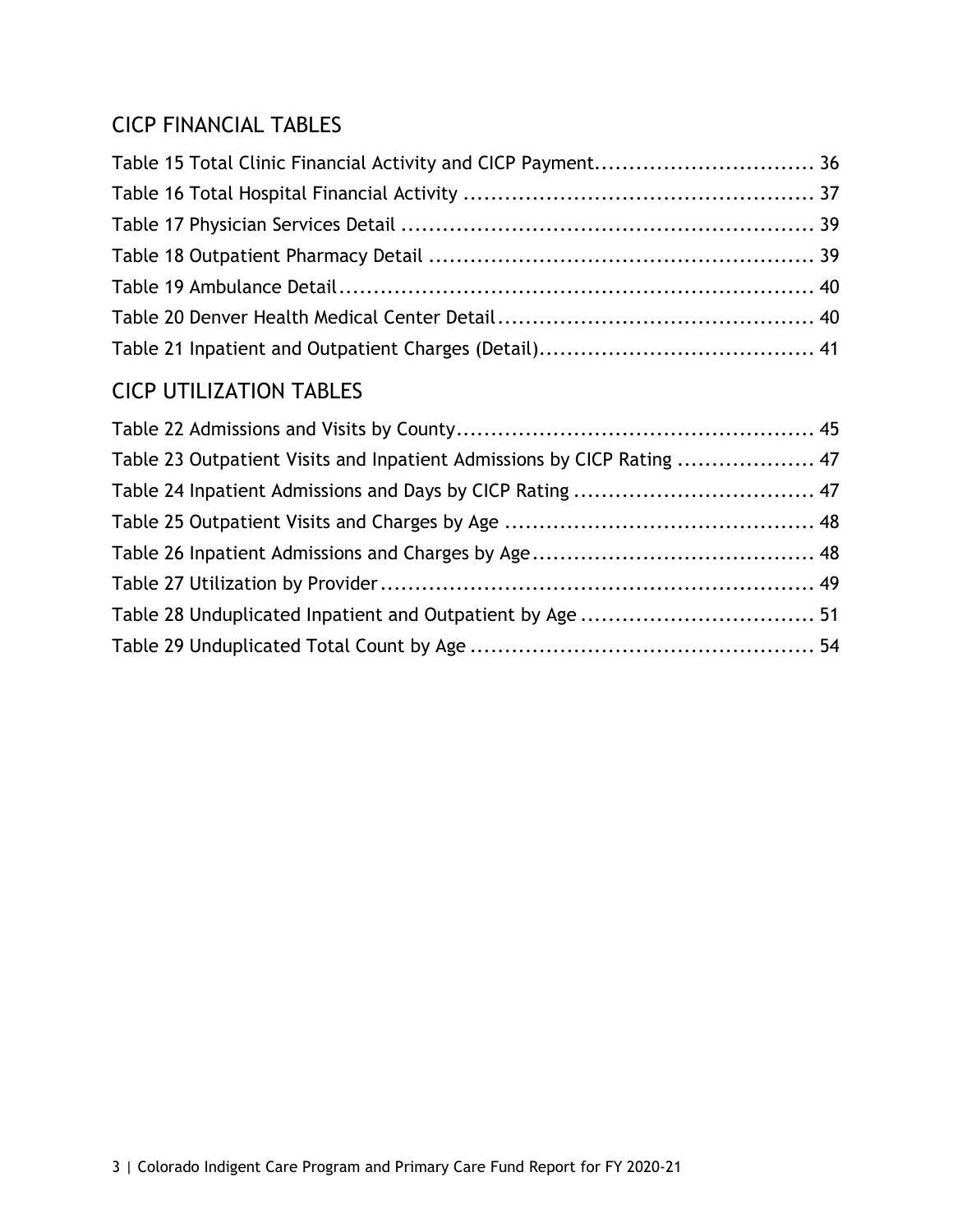## CICP FINANCIAL TABLES

Table 15 Total Clinic Financial Activity and CICP Payment ............................... 36
Table 16 Total Hospital Financial Activity ................................................... 37
Table 17 Physician Services Detail ............................................................ 39
Table 18 Outpatient Pharmacy Detail ....................................................... 39
Table 19 Ambulance Detail..................................................................... 40
Table 20 Denver Health Medical Center Detail.............................................. 40
Table 21 Inpatient and Outpatient Charges (Detail)....................................... 41

## CICP UTILIZATION TABLES

Table 22 Admissions and Visits by County.................................................... 45
Table 23 Outpatient Visits and Inpatient Admissions by CICP Rating .................... 47
Table 24 Inpatient Admissions and Days by CICP Rating ................................... 47
Table 25 Outpatient Visits and Charges by Age ............................................. 48
Table 26 Inpatient Admissions and Charges by Age......................................... 48
Table 27 Utilization by Provider............................................................... 49
Table 28 Unduplicated Inpatient and Outpatient by Age .................................. 51
Table 29 Unduplicated Total Count by Age .................................................. 54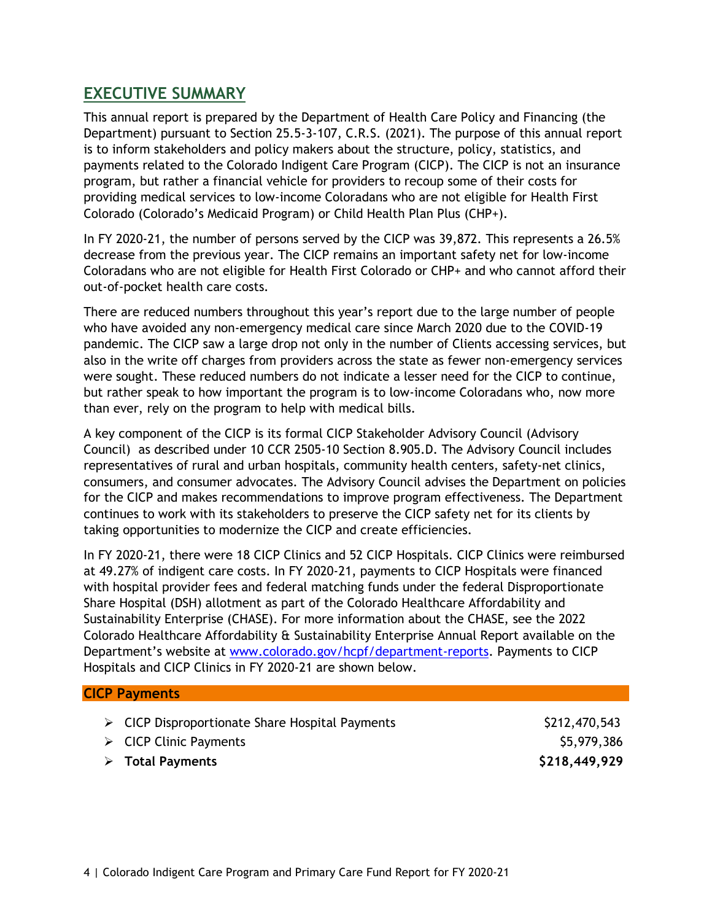## EXECUTIVE SUMMARY

This annual report is prepared by the Department of Health Care Policy and Financing (the Department) pursuant to Section 25.5-3-107, C.R.S. (2021). The purpose of this annual report is to inform stakeholders and policy makers about the structure, policy, statistics, and payments related to the Colorado Indigent Care Program (CICP). The CICP is not an insurance program, but rather a financial vehicle for providers to recoup some of their costs for providing medical services to low-income Coloradans who are not eligible for Health First Colorado (Colorado's Medicaid Program) or Child Health Plan Plus (CHP+).

In FY 2020-21, the number of persons served by the CICP was 39,872. This represents a 26.5% decrease from the previous year. The CICP remains an important safety net for low-income Coloradans who are not eligible for Health First Colorado or CHP+ and who cannot afford their out-of-pocket health care costs.

There are reduced numbers throughout this year's report due to the large number of people who have avoided any non-emergency medical care since March 2020 due to the COVID-19 pandemic. The CICP saw a large drop not only in the number of Clients accessing services, but also in the write off charges from providers across the state as fewer non-emergency services were sought. These reduced numbers do not indicate a lesser need for the CICP to continue, but rather speak to how important the program is to low-income Coloradans who, now more than ever, rely on the program to help with medical bills.

A key component of the CICP is its formal CICP Stakeholder Advisory Council (Advisory Council) as described under 10 CCR 2505-10 Section 8.905.D. The Advisory Council includes representatives of rural and urban hospitals, community health centers, safety-net clinics, consumers, and consumer advocates. The Advisory Council advises the Department on policies for the CICP and makes recommendations to improve program effectiveness. The Department continues to work with its stakeholders to preserve the CICP safety net for its clients by taking opportunities to modernize the CICP and create efficiencies.

In FY 2020-21, there were 18 CICP Clinics and 52 CICP Hospitals. CICP Clinics were reimbursed at 49.27% of indigent care costs. In FY 2020-21, payments to CICP Hospitals were financed with hospital provider fees and federal matching funds under the federal Disproportionate Share Hospital (DSH) allotment as part of the Colorado Healthcare Affordability and Sustainability Enterprise (CHASE). For more information about the CHASE, see the 2022 Colorado Healthcare Affordability & Sustainability Enterprise Annual Report available on the Department's website at [www.colorado.gov/hcpf/department-reports](www.colorado.gov/hcpf/department-reports). Payments to CICP Hospitals and CICP Clinics in FY 2020-21 are shown below.

| CICP Payments | |
|---|---|
| CICP Disproportionate Share Hospital Payments | $212,470,543 |
| CICP Clinic Payments | $5,979,386 |
| **Total Payments** | **$218,449,929** |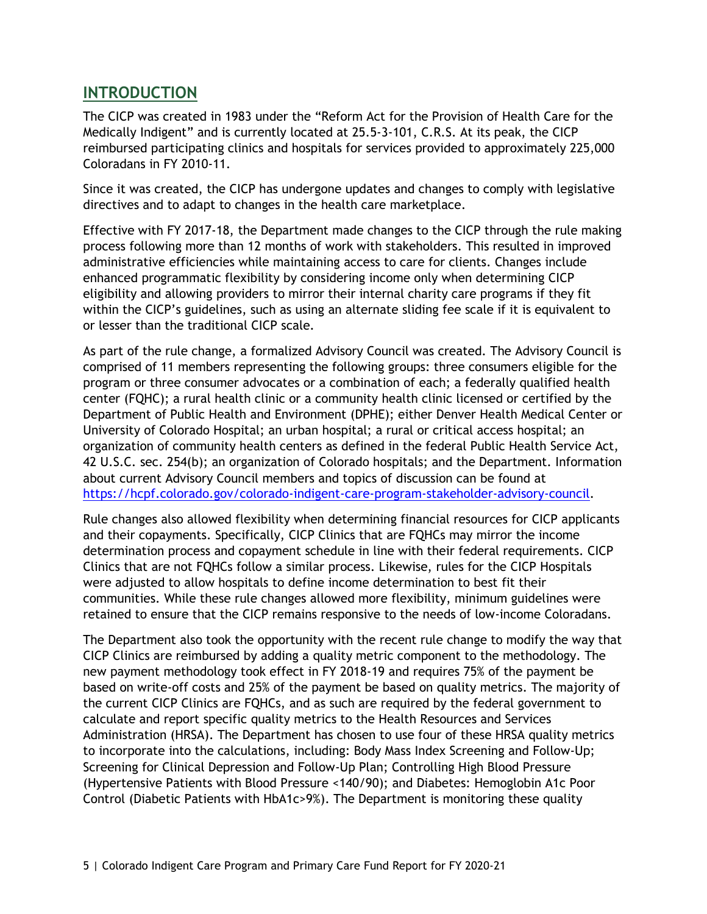## INTRODUCTION

The CICP was created in 1983 under the "Reform Act for the Provision of Health Care for the Medically Indigent" and is currently located at 25.5-3-101, C.R.S. At its peak, the CICP reimbursed participating clinics and hospitals for services provided to approximately 225,000 Coloradans in FY 2010-11.

Since it was created, the CICP has undergone updates and changes to comply with legislative directives and to adapt to changes in the health care marketplace.

Effective with FY 2017-18, the Department made changes to the CICP through the rule making process following more than 12 months of work with stakeholders. This resulted in improved administrative efficiencies while maintaining access to care for clients. Changes include enhanced programmatic flexibility by considering income only when determining CICP eligibility and allowing providers to mirror their internal charity care programs if they fit within the CICP's guidelines, such as using an alternate sliding fee scale if it is equivalent to or lesser than the traditional CICP scale.

As part of the rule change, a formalized Advisory Council was created. The Advisory Council is comprised of 11 members representing the following groups: three consumers eligible for the program or three consumer advocates or a combination of each; a federally qualified health center (FQHC); a rural health clinic or a community health clinic licensed or certified by the Department of Public Health and Environment (DPHE); either Denver Health Medical Center or University of Colorado Hospital; an urban hospital; a rural or critical access hospital; an organization of community health centers as defined in the federal Public Health Service Act, 42 U.S.C. sec. 254(b); an organization of Colorado hospitals; and the Department. Information about current Advisory Council members and topics of discussion can be found at https://hcpf.colorado.gov/colorado-indigent-care-program-stakeholder-advisory-council.

Rule changes also allowed flexibility when determining financial resources for CICP applicants and their copayments. Specifically, CICP Clinics that are FQHCs may mirror the income determination process and copayment schedule in line with their federal requirements. CICP Clinics that are not FQHCs follow a similar process. Likewise, rules for the CICP Hospitals were adjusted to allow hospitals to define income determination to best fit their communities. While these rule changes allowed more flexibility, minimum guidelines were retained to ensure that the CICP remains responsive to the needs of low-income Coloradans.

The Department also took the opportunity with the recent rule change to modify the way that CICP Clinics are reimbursed by adding a quality metric component to the methodology. The new payment methodology took effect in FY 2018-19 and requires 75% of the payment be based on write-off costs and 25% of the payment be based on quality metrics. The majority of the current CICP Clinics are FQHCs, and as such are required by the federal government to calculate and report specific quality metrics to the Health Resources and Services Administration (HRSA). The Department has chosen to use four of these HRSA quality metrics to incorporate into the calculations, including: Body Mass Index Screening and Follow-Up; Screening for Clinical Depression and Follow-Up Plan; Controlling High Blood Pressure (Hypertensive Patients with Blood Pressure <140/90); and Diabetes: Hemoglobin A1c Poor Control (Diabetic Patients with HbA1c>9%). The Department is monitoring these quality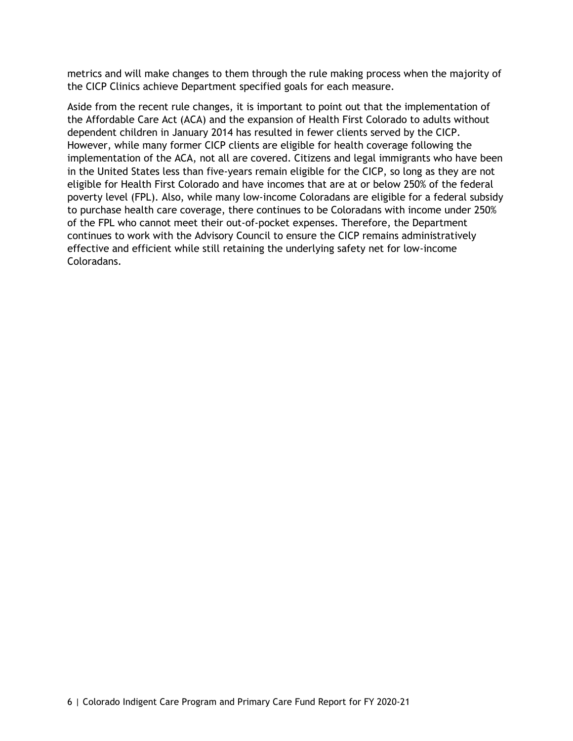metrics and will make changes to them through the rule making process when the majority of the CICP Clinics achieve Department specified goals for each measure.

Aside from the recent rule changes, it is important to point out that the implementation of the Affordable Care Act (ACA) and the expansion of Health First Colorado to adults without dependent children in January 2014 has resulted in fewer clients served by the CICP. However, while many former CICP clients are eligible for health coverage following the implementation of the ACA, not all are covered. Citizens and legal immigrants who have been in the United States less than five-years remain eligible for the CICP, so long as they are not eligible for Health First Colorado and have incomes that are at or below 250% of the federal poverty level (FPL). Also, while many low-income Coloradans are eligible for a federal subsidy to purchase health care coverage, there continues to be Coloradans with income under 250% of the FPL who cannot meet their out-of-pocket expenses. Therefore, the Department continues to work with the Advisory Council to ensure the CICP remains administratively effective and efficient while still retaining the underlying safety net for low-income Coloradans.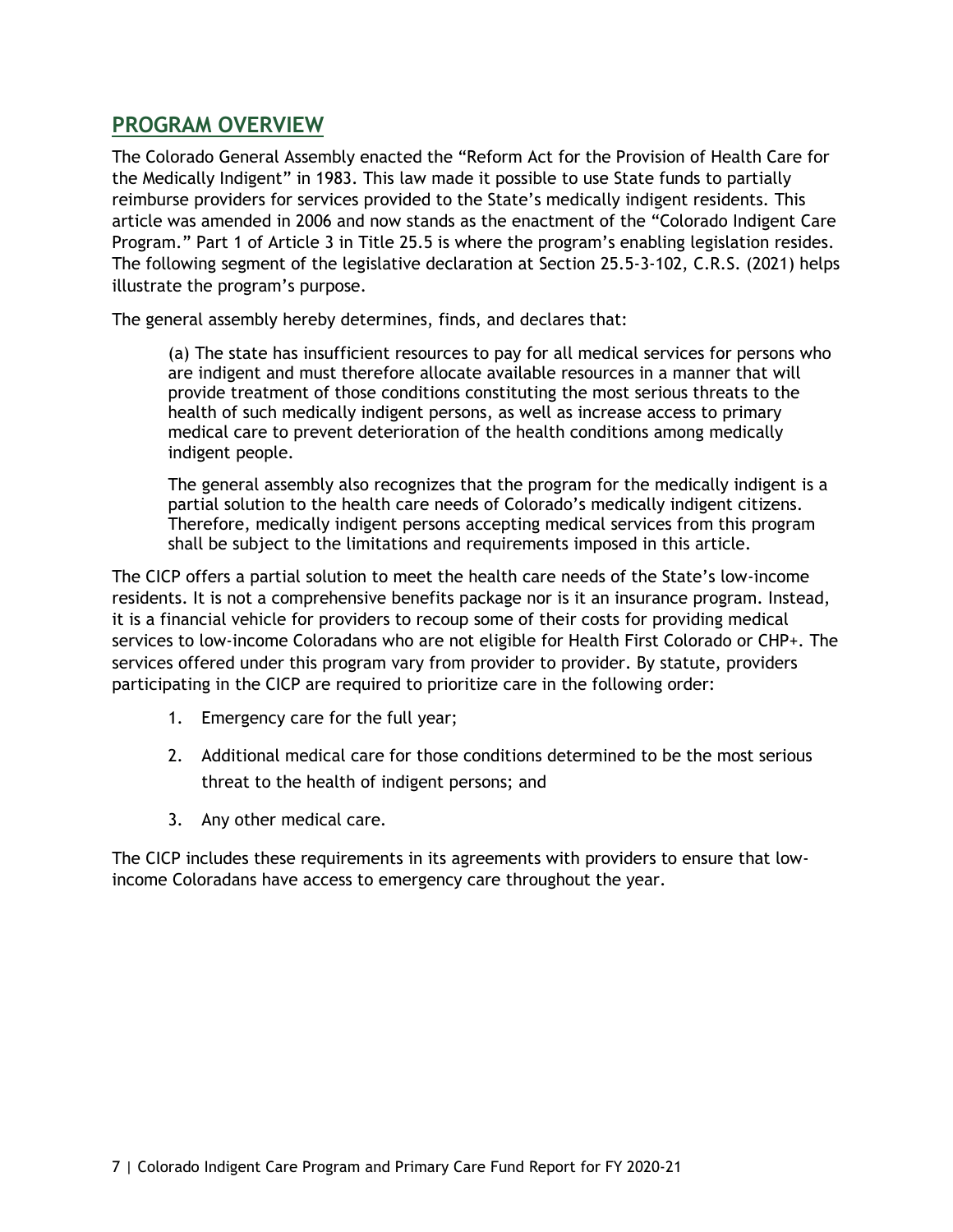## PROGRAM OVERVIEW

The Colorado General Assembly enacted the "Reform Act for the Provision of Health Care for the Medically Indigent" in 1983. This law made it possible to use State funds to partially reimburse providers for services provided to the State's medically indigent residents. This article was amended in 2006 and now stands as the enactment of the "Colorado Indigent Care Program." Part 1 of Article 3 in Title 25.5 is where the program's enabling legislation resides. The following segment of the legislative declaration at Section 25.5-3-102, C.R.S. (2021) helps illustrate the program's purpose.

The general assembly hereby determines, finds, and declares that:

> (a) The state has insufficient resources to pay for all medical services for persons who are indigent and must therefore allocate available resources in a manner that will provide treatment of those conditions constituting the most serious threats to the health of such medically indigent persons, as well as increase access to primary medical care to prevent deterioration of the health conditions among medically indigent people.
>
> The general assembly also recognizes that the program for the medically indigent is a partial solution to the health care needs of Colorado's medically indigent citizens. Therefore, medically indigent persons accepting medical services from this program shall be subject to the limitations and requirements imposed in this article.

The CICP offers a partial solution to meet the health care needs of the State's low-income residents. It is not a comprehensive benefits package nor is it an insurance program. Instead, it is a financial vehicle for providers to recoup some of their costs for providing medical services to low-income Coloradans who are not eligible for Health First Colorado or CHP+. The services offered under this program vary from provider to provider. By statute, providers participating in the CICP are required to prioritize care in the following order:

1. Emergency care for the full year;
2. Additional medical care for those conditions determined to be the most serious threat to the health of indigent persons; and
3. Any other medical care.

The CICP includes these requirements in its agreements with providers to ensure that low-income Coloradans have access to emergency care throughout the year.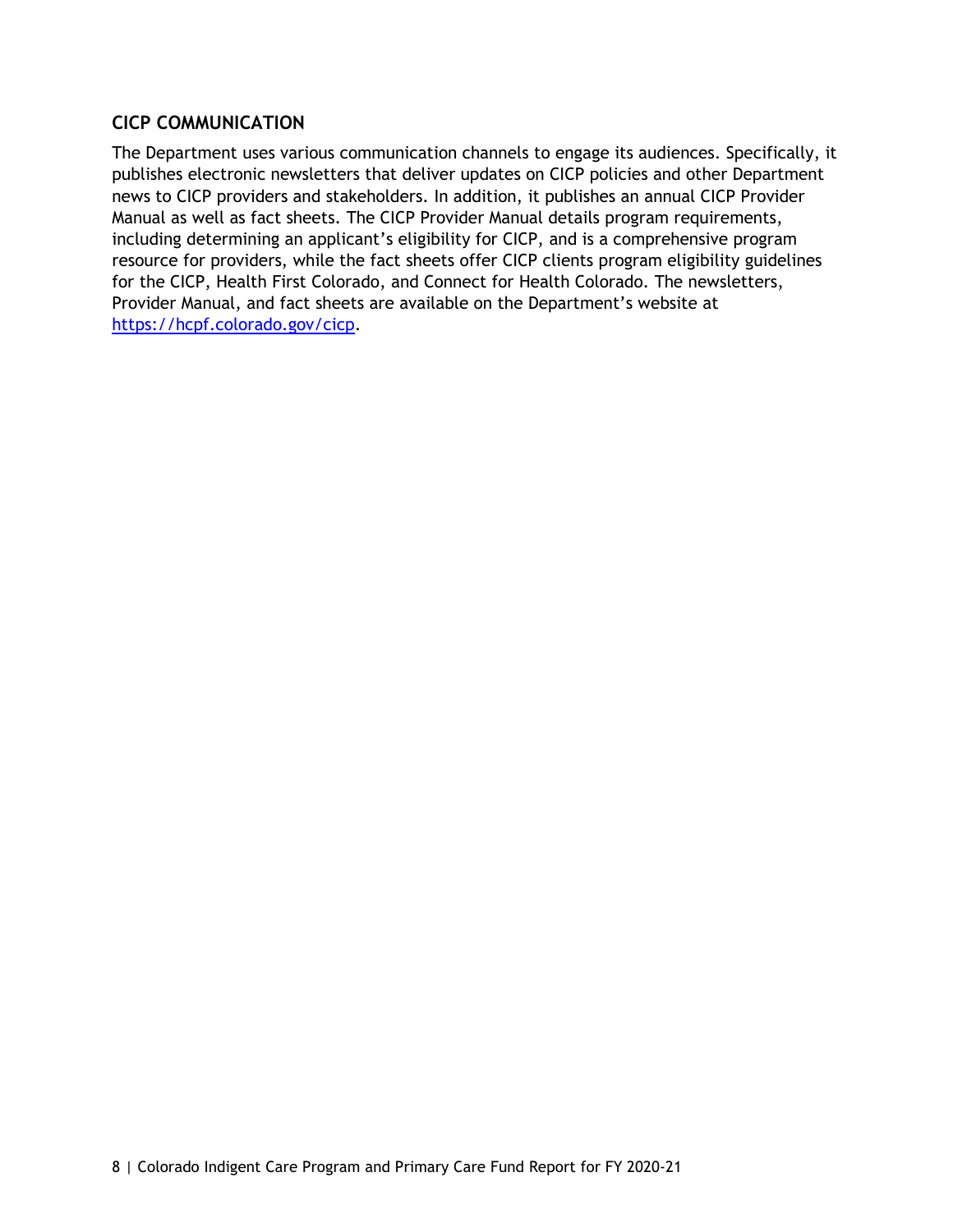## CICP COMMUNICATION

The Department uses various communication channels to engage its audiences. Specifically, it publishes electronic newsletters that deliver updates on CICP policies and other Department news to CICP providers and stakeholders. In addition, it publishes an annual CICP Provider Manual as well as fact sheets. The CICP Provider Manual details program requirements, including determining an applicant's eligibility for CICP, and is a comprehensive program resource for providers, while the fact sheets offer CICP clients program eligibility guidelines for the CICP, Health First Colorado, and Connect for Health Colorado. The newsletters, Provider Manual, and fact sheets are available on the Department's website at [https://hcpf.colorado.gov/cicp](https://hcpf.colorado.gov/cicp).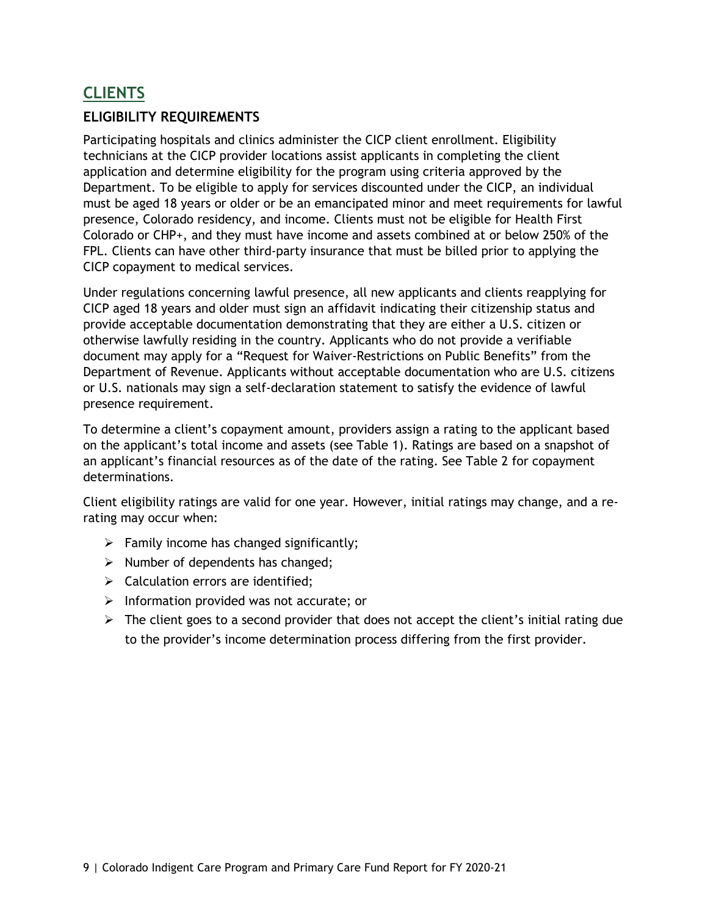## CLIENTS

### ELIGIBILITY REQUIREMENTS

Participating hospitals and clinics administer the CICP client enrollment. Eligibility technicians at the CICP provider locations assist applicants in completing the client application and determine eligibility for the program using criteria approved by the Department. To be eligible to apply for services discounted under the CICP, an individual must be aged 18 years or older or be an emancipated minor and meet requirements for lawful presence, Colorado residency, and income. Clients must not be eligible for Health First Colorado or CHP+, and they must have income and assets combined at or below 250% of the FPL. Clients can have other third-party insurance that must be billed prior to applying the CICP copayment to medical services.

Under regulations concerning lawful presence, all new applicants and clients reapplying for CICP aged 18 years and older must sign an affidavit indicating their citizenship status and provide acceptable documentation demonstrating that they are either a U.S. citizen or otherwise lawfully residing in the country. Applicants who do not provide a verifiable document may apply for a "Request for Waiver-Restrictions on Public Benefits" from the Department of Revenue. Applicants without acceptable documentation who are U.S. citizens or U.S. nationals may sign a self-declaration statement to satisfy the evidence of lawful presence requirement.

To determine a client's copayment amount, providers assign a rating to the applicant based on the applicant's total income and assets (see Table 1). Ratings are based on a snapshot of an applicant's financial resources as of the date of the rating. See Table 2 for copayment determinations.

Client eligibility ratings are valid for one year. However, initial ratings may change, and a re-rating may occur when:

- Family income has changed significantly;
- Number of dependents has changed;
- Calculation errors are identified;
- Information provided was not accurate; or
- The client goes to a second provider that does not accept the client's initial rating due to the provider's income determination process differing from the first provider.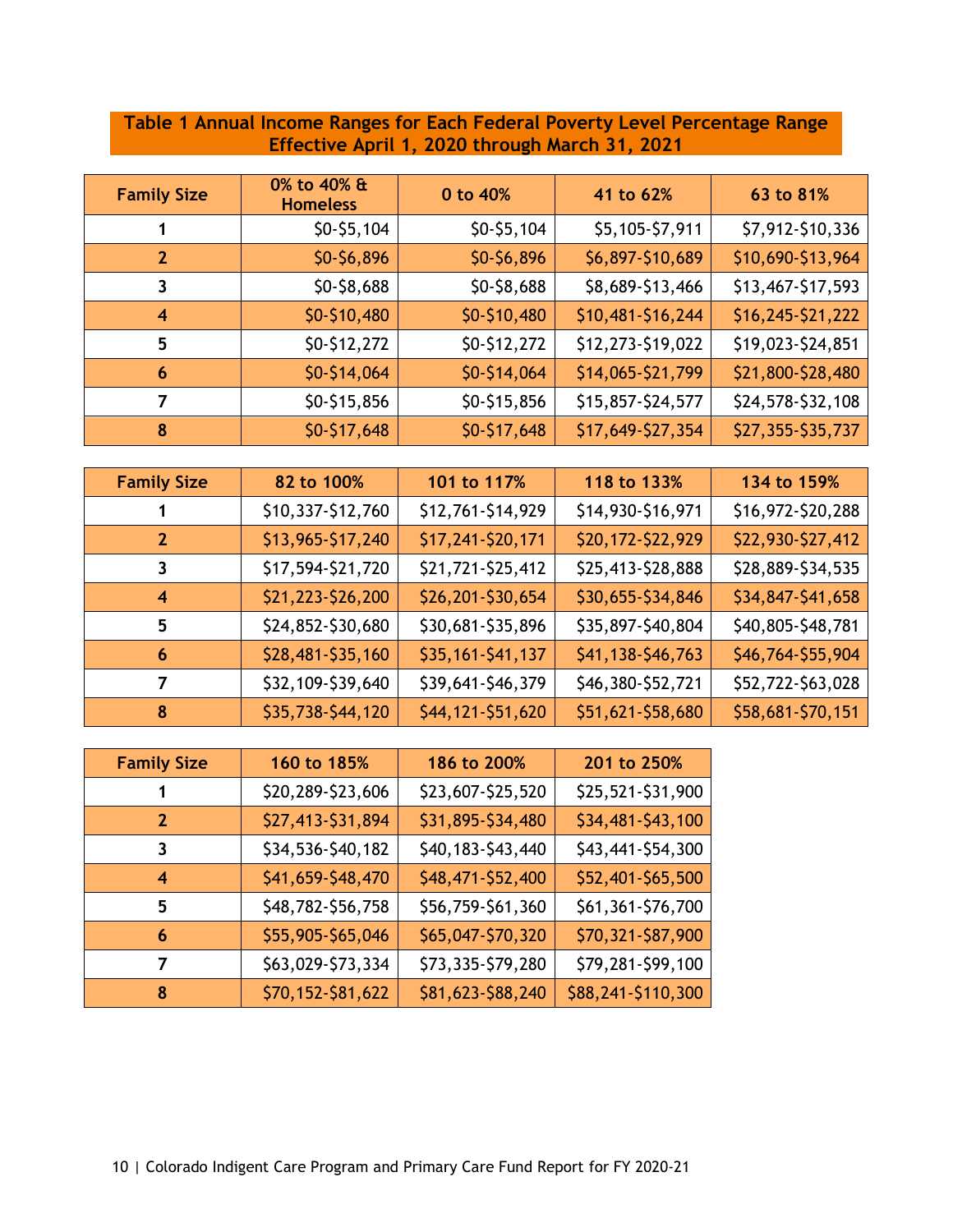**Table 1 Annual Income Ranges for Each Federal Poverty Level Percentage Range Effective April 1, 2020 through March 31, 2021**

| Family Size | 0% to 40% & Homeless | 0 to 40% | 41 to 62% | 63 to 81% |
|---|---|---|---|---|
| 1 | $0-$5,104 | $0-$5,104 | $5,105-$7,911 | $7,912-$10,336 |
| 2 | $0-$6,896 | $0-$6,896 | $6,897-$10,689 | $10,690-$13,964 |
| 3 | $0-$8,688 | $0-$8,688 | $8,689-$13,466 | $13,467-$17,593 |
| 4 | $0-$10,480 | $0-$10,480 | $10,481-$16,244 | $16,245-$21,222 |
| 5 | $0-$12,272 | $0-$12,272 | $12,273-$19,022 | $19,023-$24,851 |
| 6 | $0-$14,064 | $0-$14,064 | $14,065-$21,799 | $21,800-$28,480 |
| 7 | $0-$15,856 | $0-$15,856 | $15,857-$24,577 | $24,578-$32,108 |
| 8 | $0-$17,648 | $0-$17,648 | $17,649-$27,354 | $27,355-$35,737 |

| Family Size | 82 to 100% | 101 to 117% | 118 to 133% | 134 to 159% |
|---|---|---|---|---|
| 1 | $10,337-$12,760 | $12,761-$14,929 | $14,930-$16,971 | $16,972-$20,288 |
| 2 | $13,965-$17,240 | $17,241-$20,171 | $20,172-$22,929 | $22,930-$27,412 |
| 3 | $17,594-$21,720 | $21,721-$25,412 | $25,413-$28,888 | $28,889-$34,535 |
| 4 | $21,223-$26,200 | $26,201-$30,654 | $30,655-$34,846 | $34,847-$41,658 |
| 5 | $24,852-$30,680 | $30,681-$35,896 | $35,897-$40,804 | $40,805-$48,781 |
| 6 | $28,481-$35,160 | $35,161-$41,137 | $41,138-$46,763 | $46,764-$55,904 |
| 7 | $32,109-$39,640 | $39,641-$46,379 | $46,380-$52,721 | $52,722-$63,028 |
| 8 | $35,738-$44,120 | $44,121-$51,620 | $51,621-$58,680 | $58,681-$70,151 |

| Family Size | 160 to 185% | 186 to 200% | 201 to 250% |
|---|---|---|---|
| 1 | $20,289-$23,606 | $23,607-$25,520 | $25,521-$31,900 |
| 2 | $27,413-$31,894 | $31,895-$34,480 | $34,481-$43,100 |
| 3 | $34,536-$40,182 | $40,183-$43,440 | $43,441-$54,300 |
| 4 | $41,659-$48,470 | $48,471-$52,400 | $52,401-$65,500 |
| 5 | $48,782-$56,758 | $56,759-$61,360 | $61,361-$76,700 |
| 6 | $55,905-$65,046 | $65,047-$70,320 | $70,321-$87,900 |
| 7 | $63,029-$73,334 | $73,335-$79,280 | $79,281-$99,100 |
| 8 | $70,152-$81,622 | $81,623-$88,240 | $88,241-$110,300 |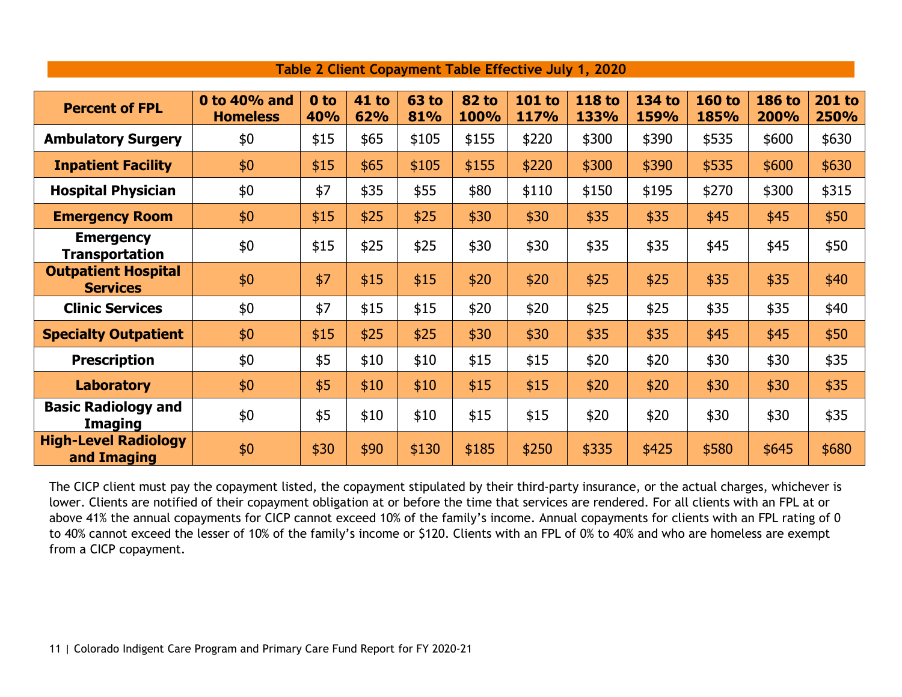**Table 2 Client Copayment Table Effective July 1, 2020**

| Percent of FPL | 0 to 40% and Homeless | 0 to 40% | 41 to 62% | 63 to 81% | 82 to 100% | 101 to 117% | 118 to 133% | 134 to 159% | 160 to 185% | 186 to 200% | 201 to 250% |
|---|---|---|---|---|---|---|---|---|---|---|---|
| **Ambulatory Surgery** | $0 | $15 | $65 | $105 | $155 | $220 | $300 | $390 | $535 | $600 | $630 |
| **Inpatient Facility** | $0 | $15 | $65 | $105 | $155 | $220 | $300 | $390 | $535 | $600 | $630 |
| **Hospital Physician** | $0 | $7 | $35 | $55 | $80 | $110 | $150 | $195 | $270 | $300 | $315 |
| **Emergency Room** | $0 | $15 | $25 | $25 | $30 | $30 | $35 | $35 | $45 | $45 | $50 |
| **Emergency Transportation** | $0 | $15 | $25 | $25 | $30 | $30 | $35 | $35 | $45 | $45 | $50 |
| **Outpatient Hospital Services** | $0 | $7 | $15 | $15 | $20 | $20 | $25 | $25 | $35 | $35 | $40 |
| **Clinic Services** | $0 | $7 | $15 | $15 | $20 | $20 | $25 | $25 | $35 | $35 | $40 |
| **Specialty Outpatient** | $0 | $15 | $25 | $25 | $30 | $30 | $35 | $35 | $45 | $45 | $50 |
| **Prescription** | $0 | $5 | $10 | $10 | $15 | $15 | $20 | $20 | $30 | $30 | $35 |
| **Laboratory** | $0 | $5 | $10 | $10 | $15 | $15 | $20 | $20 | $30 | $30 | $35 |
| **Basic Radiology and Imaging** | $0 | $5 | $10 | $10 | $15 | $15 | $20 | $20 | $30 | $30 | $35 |
| **High-Level Radiology and Imaging** | $0 | $30 | $90 | $130 | $185 | $250 | $335 | $425 | $580 | $645 | $680 |

The CICP client must pay the copayment listed, the copayment stipulated by their third-party insurance, or the actual charges, whichever is lower. Clients are notified of their copayment obligation at or before the time that services are rendered. For all clients with an FPL at or above 41% the annual copayments for CICP cannot exceed 10% of the family's income. Annual copayments for clients with an FPL rating of 0 to 40% cannot exceed the lesser of 10% of the family's income or $120. Clients with an FPL of 0% to 40% and who are homeless are exempt from a CICP copayment.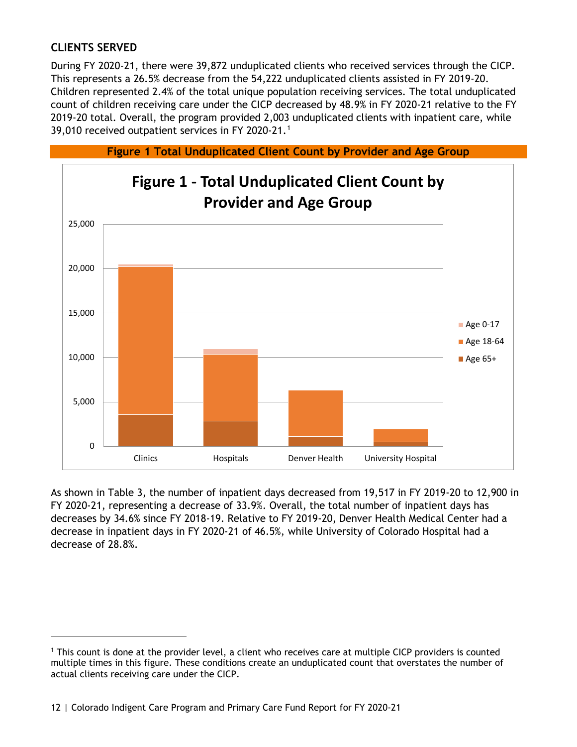## CLIENTS SERVED

During FY 2020-21, there were 39,872 unduplicated clients who received services through the CICP. This represents a 26.5% decrease from the 54,222 unduplicated clients assisted in FY 2019-20. Children represented 2.4% of the total unique population receiving services. The total unduplicated count of children receiving care under the CICP decreased by 48.9% in FY 2020-21 relative to the FY 2019-20 total. Overall, the program provided 2,003 unduplicated clients with inpatient care, while 39,010 received outpatient services in FY 2020-21.[1]

**Figure 1 Total Unduplicated Client Count by Provider and Age Group**

As shown in Table 3, the number of inpatient days decreased from 19,517 in FY 2019-20 to 12,900 in FY 2020-21, representing a decrease of 33.9%. Overall, the total number of inpatient days has decreases by 34.6% since FY 2018-19. Relative to FY 2019-20, Denver Health Medical Center had a decrease in inpatient days in FY 2020-21 of 46.5%, while University of Colorado Hospital had a decrease of 28.8%.

---

[1] This count is done at the provider level, a client who receives care at multiple CICP providers is counted multiple times in this figure. These conditions create an unduplicated count that overstates the number of actual clients receiving care under the CICP.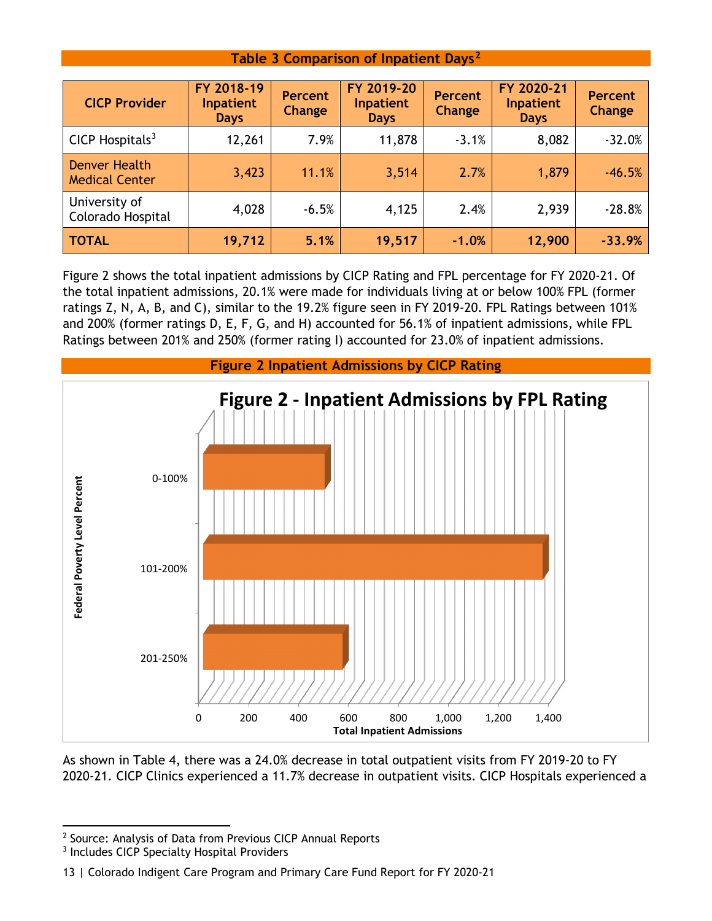**Table 3 Comparison of Inpatient Days[2]**

| CICP Provider | FY 2018-19 Inpatient Days | Percent Change | FY 2019-20 Inpatient Days | Percent Change | FY 2020-21 Inpatient Days | Percent Change |
|---|---|---|---|---|---|---|
| CICP Hospitals[3] | 12,261 | 7.9% | 11,878 | -3.1% | 8,082 | -32.0% |
| Denver Health Medical Center | 3,423 | 11.1% | 3,514 | 2.7% | 1,879 | -46.5% |
| University of Colorado Hospital | 4,028 | -6.5% | 4,125 | 2.4% | 2,939 | -28.8% |
| **TOTAL** | **19,712** | **5.1%** | **19,517** | **-1.0%** | **12,900** | **-33.9%** |

Figure 2 shows the total inpatient admissions by CICP Rating and FPL percentage for FY 2020-21. Of the total inpatient admissions, 20.1% were made for individuals living at or below 100% FPL (former ratings Z, N, A, B, and C), similar to the 19.2% figure seen in FY 2019-20. FPL Ratings between 101% and 200% (former ratings D, E, F, G, and H) accounted for 56.1% of inpatient admissions, while FPL Ratings between 201% and 250% (former rating I) accounted for 23.0% of inpatient admissions.

**Figure 2 Inpatient Admissions by CICP Rating**

**Figure 2 - Inpatient Admissions by FPL Rating**

| Federal Poverty Level Percent | Total Inpatient Admissions (approx.) |
|---|---|
| 0-100% | ~500 |
| 101-200% | ~1,380 |
| 201-250% | ~570 |

As shown in Table 4, there was a 24.0% decrease in total outpatient visits from FY 2019-20 to FY 2020-21. CICP Clinics experienced a 11.7% decrease in outpatient visits. CICP Hospitals experienced a

[2] Source: Analysis of Data from Previous CICP Annual Reports

[3] Includes CICP Specialty Hospital Providers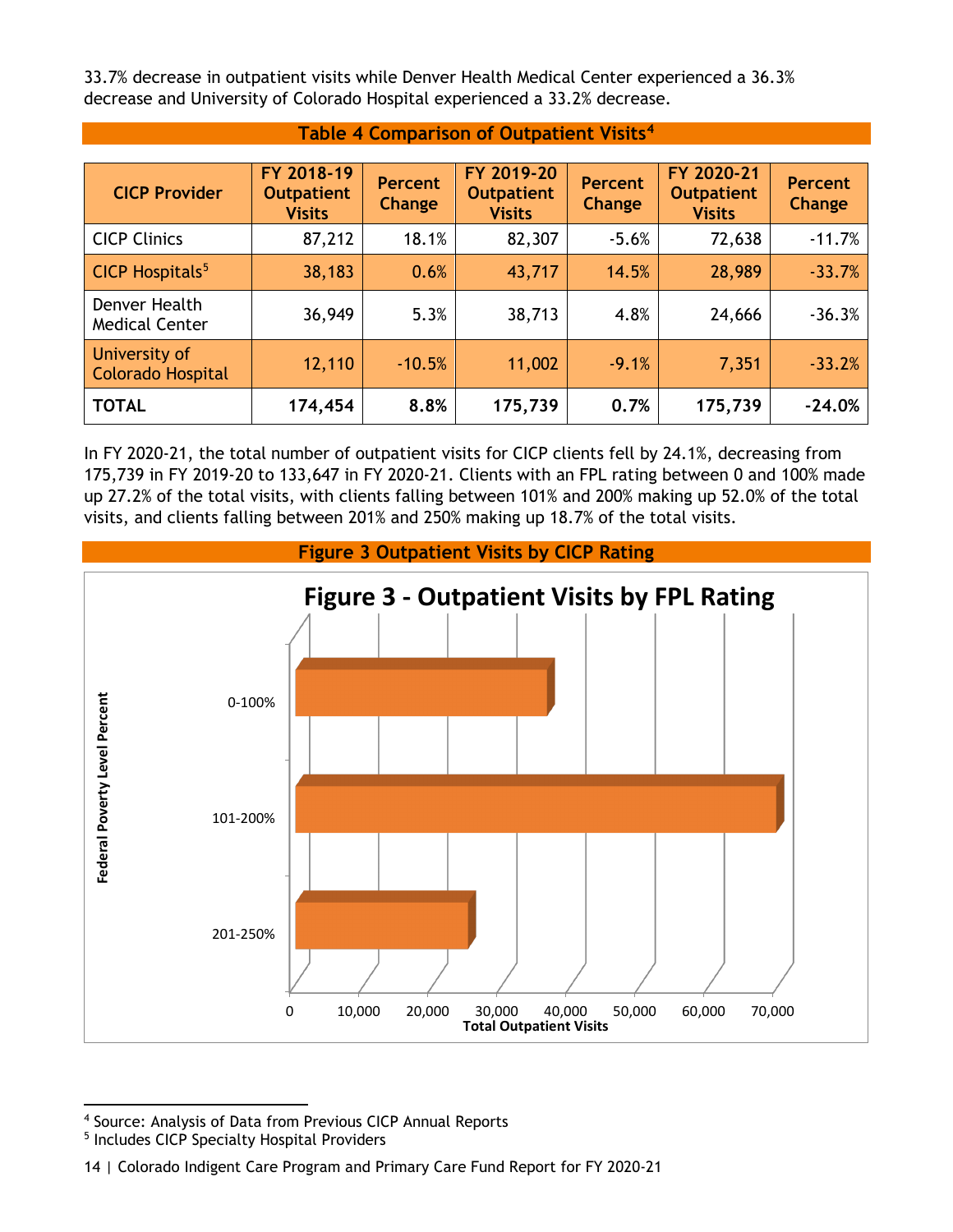33.7% decrease in outpatient visits while Denver Health Medical Center experienced a 36.3% decrease and University of Colorado Hospital experienced a 33.2% decrease.

**Table 4 Comparison of Outpatient Visits[4]**

| CICP Provider | FY 2018-19 Outpatient Visits | Percent Change | FY 2019-20 Outpatient Visits | Percent Change | FY 2020-21 Outpatient Visits | Percent Change |
|---|---|---|---|---|---|---|
| CICP Clinics | 87,212 | 18.1% | 82,307 | -5.6% | 72,638 | -11.7% |
| CICP Hospitals[5] | 38,183 | 0.6% | 43,717 | 14.5% | 28,989 | -33.7% |
| Denver Health Medical Center | 36,949 | 5.3% | 38,713 | 4.8% | 24,666 | -36.3% |
| University of Colorado Hospital | 12,110 | -10.5% | 11,002 | -9.1% | 7,351 | -33.2% |
| **TOTAL** | **174,454** | **8.8%** | **175,739** | **0.7%** | **175,739** | **-24.0%** |

In FY 2020-21, the total number of outpatient visits for CICP clients fell by 24.1%, decreasing from 175,739 in FY 2019-20 to 133,647 in FY 2020-21. Clients with an FPL rating between 0 and 100% made up 27.2% of the total visits, with clients falling between 101% and 200% making up 52.0% of the total visits, and clients falling between 201% and 250% making up 18.7% of the total visits.

**Figure 3 Outpatient Visits by CICP Rating**

**Figure 3 - Outpatient Visits by FPL Rating**

| Federal Poverty Level Percent | Total Outpatient Visits (approx.) |
|---|---|
| 0-100% | ~36,500 |
| 101-200% | ~70,000 |
| 201-250% | ~25,000 |

[4] Source: Analysis of Data from Previous CICP Annual Reports

[5] Includes CICP Specialty Hospital Providers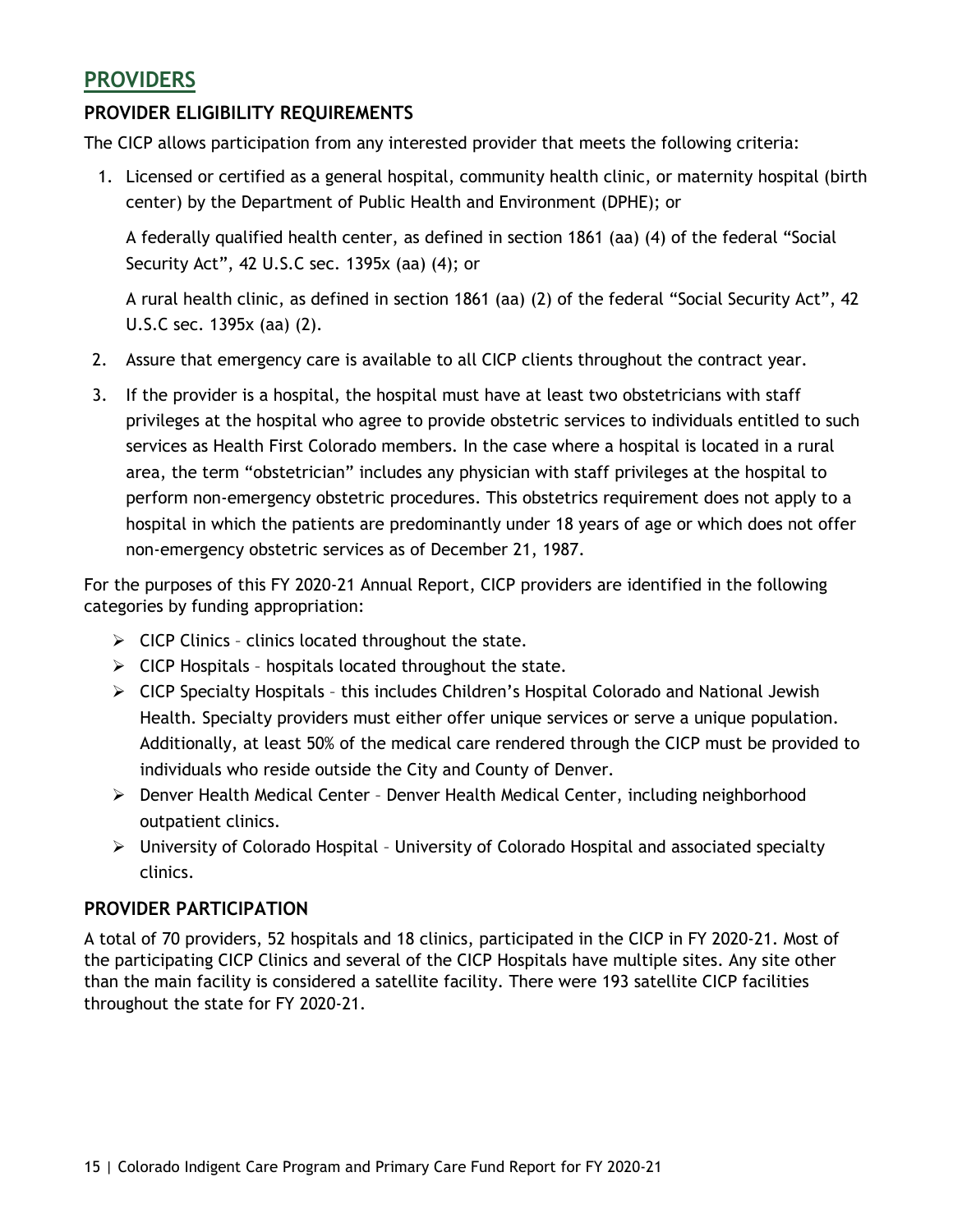## PROVIDERS

### PROVIDER ELIGIBILITY REQUIREMENTS

The CICP allows participation from any interested provider that meets the following criteria:

1. Licensed or certified as a general hospital, community health clinic, or maternity hospital (birth center) by the Department of Public Health and Environment (DPHE); or

   A federally qualified health center, as defined in section 1861 (aa) (4) of the federal "Social Security Act", 42 U.S.C sec. 1395x (aa) (4); or

   A rural health clinic, as defined in section 1861 (aa) (2) of the federal "Social Security Act", 42 U.S.C sec. 1395x (aa) (2).

2. Assure that emergency care is available to all CICP clients throughout the contract year.
3. If the provider is a hospital, the hospital must have at least two obstetricians with staff privileges at the hospital who agree to provide obstetric services to individuals entitled to such services as Health First Colorado members. In the case where a hospital is located in a rural area, the term "obstetrician" includes any physician with staff privileges at the hospital to perform non-emergency obstetric procedures. This obstetrics requirement does not apply to a hospital in which the patients are predominantly under 18 years of age or which does not offer non-emergency obstetric services as of December 21, 1987.

For the purposes of this FY 2020-21 Annual Report, CICP providers are identified in the following categories by funding appropriation:

- CICP Clinics – clinics located throughout the state.
- CICP Hospitals – hospitals located throughout the state.
- CICP Specialty Hospitals – this includes Children's Hospital Colorado and National Jewish Health. Specialty providers must either offer unique services or serve a unique population. Additionally, at least 50% of the medical care rendered through the CICP must be provided to individuals who reside outside the City and County of Denver.
- Denver Health Medical Center – Denver Health Medical Center, including neighborhood outpatient clinics.
- University of Colorado Hospital – University of Colorado Hospital and associated specialty clinics.

### PROVIDER PARTICIPATION

A total of 70 providers, 52 hospitals and 18 clinics, participated in the CICP in FY 2020-21. Most of the participating CICP Clinics and several of the CICP Hospitals have multiple sites. Any site other than the main facility is considered a satellite facility. There were 193 satellite CICP facilities throughout the state for FY 2020-21.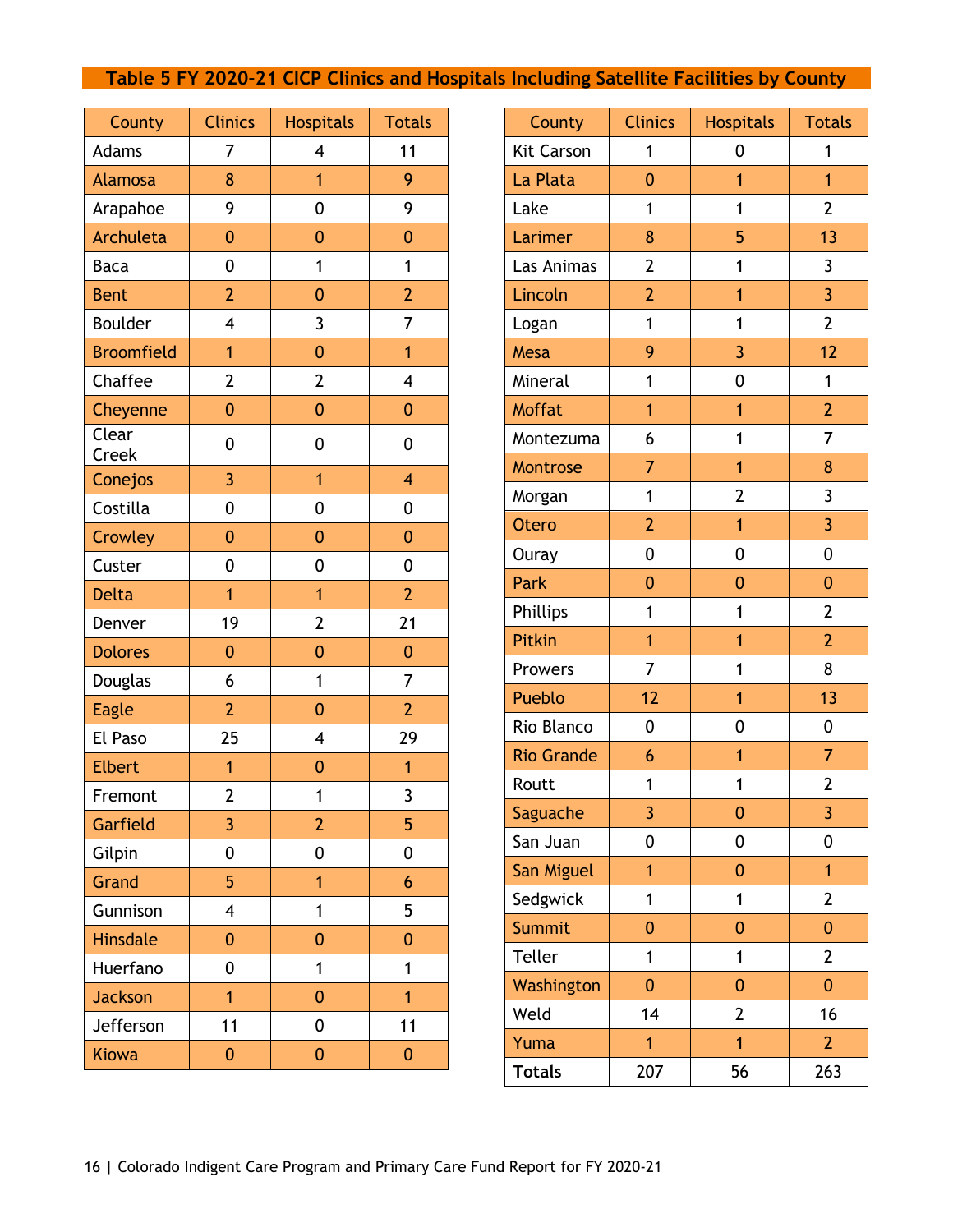## Table 5 FY 2020-21 CICP Clinics and Hospitals Including Satellite Facilities by County

| County | Clinics | Hospitals | Totals |
|---|---|---|---|
| Adams | 7 | 4 | 11 |
| Alamosa | 8 | 1 | 9 |
| Arapahoe | 9 | 0 | 9 |
| Archuleta | 0 | 0 | 0 |
| Baca | 0 | 1 | 1 |
| Bent | 2 | 0 | 2 |
| Boulder | 4 | 3 | 7 |
| Broomfield | 1 | 0 | 1 |
| Chaffee | 2 | 2 | 4 |
| Cheyenne | 0 | 0 | 0 |
| Clear Creek | 0 | 0 | 0 |
| Conejos | 3 | 1 | 4 |
| Costilla | 0 | 0 | 0 |
| Crowley | 0 | 0 | 0 |
| Custer | 0 | 0 | 0 |
| Delta | 1 | 1 | 2 |
| Denver | 19 | 2 | 21 |
| Dolores | 0 | 0 | 0 |
| Douglas | 6 | 1 | 7 |
| Eagle | 2 | 0 | 2 |
| El Paso | 25 | 4 | 29 |
| Elbert | 1 | 0 | 1 |
| Fremont | 2 | 1 | 3 |
| Garfield | 3 | 2 | 5 |
| Gilpin | 0 | 0 | 0 |
| Grand | 5 | 1 | 6 |
| Gunnison | 4 | 1 | 5 |
| Hinsdale | 0 | 0 | 0 |
| Huerfano | 0 | 1 | 1 |
| Jackson | 1 | 0 | 1 |
| Jefferson | 11 | 0 | 11 |
| Kiowa | 0 | 0 | 0 |
| Kit Carson | 1 | 0 | 1 |
| La Plata | 0 | 1 | 1 |
| Lake | 1 | 1 | 2 |
| Larimer | 8 | 5 | 13 |
| Las Animas | 2 | 1 | 3 |
| Lincoln | 2 | 1 | 3 |
| Logan | 1 | 1 | 2 |
| Mesa | 9 | 3 | 12 |
| Mineral | 1 | 0 | 1 |
| Moffat | 1 | 1 | 2 |
| Montezuma | 6 | 1 | 7 |
| Montrose | 7 | 1 | 8 |
| Morgan | 1 | 2 | 3 |
| Otero | 2 | 1 | 3 |
| Ouray | 0 | 0 | 0 |
| Park | 0 | 0 | 0 |
| Phillips | 1 | 1 | 2 |
| Pitkin | 1 | 1 | 2 |
| Prowers | 7 | 1 | 8 |
| Pueblo | 12 | 1 | 13 |
| Rio Blanco | 0 | 0 | 0 |
| Rio Grande | 6 | 1 | 7 |
| Routt | 1 | 1 | 2 |
| Saguache | 3 | 0 | 3 |
| San Juan | 0 | 0 | 0 |
| San Miguel | 1 | 0 | 1 |
| Sedgwick | 1 | 1 | 2 |
| Summit | 0 | 0 | 0 |
| Teller | 1 | 1 | 2 |
| Washington | 0 | 0 | 0 |
| Weld | 14 | 2 | 16 |
| Yuma | 1 | 1 | 2 |
| **Totals** | 207 | 56 | 263 |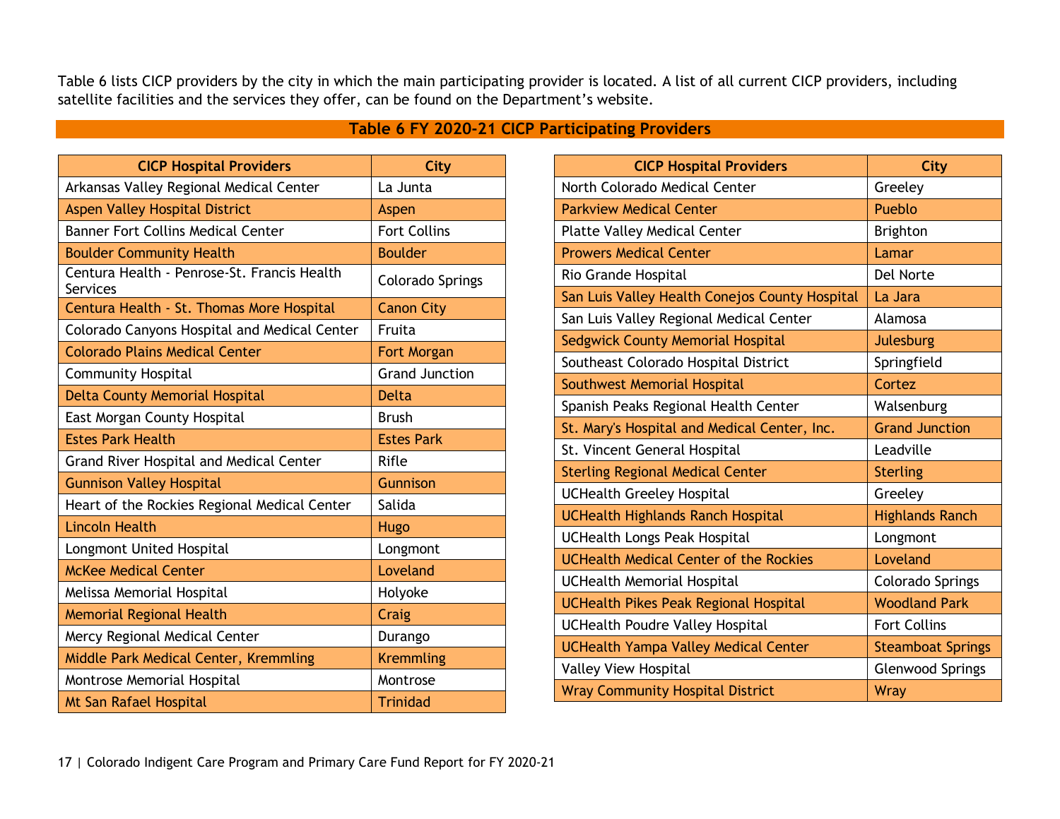Table 6 lists CICP providers by the city in which the main participating provider is located. A list of all current CICP providers, including satellite facilities and the services they offer, can be found on the Department's website.

**Table 6 FY 2020-21 CICP Participating Providers**

| CICP Hospital Providers | City |
|---|---|
| Arkansas Valley Regional Medical Center | La Junta |
| Aspen Valley Hospital District | Aspen |
| Banner Fort Collins Medical Center | Fort Collins |
| Boulder Community Health | Boulder |
| Centura Health - Penrose-St. Francis Health Services | Colorado Springs |
| Centura Health - St. Thomas More Hospital | Canon City |
| Colorado Canyons Hospital and Medical Center | Fruita |
| Colorado Plains Medical Center | Fort Morgan |
| Community Hospital | Grand Junction |
| Delta County Memorial Hospital | Delta |
| East Morgan County Hospital | Brush |
| Estes Park Health | Estes Park |
| Grand River Hospital and Medical Center | Rifle |
| Gunnison Valley Hospital | Gunnison |
| Heart of the Rockies Regional Medical Center | Salida |
| Lincoln Health | Hugo |
| Longmont United Hospital | Longmont |
| McKee Medical Center | Loveland |
| Melissa Memorial Hospital | Holyoke |
| Memorial Regional Health | Craig |
| Mercy Regional Medical Center | Durango |
| Middle Park Medical Center, Kremmling | Kremmling |
| Montrose Memorial Hospital | Montrose |
| Mt San Rafael Hospital | Trinidad |
| North Colorado Medical Center | Greeley |
| Parkview Medical Center | Pueblo |
| Platte Valley Medical Center | Brighton |
| Prowers Medical Center | Lamar |
| Rio Grande Hospital | Del Norte |
| San Luis Valley Health Conejos County Hospital | La Jara |
| San Luis Valley Regional Medical Center | Alamosa |
| Sedgwick County Memorial Hospital | Julesburg |
| Southeast Colorado Hospital District | Springfield |
| Southwest Memorial Hospital | Cortez |
| Spanish Peaks Regional Health Center | Walsenburg |
| St. Mary's Hospital and Medical Center, Inc. | Grand Junction |
| St. Vincent General Hospital | Leadville |
| Sterling Regional Medical Center | Sterling |
| UCHealth Greeley Hospital | Greeley |
| UCHealth Highlands Ranch Hospital | Highlands Ranch |
| UCHealth Longs Peak Hospital | Longmont |
| UCHealth Medical Center of the Rockies | Loveland |
| UCHealth Memorial Hospital | Colorado Springs |
| UCHealth Pikes Peak Regional Hospital | Woodland Park |
| UCHealth Poudre Valley Hospital | Fort Collins |
| UCHealth Yampa Valley Medical Center | Steamboat Springs |
| Valley View Hospital | Glenwood Springs |
| Wray Community Hospital District | Wray |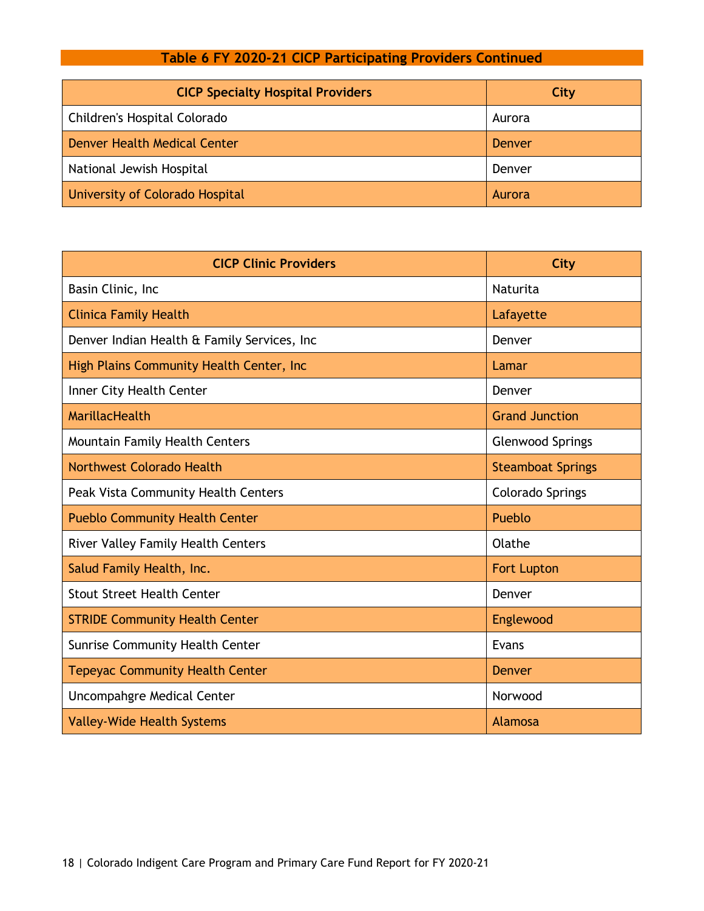## Table 6 FY 2020-21 CICP Participating Providers Continued

| CICP Specialty Hospital Providers | City |
|---|---|
| Children's Hospital Colorado | Aurora |
| Denver Health Medical Center | Denver |
| National Jewish Hospital | Denver |
| University of Colorado Hospital | Aurora |

| CICP Clinic Providers | City |
|---|---|
| Basin Clinic, Inc | Naturita |
| Clinica Family Health | Lafayette |
| Denver Indian Health & Family Services, Inc | Denver |
| High Plains Community Health Center, Inc | Lamar |
| Inner City Health Center | Denver |
| MarillacHealth | Grand Junction |
| Mountain Family Health Centers | Glenwood Springs |
| Northwest Colorado Health | Steamboat Springs |
| Peak Vista Community Health Centers | Colorado Springs |
| Pueblo Community Health Center | Pueblo |
| River Valley Family Health Centers | Olathe |
| Salud Family Health, Inc. | Fort Lupton |
| Stout Street Health Center | Denver |
| STRIDE Community Health Center | Englewood |
| Sunrise Community Health Center | Evans |
| Tepeyac Community Health Center | Denver |
| Uncompahgre Medical Center | Norwood |
| Valley-Wide Health Systems | Alamosa |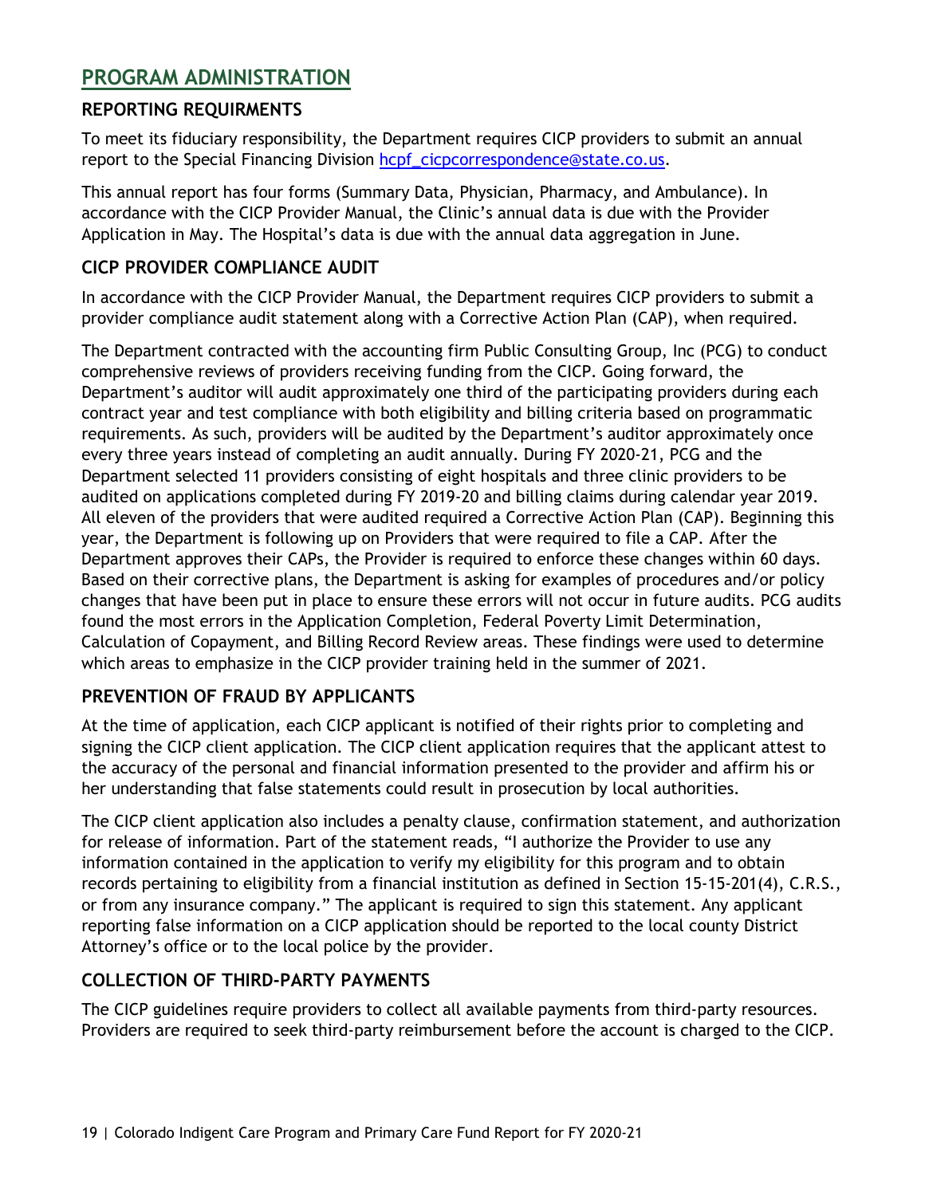## PROGRAM ADMINISTRATION

### REPORTING REQUIRMENTS

To meet its fiduciary responsibility, the Department requires CICP providers to submit an annual report to the Special Financing Division hcpf_cicpcorrespondence@state.co.us.

This annual report has four forms (Summary Data, Physician, Pharmacy, and Ambulance). In accordance with the CICP Provider Manual, the Clinic's annual data is due with the Provider Application in May. The Hospital's data is due with the annual data aggregation in June.

### CICP PROVIDER COMPLIANCE AUDIT

In accordance with the CICP Provider Manual, the Department requires CICP providers to submit a provider compliance audit statement along with a Corrective Action Plan (CAP), when required.

The Department contracted with the accounting firm Public Consulting Group, Inc (PCG) to conduct comprehensive reviews of providers receiving funding from the CICP. Going forward, the Department's auditor will audit approximately one third of the participating providers during each contract year and test compliance with both eligibility and billing criteria based on programmatic requirements. As such, providers will be audited by the Department's auditor approximately once every three years instead of completing an audit annually. During FY 2020-21, PCG and the Department selected 11 providers consisting of eight hospitals and three clinic providers to be audited on applications completed during FY 2019-20 and billing claims during calendar year 2019. All eleven of the providers that were audited required a Corrective Action Plan (CAP). Beginning this year, the Department is following up on Providers that were required to file a CAP. After the Department approves their CAPs, the Provider is required to enforce these changes within 60 days. Based on their corrective plans, the Department is asking for examples of procedures and/or policy changes that have been put in place to ensure these errors will not occur in future audits. PCG audits found the most errors in the Application Completion, Federal Poverty Limit Determination, Calculation of Copayment, and Billing Record Review areas. These findings were used to determine which areas to emphasize in the CICP provider training held in the summer of 2021.

### PREVENTION OF FRAUD BY APPLICANTS

At the time of application, each CICP applicant is notified of their rights prior to completing and signing the CICP client application. The CICP client application requires that the applicant attest to the accuracy of the personal and financial information presented to the provider and affirm his or her understanding that false statements could result in prosecution by local authorities.

The CICP client application also includes a penalty clause, confirmation statement, and authorization for release of information. Part of the statement reads, "I authorize the Provider to use any information contained in the application to verify my eligibility for this program and to obtain records pertaining to eligibility from a financial institution as defined in Section 15-15-201(4), C.R.S., or from any insurance company." The applicant is required to sign this statement. Any applicant reporting false information on a CICP application should be reported to the local county District Attorney's office or to the local police by the provider.

### COLLECTION OF THIRD-PARTY PAYMENTS

The CICP guidelines require providers to collect all available payments from third-party resources. Providers are required to seek third-party reimbursement before the account is charged to the CICP.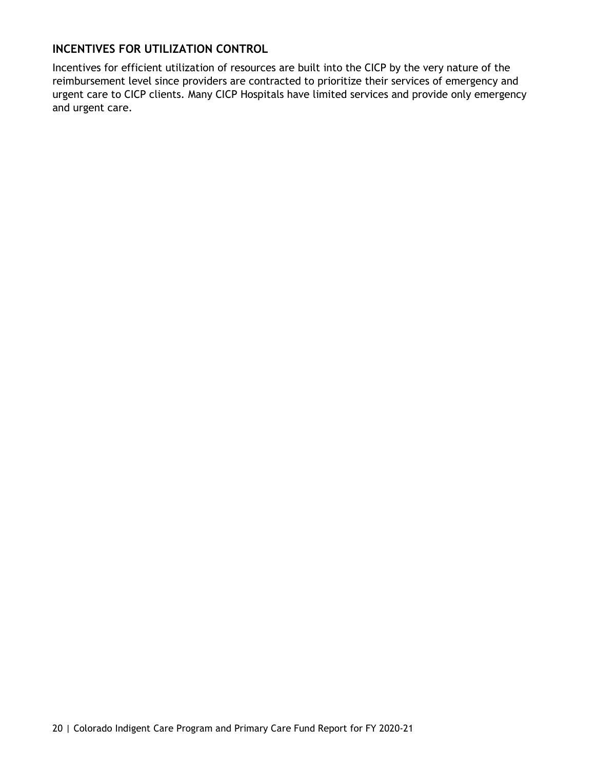## INCENTIVES FOR UTILIZATION CONTROL

Incentives for efficient utilization of resources are built into the CICP by the very nature of the reimbursement level since providers are contracted to prioritize their services of emergency and urgent care to CICP clients. Many CICP Hospitals have limited services and provide only emergency and urgent care.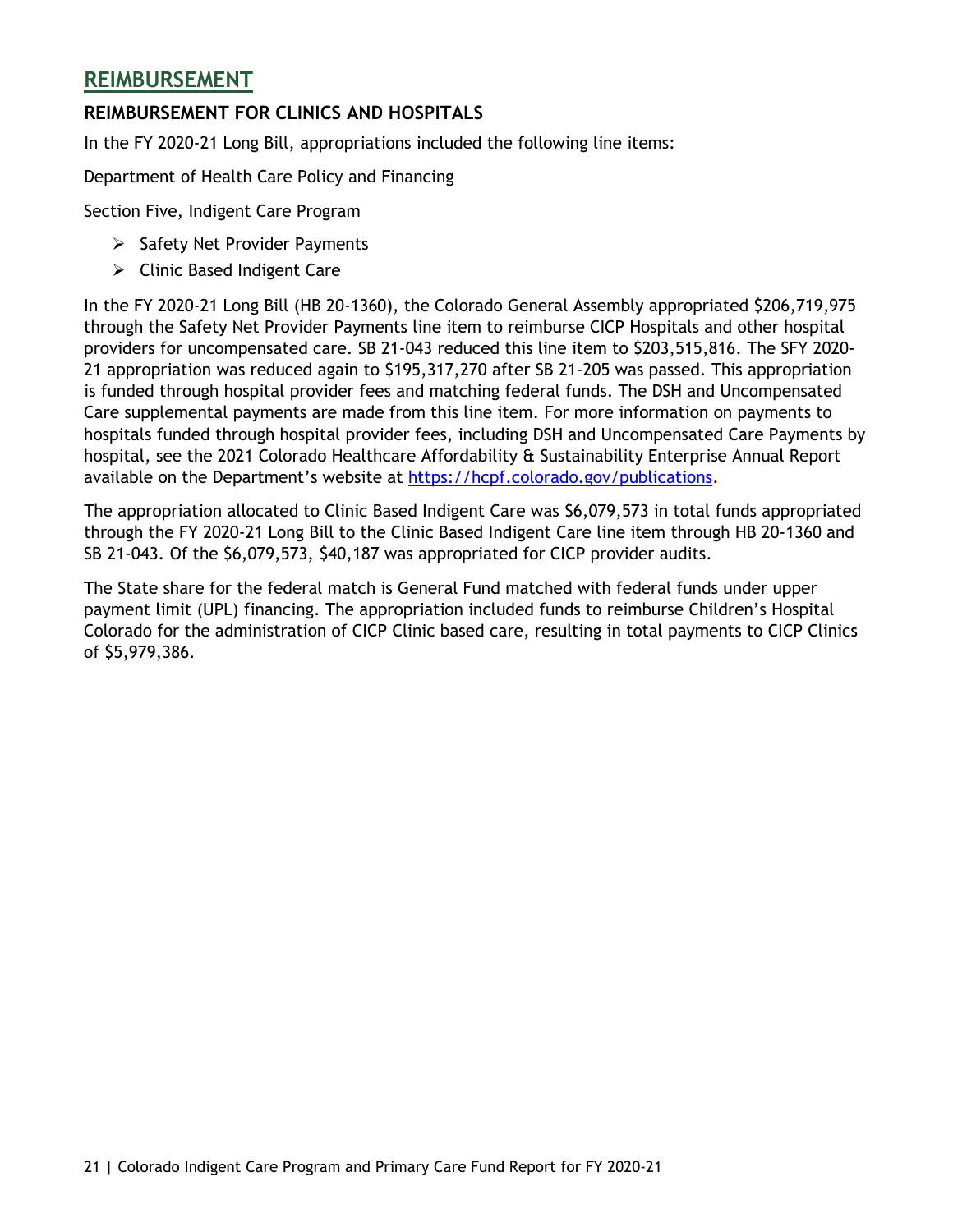## REIMBURSEMENT

### REIMBURSEMENT FOR CLINICS AND HOSPITALS

In the FY 2020-21 Long Bill, appropriations included the following line items:

Department of Health Care Policy and Financing

Section Five, Indigent Care Program

- Safety Net Provider Payments
- Clinic Based Indigent Care

In the FY 2020-21 Long Bill (HB 20-1360), the Colorado General Assembly appropriated $206,719,975 through the Safety Net Provider Payments line item to reimburse CICP Hospitals and other hospital providers for uncompensated care. SB 21-043 reduced this line item to $203,515,816. The SFY 2020-21 appropriation was reduced again to $195,317,270 after SB 21-205 was passed. This appropriation is funded through hospital provider fees and matching federal funds. The DSH and Uncompensated Care supplemental payments are made from this line item. For more information on payments to hospitals funded through hospital provider fees, including DSH and Uncompensated Care Payments by hospital, see the 2021 Colorado Healthcare Affordability & Sustainability Enterprise Annual Report available on the Department's website at [https://hcpf.colorado.gov/publications](https://hcpf.colorado.gov/publications).

The appropriation allocated to Clinic Based Indigent Care was $6,079,573 in total funds appropriated through the FY 2020-21 Long Bill to the Clinic Based Indigent Care line item through HB 20-1360 and SB 21-043. Of the $6,079,573, $40,187 was appropriated for CICP provider audits.

The State share for the federal match is General Fund matched with federal funds under upper payment limit (UPL) financing. The appropriation included funds to reimburse Children's Hospital Colorado for the administration of CICP Clinic based care, resulting in total payments to CICP Clinics of $5,979,386.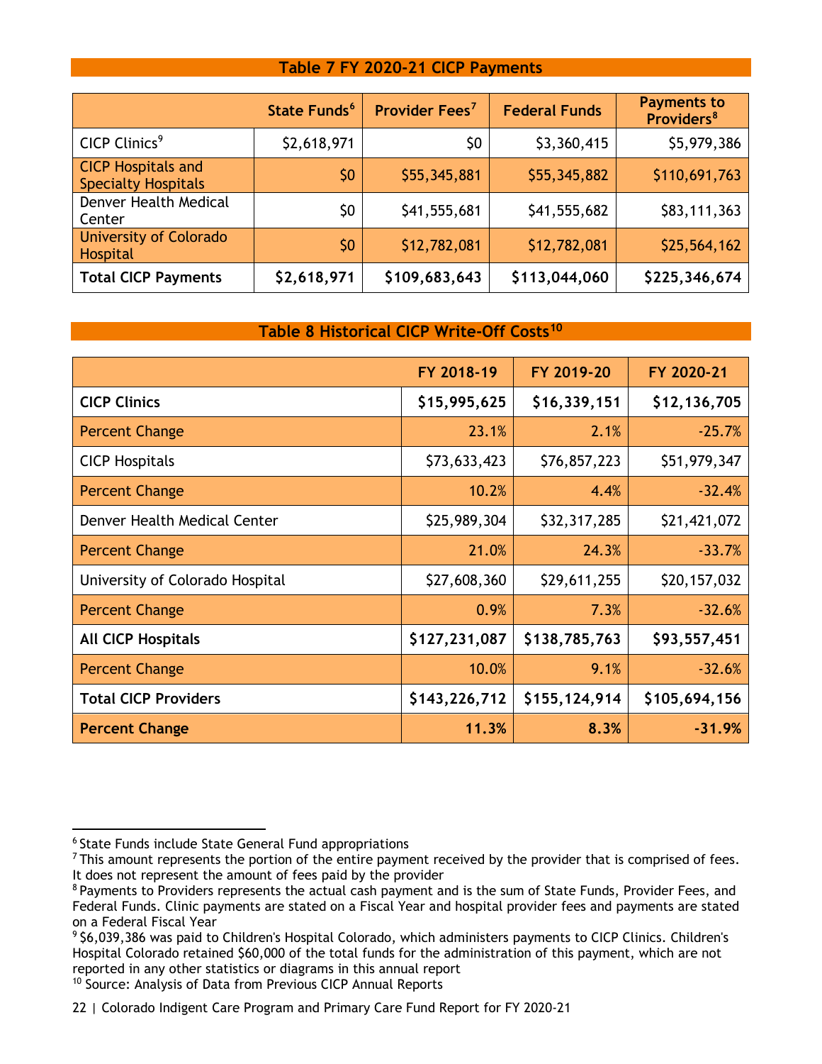### Table 7 FY 2020-21 CICP Payments

| | State Funds[6] | Provider Fees[7] | Federal Funds | Payments to Providers[8] |
|---|---|---|---|---|
| CICP Clinics[9] | $2,618,971 | $0 | $3,360,415 | $5,979,386 |
| CICP Hospitals and Specialty Hospitals | $0 | $55,345,881 | $55,345,882 | $110,691,763 |
| Denver Health Medical Center | $0 | $41,555,681 | $41,555,682 | $83,111,363 |
| University of Colorado Hospital | $0 | $12,782,081 | $12,782,081 | $25,564,162 |
| **Total CICP Payments** | **$2,618,971** | **$109,683,643** | **$113,044,060** | **$225,346,674** |

### Table 8 Historical CICP Write-Off Costs[10]

| | FY 2018-19 | FY 2019-20 | FY 2020-21 |
|---|---|---|---|
| **CICP Clinics** | **$15,995,625** | **$16,339,151** | **$12,136,705** |
| Percent Change | 23.1% | 2.1% | -25.7% |
| CICP Hospitals | $73,633,423 | $76,857,223 | $51,979,347 |
| Percent Change | 10.2% | 4.4% | -32.4% |
| Denver Health Medical Center | $25,989,304 | $32,317,285 | $21,421,072 |
| Percent Change | 21.0% | 24.3% | -33.7% |
| University of Colorado Hospital | $27,608,360 | $29,611,255 | $20,157,032 |
| Percent Change | 0.9% | 7.3% | -32.6% |
| **All CICP Hospitals** | **$127,231,087** | **$138,785,763** | **$93,557,451** |
| Percent Change | 10.0% | 9.1% | -32.6% |
| **Total CICP Providers** | **$143,226,712** | **$155,124,914** | **$105,694,156** |
| **Percent Change** | **11.3%** | **8.3%** | **-31.9%** |

---

[6] State Funds include State General Fund appropriations

[7] This amount represents the portion of the entire payment received by the provider that is comprised of fees. It does not represent the amount of fees paid by the provider

[8] Payments to Providers represents the actual cash payment and is the sum of State Funds, Provider Fees, and Federal Funds. Clinic payments are stated on a Fiscal Year and hospital provider fees and payments are stated on a Federal Fiscal Year

[9] $6,039,386 was paid to Children's Hospital Colorado, which administers payments to CICP Clinics. Children's Hospital Colorado retained $60,000 of the total funds for the administration of this payment, which are not reported in any other statistics or diagrams in this annual report

[10] Source: Analysis of Data from Previous CICP Annual Reports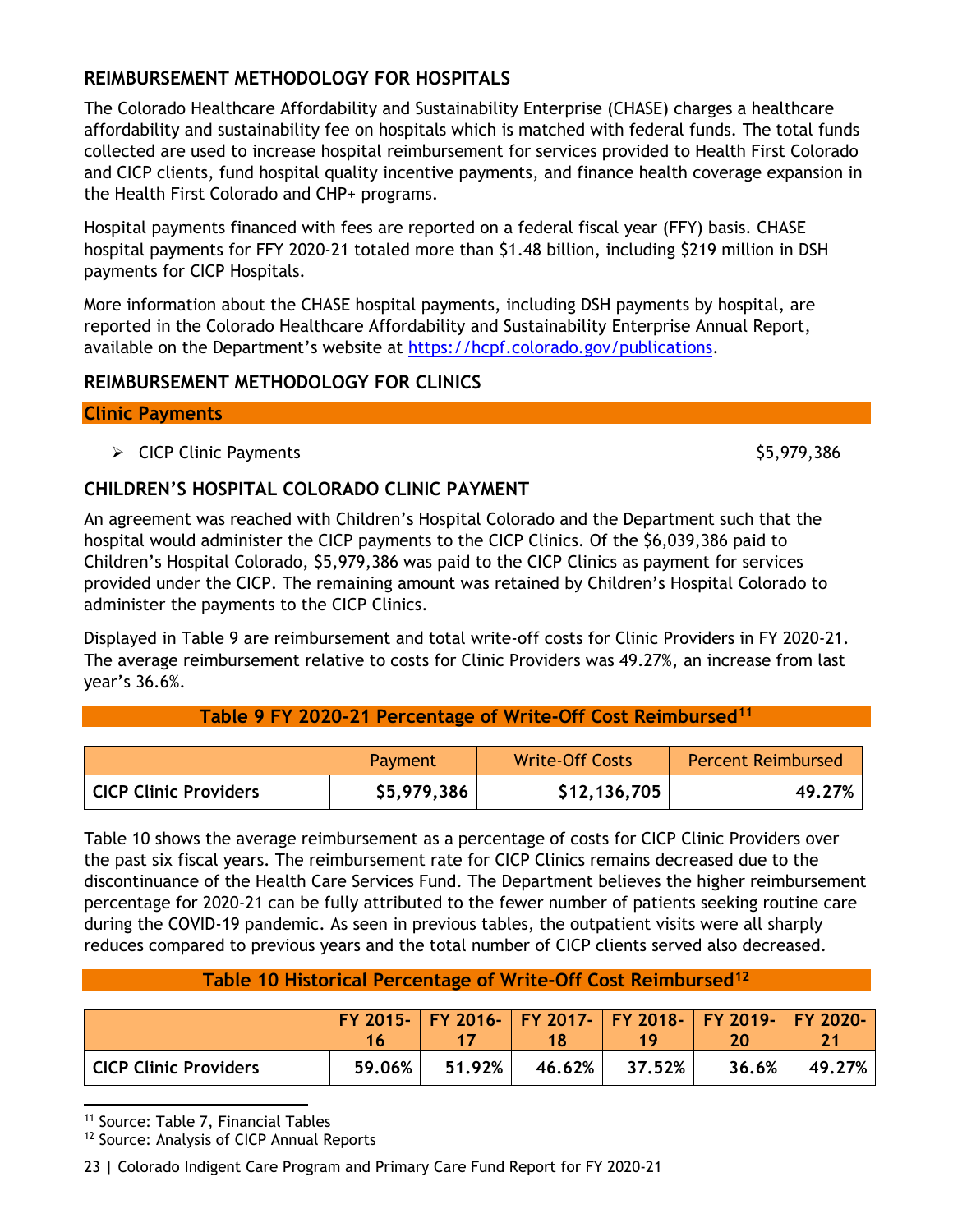## REIMBURSEMENT METHODOLOGY FOR HOSPITALS

The Colorado Healthcare Affordability and Sustainability Enterprise (CHASE) charges a healthcare affordability and sustainability fee on hospitals which is matched with federal funds. The total funds collected are used to increase hospital reimbursement for services provided to Health First Colorado and CICP clients, fund hospital quality incentive payments, and finance health coverage expansion in the Health First Colorado and CHP+ programs.

Hospital payments financed with fees are reported on a federal fiscal year (FFY) basis. CHASE hospital payments for FFY 2020-21 totaled more than $1.48 billion, including $219 million in DSH payments for CICP Hospitals.

More information about the CHASE hospital payments, including DSH payments by hospital, are reported in the Colorado Healthcare Affordability and Sustainability Enterprise Annual Report, available on the Department's website at https://hcpf.colorado.gov/publications.

## REIMBURSEMENT METHODOLOGY FOR CLINICS

### Clinic Payments

- CICP Clinic Payments $5,979,386

## CHILDREN'S HOSPITAL COLORADO CLINIC PAYMENT

An agreement was reached with Children's Hospital Colorado and the Department such that the hospital would administer the CICP payments to the CICP Clinics. Of the $6,039,386 paid to Children's Hospital Colorado, $5,979,386 was paid to the CICP Clinics as payment for services provided under the CICP. The remaining amount was retained by Children's Hospital Colorado to administer the payments to the CICP Clinics.

Displayed in Table 9 are reimbursement and total write-off costs for Clinic Providers in FY 2020-21. The average reimbursement relative to costs for Clinic Providers was 49.27%, an increase from last year's 36.6%.

**Table 9 FY 2020-21 Percentage of Write-Off Cost Reimbursed**[11]

| | Payment | Write-Off Costs | Percent Reimbursed |
|---|---|---|---|
| **CICP Clinic Providers** | **$5,979,386** | **$12,136,705** | **49.27%** |

Table 10 shows the average reimbursement as a percentage of costs for CICP Clinic Providers over the past six fiscal years. The reimbursement rate for CICP Clinics remains decreased due to the discontinuance of the Health Care Services Fund. The Department believes the higher reimbursement percentage for 2020-21 can be fully attributed to the fewer number of patients seeking routine care during the COVID-19 pandemic. As seen in previous tables, the outpatient visits were all sharply reduces compared to previous years and the total number of CICP clients served also decreased.

**Table 10 Historical Percentage of Write-Off Cost Reimbursed**[12]

| | FY 2015-16 | FY 2016-17 | FY 2017-18 | FY 2018-19 | FY 2019-20 | FY 2020-21 |
|---|---|---|---|---|---|---|
| **CICP Clinic Providers** | **59.06%** | **51.92%** | **46.62%** | **37.52%** | **36.6%** | **49.27%** |

[11] Source: Table 7, Financial Tables

[12] Source: Analysis of CICP Annual Reports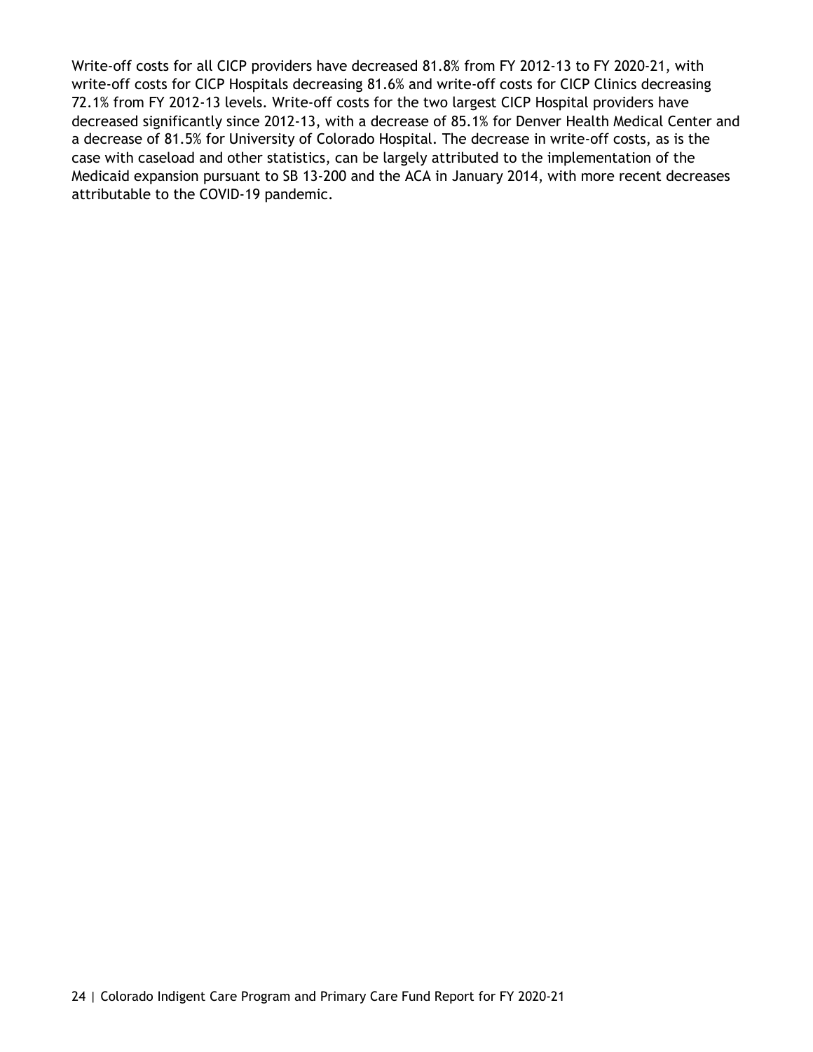Write-off costs for all CICP providers have decreased 81.8% from FY 2012-13 to FY 2020-21, with write-off costs for CICP Hospitals decreasing 81.6% and write-off costs for CICP Clinics decreasing 72.1% from FY 2012-13 levels. Write-off costs for the two largest CICP Hospital providers have decreased significantly since 2012-13, with a decrease of 85.1% for Denver Health Medical Center and a decrease of 81.5% for University of Colorado Hospital. The decrease in write-off costs, as is the case with caseload and other statistics, can be largely attributed to the implementation of the Medicaid expansion pursuant to SB 13-200 and the ACA in January 2014, with more recent decreases attributable to the COVID-19 pandemic.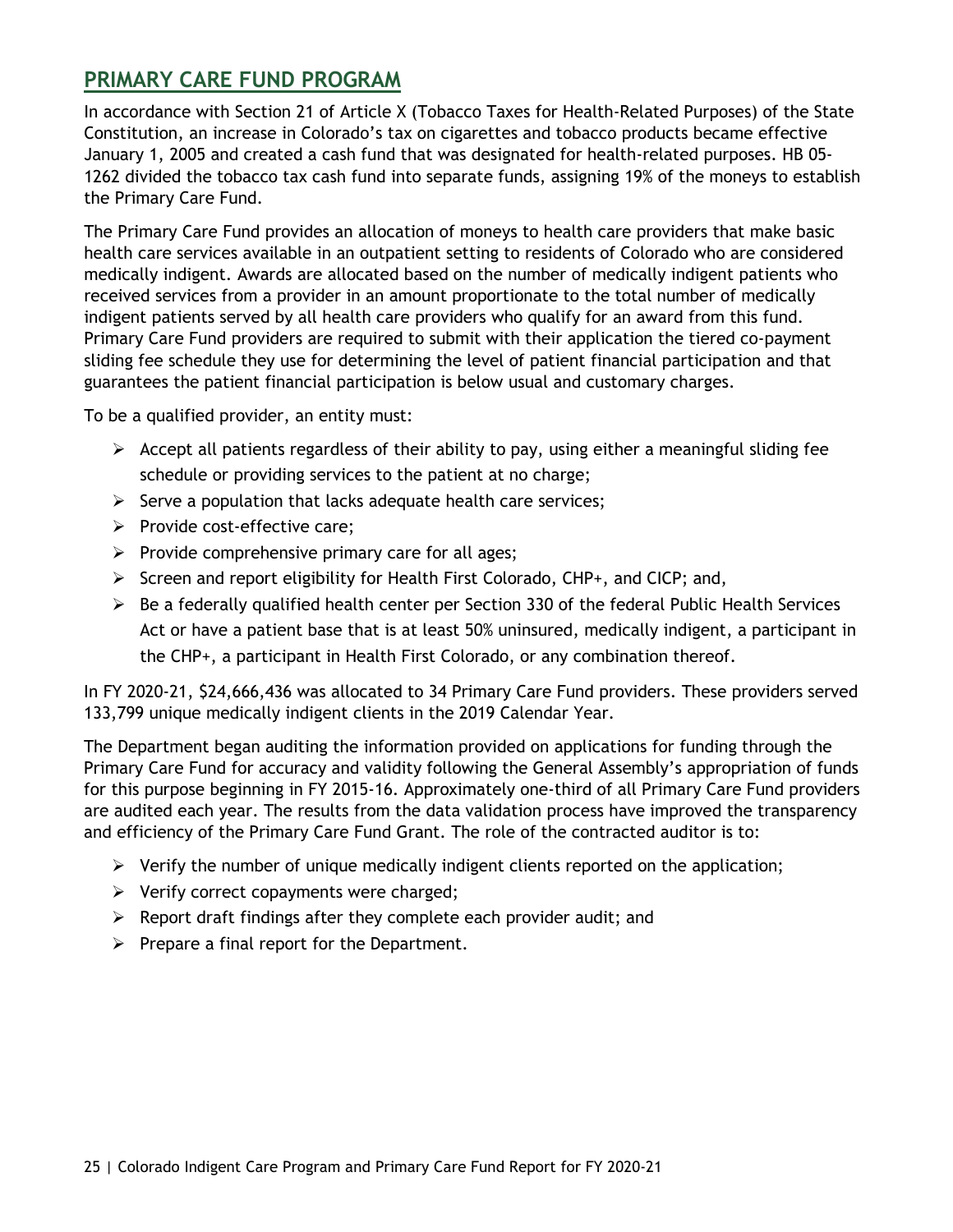## PRIMARY CARE FUND PROGRAM

In accordance with Section 21 of Article X (Tobacco Taxes for Health-Related Purposes) of the State Constitution, an increase in Colorado's tax on cigarettes and tobacco products became effective January 1, 2005 and created a cash fund that was designated for health-related purposes. HB 05-1262 divided the tobacco tax cash fund into separate funds, assigning 19% of the moneys to establish the Primary Care Fund.

The Primary Care Fund provides an allocation of moneys to health care providers that make basic health care services available in an outpatient setting to residents of Colorado who are considered medically indigent. Awards are allocated based on the number of medically indigent patients who received services from a provider in an amount proportionate to the total number of medically indigent patients served by all health care providers who qualify for an award from this fund. Primary Care Fund providers are required to submit with their application the tiered co-payment sliding fee schedule they use for determining the level of patient financial participation and that guarantees the patient financial participation is below usual and customary charges.

To be a qualified provider, an entity must:

- Accept all patients regardless of their ability to pay, using either a meaningful sliding fee schedule or providing services to the patient at no charge;
- Serve a population that lacks adequate health care services;
- Provide cost-effective care;
- Provide comprehensive primary care for all ages;
- Screen and report eligibility for Health First Colorado, CHP+, and CICP; and,
- Be a federally qualified health center per Section 330 of the federal Public Health Services Act or have a patient base that is at least 50% uninsured, medically indigent, a participant in the CHP+, a participant in Health First Colorado, or any combination thereof.

In FY 2020-21, $24,666,436 was allocated to 34 Primary Care Fund providers. These providers served 133,799 unique medically indigent clients in the 2019 Calendar Year.

The Department began auditing the information provided on applications for funding through the Primary Care Fund for accuracy and validity following the General Assembly's appropriation of funds for this purpose beginning in FY 2015-16. Approximately one-third of all Primary Care Fund providers are audited each year. The results from the data validation process have improved the transparency and efficiency of the Primary Care Fund Grant. The role of the contracted auditor is to:

- Verify the number of unique medically indigent clients reported on the application;
- Verify correct copayments were charged;
- Report draft findings after they complete each provider audit; and
- Prepare a final report for the Department.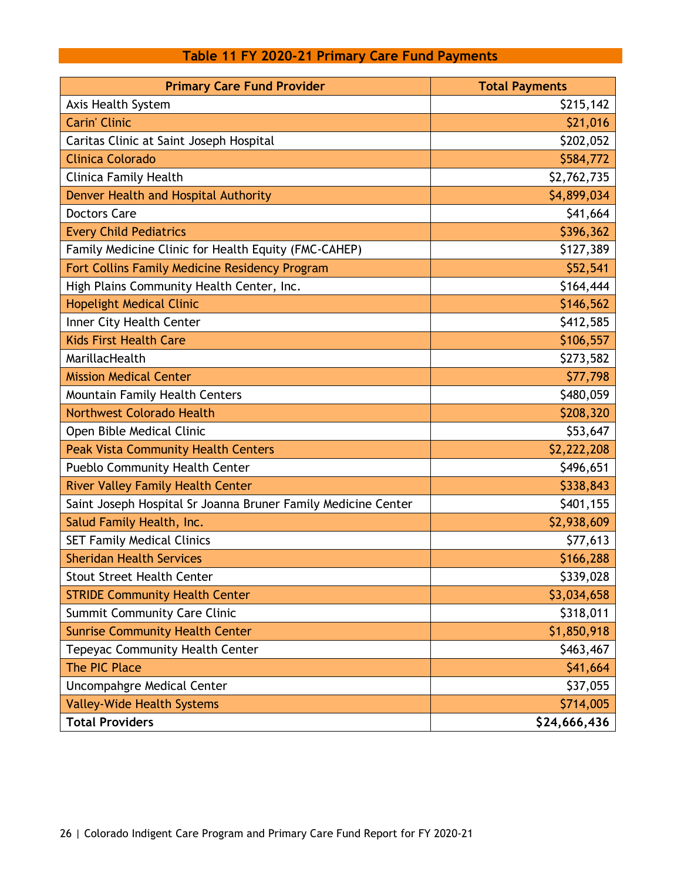## Table 11 FY 2020-21 Primary Care Fund Payments

| Primary Care Fund Provider | Total Payments |
|---|---|
| Axis Health System | $215,142 |
| Carin' Clinic | $21,016 |
| Caritas Clinic at Saint Joseph Hospital | $202,052 |
| Clinica Colorado | $584,772 |
| Clinica Family Health | $2,762,735 |
| Denver Health and Hospital Authority | $4,899,034 |
| Doctors Care | $41,664 |
| Every Child Pediatrics | $396,362 |
| Family Medicine Clinic for Health Equity (FMC-CAHEP) | $127,389 |
| Fort Collins Family Medicine Residency Program | $52,541 |
| High Plains Community Health Center, Inc. | $164,444 |
| Hopelight Medical Clinic | $146,562 |
| Inner City Health Center | $412,585 |
| Kids First Health Care | $106,557 |
| MarillacHealth | $273,582 |
| Mission Medical Center | $77,798 |
| Mountain Family Health Centers | $480,059 |
| Northwest Colorado Health | $208,320 |
| Open Bible Medical Clinic | $53,647 |
| Peak Vista Community Health Centers | $2,222,208 |
| Pueblo Community Health Center | $496,651 |
| River Valley Family Health Center | $338,843 |
| Saint Joseph Hospital Sr Joanna Bruner Family Medicine Center | $401,155 |
| Salud Family Health, Inc. | $2,938,609 |
| SET Family Medical Clinics | $77,613 |
| Sheridan Health Services | $166,288 |
| Stout Street Health Center | $339,028 |
| STRIDE Community Health Center | $3,034,658 |
| Summit Community Care Clinic | $318,011 |
| Sunrise Community Health Center | $1,850,918 |
| Tepeyac Community Health Center | $463,467 |
| The PIC Place | $41,664 |
| Uncompahgre Medical Center | $37,055 |
| Valley-Wide Health Systems | $714,005 |
| **Total Providers** | **$24,666,436** |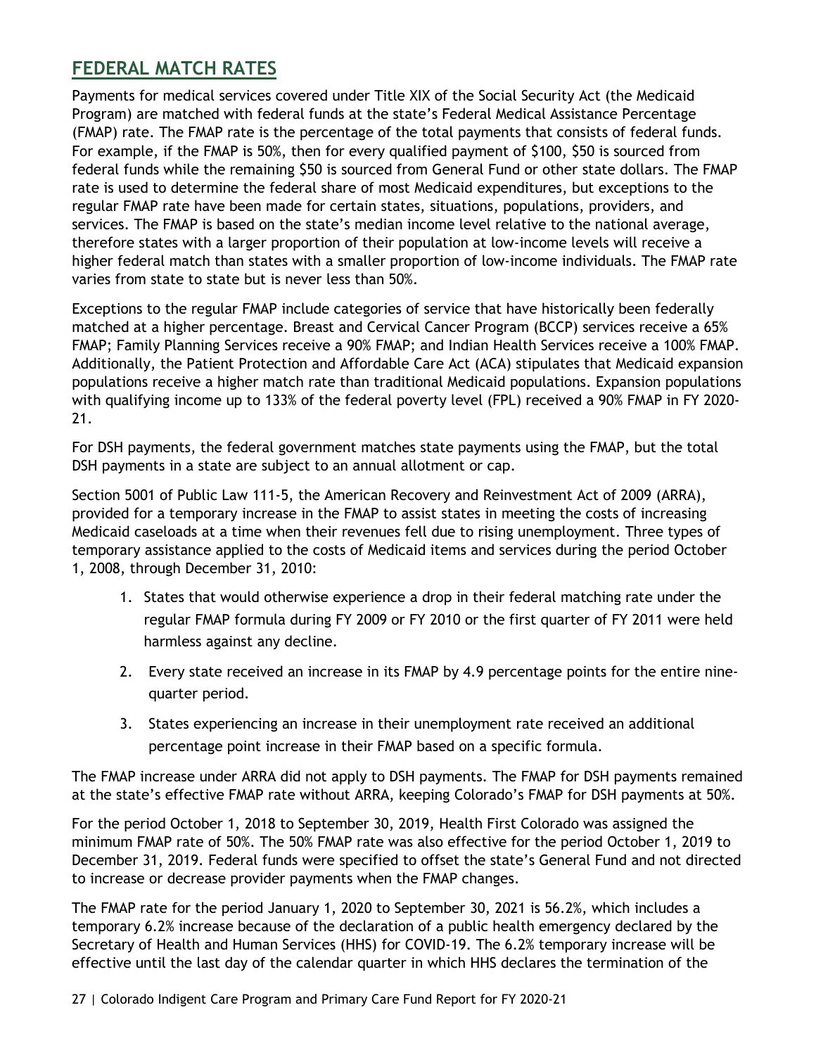## FEDERAL MATCH RATES

Payments for medical services covered under Title XIX of the Social Security Act (the Medicaid Program) are matched with federal funds at the state's Federal Medical Assistance Percentage (FMAP) rate. The FMAP rate is the percentage of the total payments that consists of federal funds. For example, if the FMAP is 50%, then for every qualified payment of $100, $50 is sourced from federal funds while the remaining $50 is sourced from General Fund or other state dollars. The FMAP rate is used to determine the federal share of most Medicaid expenditures, but exceptions to the regular FMAP rate have been made for certain states, situations, populations, providers, and services. The FMAP is based on the state's median income level relative to the national average, therefore states with a larger proportion of their population at low-income levels will receive a higher federal match than states with a smaller proportion of low-income individuals. The FMAP rate varies from state to state but is never less than 50%.

Exceptions to the regular FMAP include categories of service that have historically been federally matched at a higher percentage. Breast and Cervical Cancer Program (BCCP) services receive a 65% FMAP; Family Planning Services receive a 90% FMAP; and Indian Health Services receive a 100% FMAP. Additionally, the Patient Protection and Affordable Care Act (ACA) stipulates that Medicaid expansion populations receive a higher match rate than traditional Medicaid populations. Expansion populations with qualifying income up to 133% of the federal poverty level (FPL) received a 90% FMAP in FY 2020-21.

For DSH payments, the federal government matches state payments using the FMAP, but the total DSH payments in a state are subject to an annual allotment or cap.

Section 5001 of Public Law 111-5, the American Recovery and Reinvestment Act of 2009 (ARRA), provided for a temporary increase in the FMAP to assist states in meeting the costs of increasing Medicaid caseloads at a time when their revenues fell due to rising unemployment. Three types of temporary assistance applied to the costs of Medicaid items and services during the period October 1, 2008, through December 31, 2010:

1. States that would otherwise experience a drop in their federal matching rate under the regular FMAP formula during FY 2009 or FY 2010 or the first quarter of FY 2011 were held harmless against any decline.
2. Every state received an increase in its FMAP by 4.9 percentage points for the entire nine-quarter period.
3. States experiencing an increase in their unemployment rate received an additional percentage point increase in their FMAP based on a specific formula.

The FMAP increase under ARRA did not apply to DSH payments. The FMAP for DSH payments remained at the state's effective FMAP rate without ARRA, keeping Colorado's FMAP for DSH payments at 50%.

For the period October 1, 2018 to September 30, 2019, Health First Colorado was assigned the minimum FMAP rate of 50%. The 50% FMAP rate was also effective for the period October 1, 2019 to December 31, 2019. Federal funds were specified to offset the state's General Fund and not directed to increase or decrease provider payments when the FMAP changes.

The FMAP rate for the period January 1, 2020 to September 30, 2021 is 56.2%, which includes a temporary 6.2% increase because of the declaration of a public health emergency declared by the Secretary of Health and Human Services (HHS) for COVID-19. The 6.2% temporary increase will be effective until the last day of the calendar quarter in which HHS declares the termination of the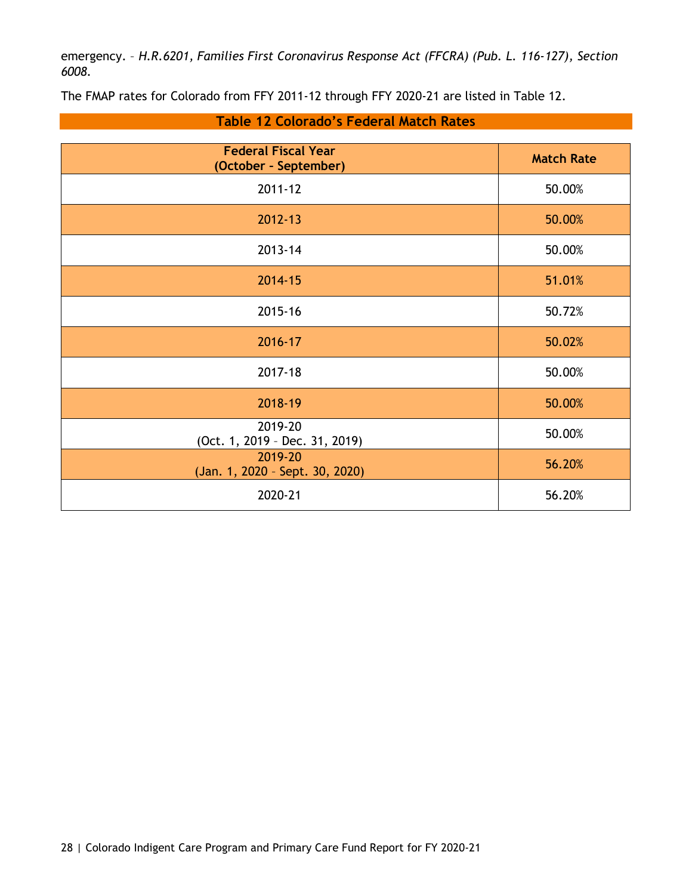emergency. – *H.R.6201, Families First Coronavirus Response Act (FFCRA) (Pub. L. 116-127), Section 6008.*

The FMAP rates for Colorado from FFY 2011-12 through FFY 2020-21 are listed in Table 12.

**Table 12 Colorado's Federal Match Rates**

| Federal Fiscal Year (October – September) | Match Rate |
|---|---|
| 2011-12 | 50.00% |
| 2012-13 | 50.00% |
| 2013-14 | 50.00% |
| 2014-15 | 51.01% |
| 2015-16 | 50.72% |
| 2016-17 | 50.02% |
| 2017-18 | 50.00% |
| 2018-19 | 50.00% |
| 2019-20 (Oct. 1, 2019 – Dec. 31, 2019) | 50.00% |
| 2019-20 (Jan. 1, 2020 – Sept. 30, 2020) | 56.20% |
| 2020-21 | 56.20% |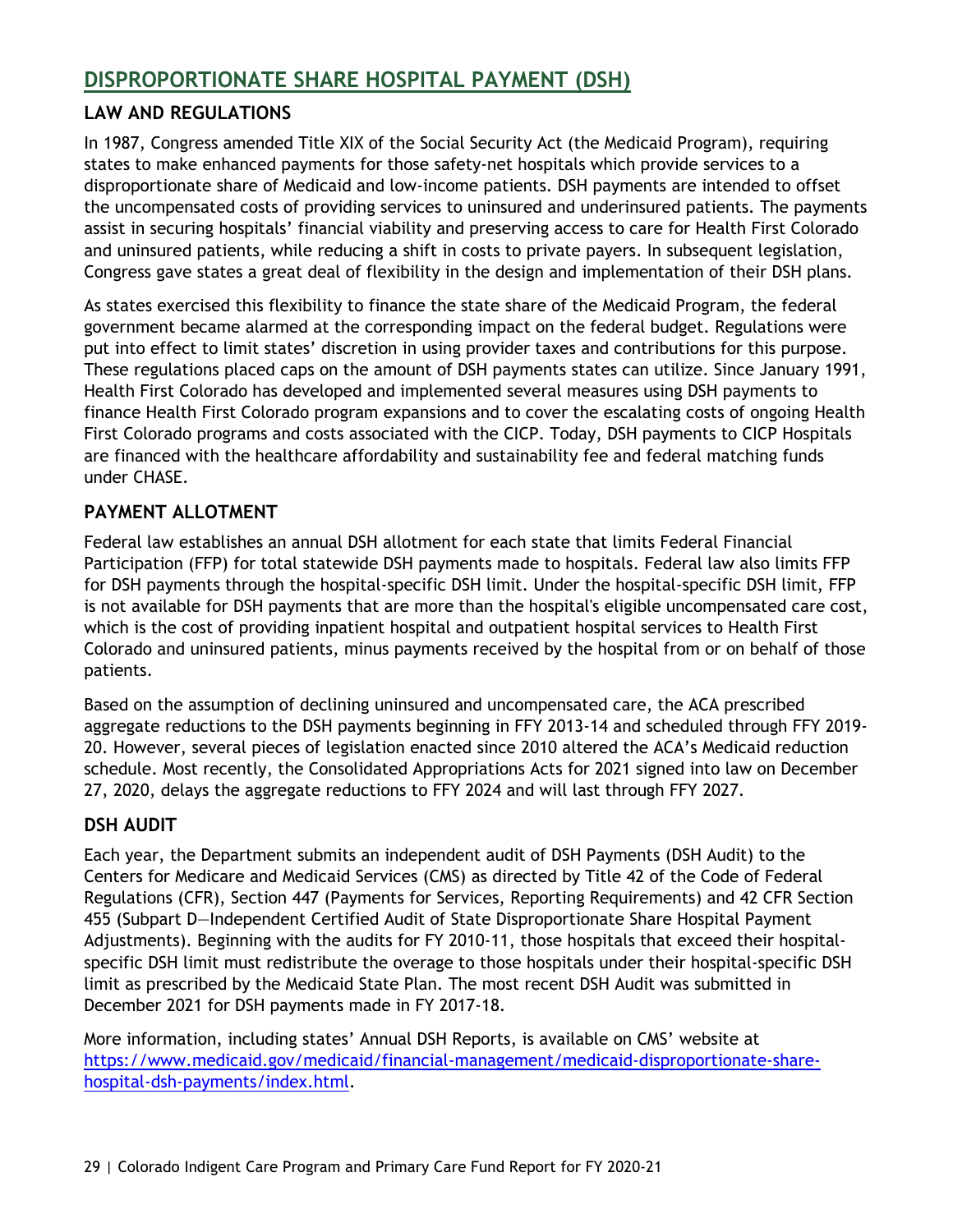## DISPROPORTIONATE SHARE HOSPITAL PAYMENT (DSH)

### LAW AND REGULATIONS

In 1987, Congress amended Title XIX of the Social Security Act (the Medicaid Program), requiring states to make enhanced payments for those safety-net hospitals which provide services to a disproportionate share of Medicaid and low-income patients. DSH payments are intended to offset the uncompensated costs of providing services to uninsured and underinsured patients. The payments assist in securing hospitals' financial viability and preserving access to care for Health First Colorado and uninsured patients, while reducing a shift in costs to private payers. In subsequent legislation, Congress gave states a great deal of flexibility in the design and implementation of their DSH plans.

As states exercised this flexibility to finance the state share of the Medicaid Program, the federal government became alarmed at the corresponding impact on the federal budget. Regulations were put into effect to limit states' discretion in using provider taxes and contributions for this purpose. These regulations placed caps on the amount of DSH payments states can utilize. Since January 1991, Health First Colorado has developed and implemented several measures using DSH payments to finance Health First Colorado program expansions and to cover the escalating costs of ongoing Health First Colorado programs and costs associated with the CICP. Today, DSH payments to CICP Hospitals are financed with the healthcare affordability and sustainability fee and federal matching funds under CHASE.

### PAYMENT ALLOTMENT

Federal law establishes an annual DSH allotment for each state that limits Federal Financial Participation (FFP) for total statewide DSH payments made to hospitals. Federal law also limits FFP for DSH payments through the hospital-specific DSH limit. Under the hospital-specific DSH limit, FFP is not available for DSH payments that are more than the hospital's eligible uncompensated care cost, which is the cost of providing inpatient hospital and outpatient hospital services to Health First Colorado and uninsured patients, minus payments received by the hospital from or on behalf of those patients.

Based on the assumption of declining uninsured and uncompensated care, the ACA prescribed aggregate reductions to the DSH payments beginning in FFY 2013-14 and scheduled through FFY 2019-20. However, several pieces of legislation enacted since 2010 altered the ACA's Medicaid reduction schedule. Most recently, the Consolidated Appropriations Acts for 2021 signed into law on December 27, 2020, delays the aggregate reductions to FFY 2024 and will last through FFY 2027.

### DSH AUDIT

Each year, the Department submits an independent audit of DSH Payments (DSH Audit) to the Centers for Medicare and Medicaid Services (CMS) as directed by Title 42 of the Code of Federal Regulations (CFR), Section 447 (Payments for Services, Reporting Requirements) and 42 CFR Section 455 (Subpart D—Independent Certified Audit of State Disproportionate Share Hospital Payment Adjustments). Beginning with the audits for FY 2010-11, those hospitals that exceed their hospital-specific DSH limit must redistribute the overage to those hospitals under their hospital-specific DSH limit as prescribed by the Medicaid State Plan. The most recent DSH Audit was submitted in December 2021 for DSH payments made in FY 2017-18.

More information, including states' Annual DSH Reports, is available on CMS' website at [https://www.medicaid.gov/medicaid/financial-management/medicaid-disproportionate-share-hospital-dsh-payments/index.html](https://www.medicaid.gov/medicaid/financial-management/medicaid-disproportionate-share-hospital-dsh-payments/index.html).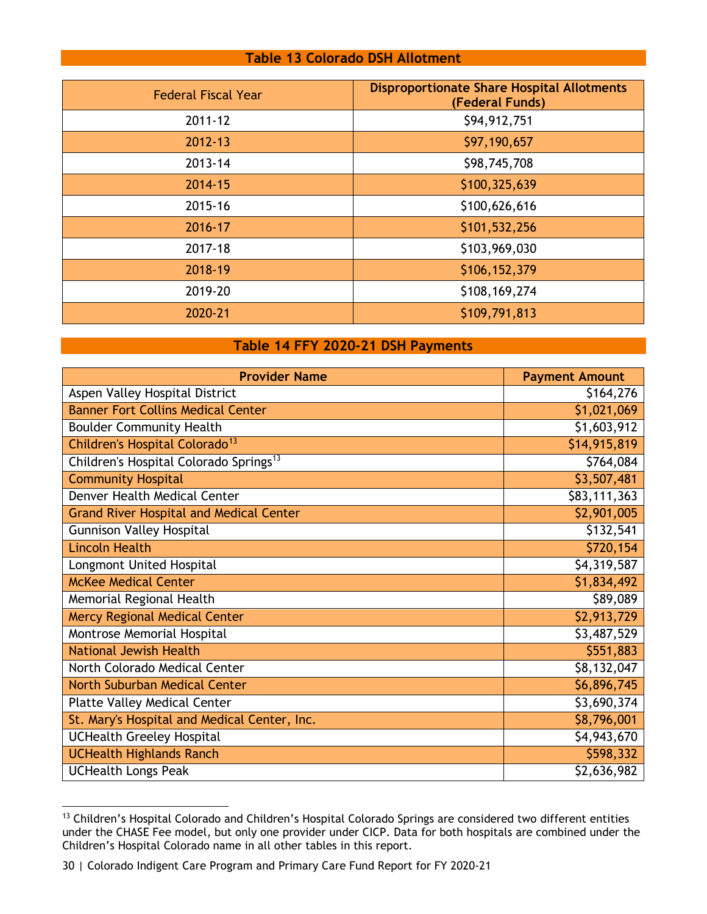## Table 13 Colorado DSH Allotment

| Federal Fiscal Year | Disproportionate Share Hospital Allotments (Federal Funds) |
|---|---|
| 2011-12 | $94,912,751 |
| 2012-13 | $97,190,657 |
| 2013-14 | $98,745,708 |
| 2014-15 | $100,325,639 |
| 2015-16 | $100,626,616 |
| 2016-17 | $101,532,256 |
| 2017-18 | $103,969,030 |
| 2018-19 | $106,152,379 |
| 2019-20 | $108,169,274 |
| 2020-21 | $109,791,813 |

## Table 14 FFY 2020-21 DSH Payments

| Provider Name | Payment Amount |
|---|---|
| Aspen Valley Hospital District | $164,276 |
| Banner Fort Collins Medical Center | $1,021,069 |
| Boulder Community Health | $1,603,912 |
| Children's Hospital Colorado[13] | $14,915,819 |
| Children's Hospital Colorado Springs[13] | $764,084 |
| Community Hospital | $3,507,481 |
| Denver Health Medical Center | $83,111,363 |
| Grand River Hospital and Medical Center | $2,901,005 |
| Gunnison Valley Hospital | $132,541 |
| Lincoln Health | $720,154 |
| Longmont United Hospital | $4,319,587 |
| McKee Medical Center | $1,834,492 |
| Memorial Regional Health | $89,089 |
| Mercy Regional Medical Center | $2,913,729 |
| Montrose Memorial Hospital | $3,487,529 |
| National Jewish Health | $551,883 |
| North Colorado Medical Center | $8,132,047 |
| North Suburban Medical Center | $6,896,745 |
| Platte Valley Medical Center | $3,690,374 |
| St. Mary's Hospital and Medical Center, Inc. | $8,796,001 |
| UCHealth Greeley Hospital | $4,943,670 |
| UCHealth Highlands Ranch | $598,332 |
| UCHealth Longs Peak | $2,636,982 |

[13] Children's Hospital Colorado and Children's Hospital Colorado Springs are considered two different entities under the CHASE Fee model, but only one provider under CICP. Data for both hospitals are combined under the Children's Hospital Colorado name in all other tables in this report.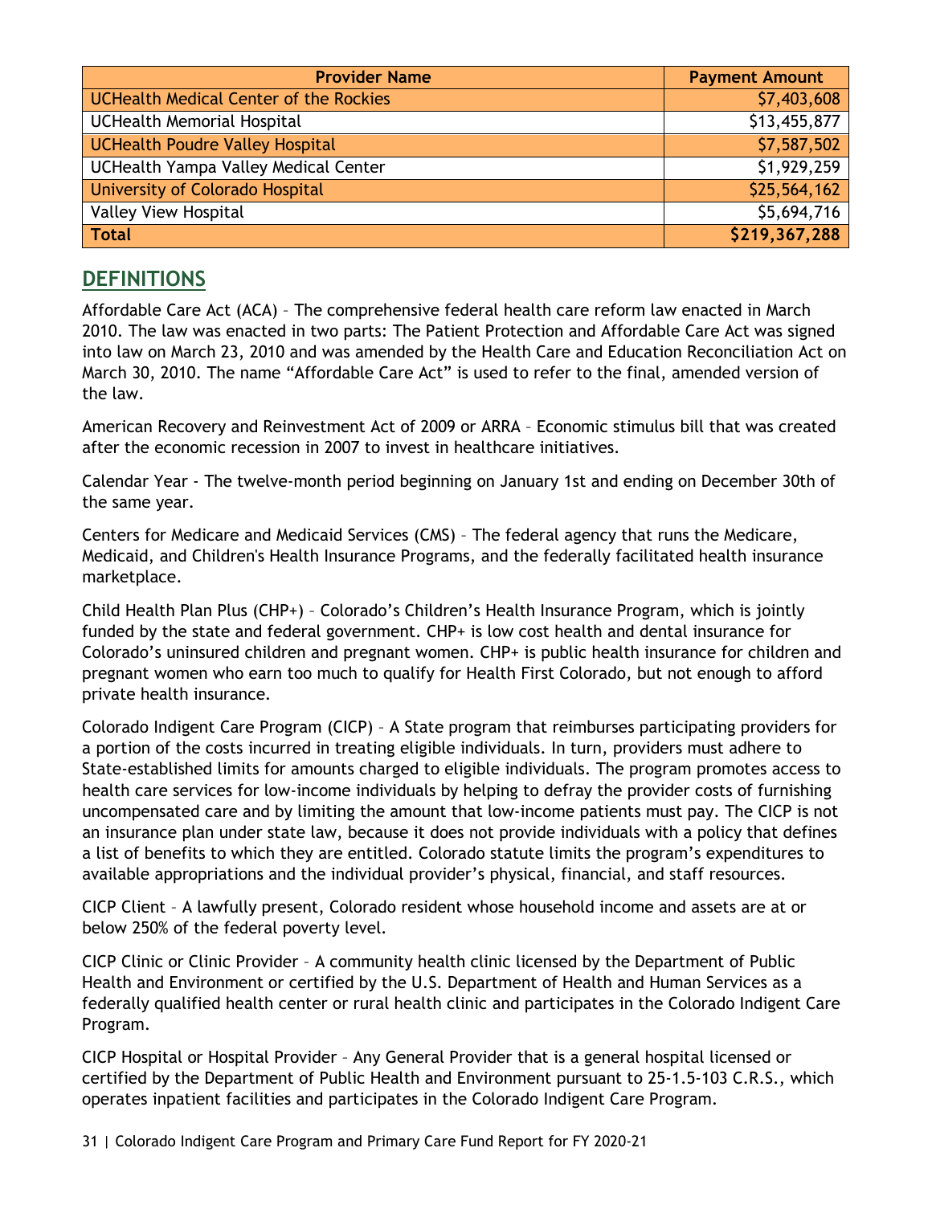| Provider Name | Payment Amount |
|---|---|
| UCHealth Medical Center of the Rockies | $7,403,608 |
| UCHealth Memorial Hospital | $13,455,877 |
| UCHealth Poudre Valley Hospital | $7,587,502 |
| UCHealth Yampa Valley Medical Center | $1,929,259 |
| University of Colorado Hospital | $25,564,162 |
| Valley View Hospital | $5,694,716 |
| **Total** | **$219,367,288** |

## DEFINITIONS

Affordable Care Act (ACA) – The comprehensive federal health care reform law enacted in March 2010. The law was enacted in two parts: The Patient Protection and Affordable Care Act was signed into law on March 23, 2010 and was amended by the Health Care and Education Reconciliation Act on March 30, 2010. The name "Affordable Care Act" is used to refer to the final, amended version of the law.

American Recovery and Reinvestment Act of 2009 or ARRA – Economic stimulus bill that was created after the economic recession in 2007 to invest in healthcare initiatives.

Calendar Year - The twelve-month period beginning on January 1st and ending on December 30th of the same year.

Centers for Medicare and Medicaid Services (CMS) – The federal agency that runs the Medicare, Medicaid, and Children's Health Insurance Programs, and the federally facilitated health insurance marketplace.

Child Health Plan Plus (CHP+) – Colorado's Children's Health Insurance Program, which is jointly funded by the state and federal government. CHP+ is low cost health and dental insurance for Colorado's uninsured children and pregnant women. CHP+ is public health insurance for children and pregnant women who earn too much to qualify for Health First Colorado, but not enough to afford private health insurance.

Colorado Indigent Care Program (CICP) – A State program that reimburses participating providers for a portion of the costs incurred in treating eligible individuals. In turn, providers must adhere to State-established limits for amounts charged to eligible individuals. The program promotes access to health care services for low-income individuals by helping to defray the provider costs of furnishing uncompensated care and by limiting the amount that low-income patients must pay. The CICP is not an insurance plan under state law, because it does not provide individuals with a policy that defines a list of benefits to which they are entitled. Colorado statute limits the program's expenditures to available appropriations and the individual provider's physical, financial, and staff resources.

CICP Client – A lawfully present, Colorado resident whose household income and assets are at or below 250% of the federal poverty level.

CICP Clinic or Clinic Provider – A community health clinic licensed by the Department of Public Health and Environment or certified by the U.S. Department of Health and Human Services as a federally qualified health center or rural health clinic and participates in the Colorado Indigent Care Program.

CICP Hospital or Hospital Provider – Any General Provider that is a general hospital licensed or certified by the Department of Public Health and Environment pursuant to 25-1.5-103 C.R.S., which operates inpatient facilities and participates in the Colorado Indigent Care Program.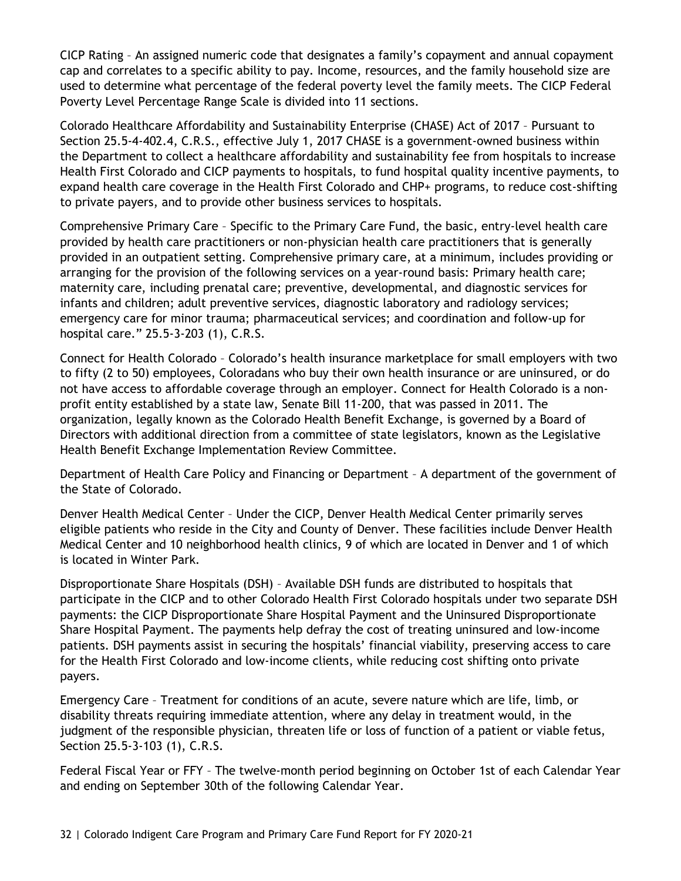CICP Rating – An assigned numeric code that designates a family's copayment and annual copayment cap and correlates to a specific ability to pay. Income, resources, and the family household size are used to determine what percentage of the federal poverty level the family meets. The CICP Federal Poverty Level Percentage Range Scale is divided into 11 sections.

Colorado Healthcare Affordability and Sustainability Enterprise (CHASE) Act of 2017 – Pursuant to Section 25.5-4-402.4, C.R.S., effective July 1, 2017 CHASE is a government-owned business within the Department to collect a healthcare affordability and sustainability fee from hospitals to increase Health First Colorado and CICP payments to hospitals, to fund hospital quality incentive payments, to expand health care coverage in the Health First Colorado and CHP+ programs, to reduce cost-shifting to private payers, and to provide other business services to hospitals.

Comprehensive Primary Care – Specific to the Primary Care Fund, the basic, entry-level health care provided by health care practitioners or non-physician health care practitioners that is generally provided in an outpatient setting. Comprehensive primary care, at a minimum, includes providing or arranging for the provision of the following services on a year-round basis: Primary health care; maternity care, including prenatal care; preventive, developmental, and diagnostic services for infants and children; adult preventive services, diagnostic laboratory and radiology services; emergency care for minor trauma; pharmaceutical services; and coordination and follow-up for hospital care." 25.5-3-203 (1), C.R.S.

Connect for Health Colorado – Colorado's health insurance marketplace for small employers with two to fifty (2 to 50) employees, Coloradans who buy their own health insurance or are uninsured, or do not have access to affordable coverage through an employer. Connect for Health Colorado is a non-profit entity established by a state law, Senate Bill 11-200, that was passed in 2011. The organization, legally known as the Colorado Health Benefit Exchange, is governed by a Board of Directors with additional direction from a committee of state legislators, known as the Legislative Health Benefit Exchange Implementation Review Committee.

Department of Health Care Policy and Financing or Department – A department of the government of the State of Colorado.

Denver Health Medical Center – Under the CICP, Denver Health Medical Center primarily serves eligible patients who reside in the City and County of Denver. These facilities include Denver Health Medical Center and 10 neighborhood health clinics, 9 of which are located in Denver and 1 of which is located in Winter Park.

Disproportionate Share Hospitals (DSH) – Available DSH funds are distributed to hospitals that participate in the CICP and to other Colorado Health First Colorado hospitals under two separate DSH payments: the CICP Disproportionate Share Hospital Payment and the Uninsured Disproportionate Share Hospital Payment. The payments help defray the cost of treating uninsured and low-income patients. DSH payments assist in securing the hospitals' financial viability, preserving access to care for the Health First Colorado and low-income clients, while reducing cost shifting onto private payers.

Emergency Care – Treatment for conditions of an acute, severe nature which are life, limb, or disability threats requiring immediate attention, where any delay in treatment would, in the judgment of the responsible physician, threaten life or loss of function of a patient or viable fetus, Section 25.5-3-103 (1), C.R.S.

Federal Fiscal Year or FFY – The twelve-month period beginning on October 1st of each Calendar Year and ending on September 30th of the following Calendar Year.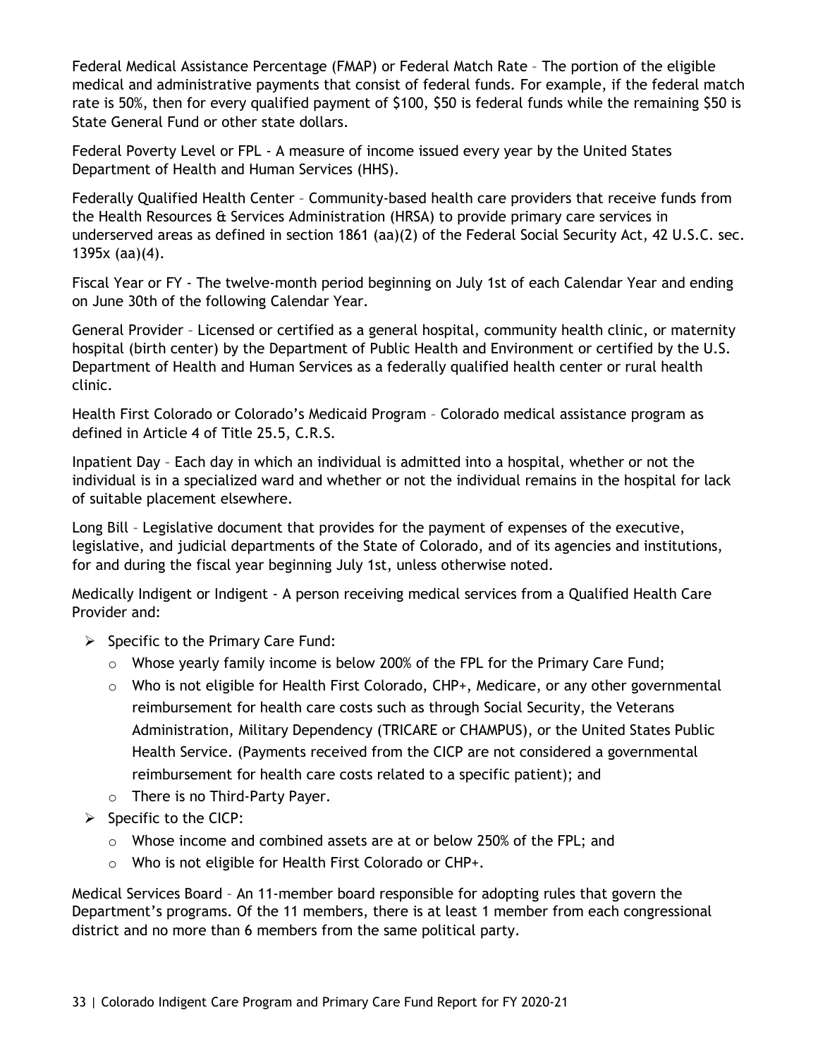Federal Medical Assistance Percentage (FMAP) or Federal Match Rate – The portion of the eligible medical and administrative payments that consist of federal funds. For example, if the federal match rate is 50%, then for every qualified payment of $100, $50 is federal funds while the remaining $50 is State General Fund or other state dollars.

Federal Poverty Level or FPL - A measure of income issued every year by the United States Department of Health and Human Services (HHS).

Federally Qualified Health Center – Community-based health care providers that receive funds from the Health Resources & Services Administration (HRSA) to provide primary care services in underserved areas as defined in section 1861 (aa)(2) of the Federal Social Security Act, 42 U.S.C. sec. 1395x (aa)(4).

Fiscal Year or FY - The twelve-month period beginning on July 1st of each Calendar Year and ending on June 30th of the following Calendar Year.

General Provider – Licensed or certified as a general hospital, community health clinic, or maternity hospital (birth center) by the Department of Public Health and Environment or certified by the U.S. Department of Health and Human Services as a federally qualified health center or rural health clinic.

Health First Colorado or Colorado's Medicaid Program – Colorado medical assistance program as defined in Article 4 of Title 25.5, C.R.S.

Inpatient Day – Each day in which an individual is admitted into a hospital, whether or not the individual is in a specialized ward and whether or not the individual remains in the hospital for lack of suitable placement elsewhere.

Long Bill – Legislative document that provides for the payment of expenses of the executive, legislative, and judicial departments of the State of Colorado, and of its agencies and institutions, for and during the fiscal year beginning July 1st, unless otherwise noted.

Medically Indigent or Indigent - A person receiving medical services from a Qualified Health Care Provider and:

- Specific to the Primary Care Fund:
  - Whose yearly family income is below 200% of the FPL for the Primary Care Fund;
  - Who is not eligible for Health First Colorado, CHP+, Medicare, or any other governmental reimbursement for health care costs such as through Social Security, the Veterans Administration, Military Dependency (TRICARE or CHAMPUS), or the United States Public Health Service. (Payments received from the CICP are not considered a governmental reimbursement for health care costs related to a specific patient); and
  - There is no Third-Party Payer.
- Specific to the CICP:
  - Whose income and combined assets are at or below 250% of the FPL; and
  - Who is not eligible for Health First Colorado or CHP+.

Medical Services Board – An 11-member board responsible for adopting rules that govern the Department's programs. Of the 11 members, there is at least 1 member from each congressional district and no more than 6 members from the same political party.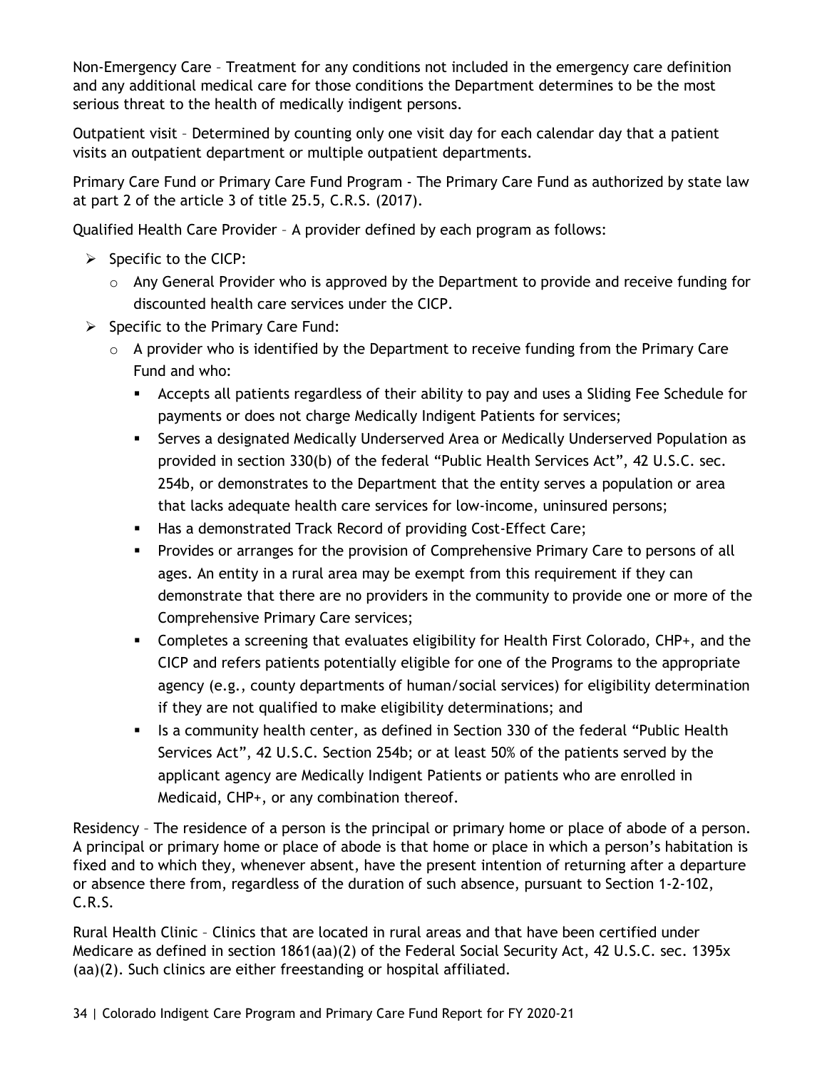Non-Emergency Care – Treatment for any conditions not included in the emergency care definition and any additional medical care for those conditions the Department determines to be the most serious threat to the health of medically indigent persons.

Outpatient visit – Determined by counting only one visit day for each calendar day that a patient visits an outpatient department or multiple outpatient departments.

Primary Care Fund or Primary Care Fund Program - The Primary Care Fund as authorized by state law at part 2 of the article 3 of title 25.5, C.R.S. (2017).

Qualified Health Care Provider – A provider defined by each program as follows:

- Specific to the CICP:
  - Any General Provider who is approved by the Department to provide and receive funding for discounted health care services under the CICP.
- Specific to the Primary Care Fund:
  - A provider who is identified by the Department to receive funding from the Primary Care Fund and who:
    - Accepts all patients regardless of their ability to pay and uses a Sliding Fee Schedule for payments or does not charge Medically Indigent Patients for services;
    - Serves a designated Medically Underserved Area or Medically Underserved Population as provided in section 330(b) of the federal "Public Health Services Act", 42 U.S.C. sec. 254b, or demonstrates to the Department that the entity serves a population or area that lacks adequate health care services for low-income, uninsured persons;
    - Has a demonstrated Track Record of providing Cost-Effect Care;
    - Provides or arranges for the provision of Comprehensive Primary Care to persons of all ages. An entity in a rural area may be exempt from this requirement if they can demonstrate that there are no providers in the community to provide one or more of the Comprehensive Primary Care services;
    - Completes a screening that evaluates eligibility for Health First Colorado, CHP+, and the CICP and refers patients potentially eligible for one of the Programs to the appropriate agency (e.g., county departments of human/social services) for eligibility determination if they are not qualified to make eligibility determinations; and
    - Is a community health center, as defined in Section 330 of the federal "Public Health Services Act", 42 U.S.C. Section 254b; or at least 50% of the patients served by the applicant agency are Medically Indigent Patients or patients who are enrolled in Medicaid, CHP+, or any combination thereof.

Residency – The residence of a person is the principal or primary home or place of abode of a person. A principal or primary home or place of abode is that home or place in which a person's habitation is fixed and to which they, whenever absent, have the present intention of returning after a departure or absence there from, regardless of the duration of such absence, pursuant to Section 1-2-102, C.R.S.

Rural Health Clinic – Clinics that are located in rural areas and that have been certified under Medicare as defined in section 1861(aa)(2) of the Federal Social Security Act, 42 U.S.C. sec. 1395x (aa)(2). Such clinics are either freestanding or hospital affiliated.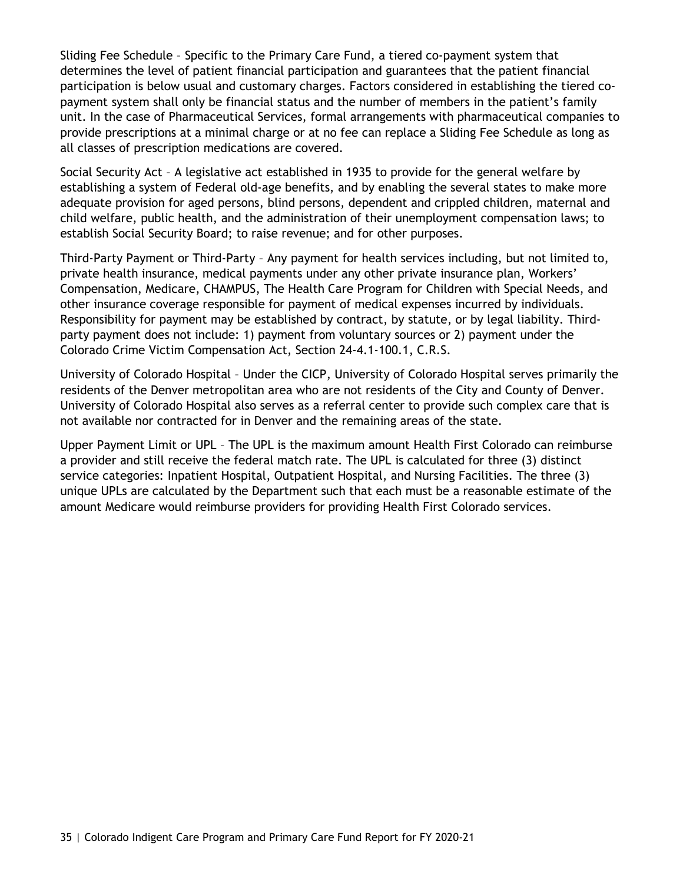Sliding Fee Schedule – Specific to the Primary Care Fund, a tiered co-payment system that determines the level of patient financial participation and guarantees that the patient financial participation is below usual and customary charges. Factors considered in establishing the tiered co-payment system shall only be financial status and the number of members in the patient's family unit. In the case of Pharmaceutical Services, formal arrangements with pharmaceutical companies to provide prescriptions at a minimal charge or at no fee can replace a Sliding Fee Schedule as long as all classes of prescription medications are covered.

Social Security Act – A legislative act established in 1935 to provide for the general welfare by establishing a system of Federal old-age benefits, and by enabling the several states to make more adequate provision for aged persons, blind persons, dependent and crippled children, maternal and child welfare, public health, and the administration of their unemployment compensation laws; to establish Social Security Board; to raise revenue; and for other purposes.

Third-Party Payment or Third-Party – Any payment for health services including, but not limited to, private health insurance, medical payments under any other private insurance plan, Workers' Compensation, Medicare, CHAMPUS, The Health Care Program for Children with Special Needs, and other insurance coverage responsible for payment of medical expenses incurred by individuals. Responsibility for payment may be established by contract, by statute, or by legal liability. Third-party payment does not include: 1) payment from voluntary sources or 2) payment under the Colorado Crime Victim Compensation Act, Section 24-4.1-100.1, C.R.S.

University of Colorado Hospital – Under the CICP, University of Colorado Hospital serves primarily the residents of the Denver metropolitan area who are not residents of the City and County of Denver. University of Colorado Hospital also serves as a referral center to provide such complex care that is not available nor contracted for in Denver and the remaining areas of the state.

Upper Payment Limit or UPL – The UPL is the maximum amount Health First Colorado can reimburse a provider and still receive the federal match rate. The UPL is calculated for three (3) distinct service categories: Inpatient Hospital, Outpatient Hospital, and Nursing Facilities. The three (3) unique UPLs are calculated by the Department such that each must be a reasonable estimate of the amount Medicare would reimburse providers for providing Health First Colorado services.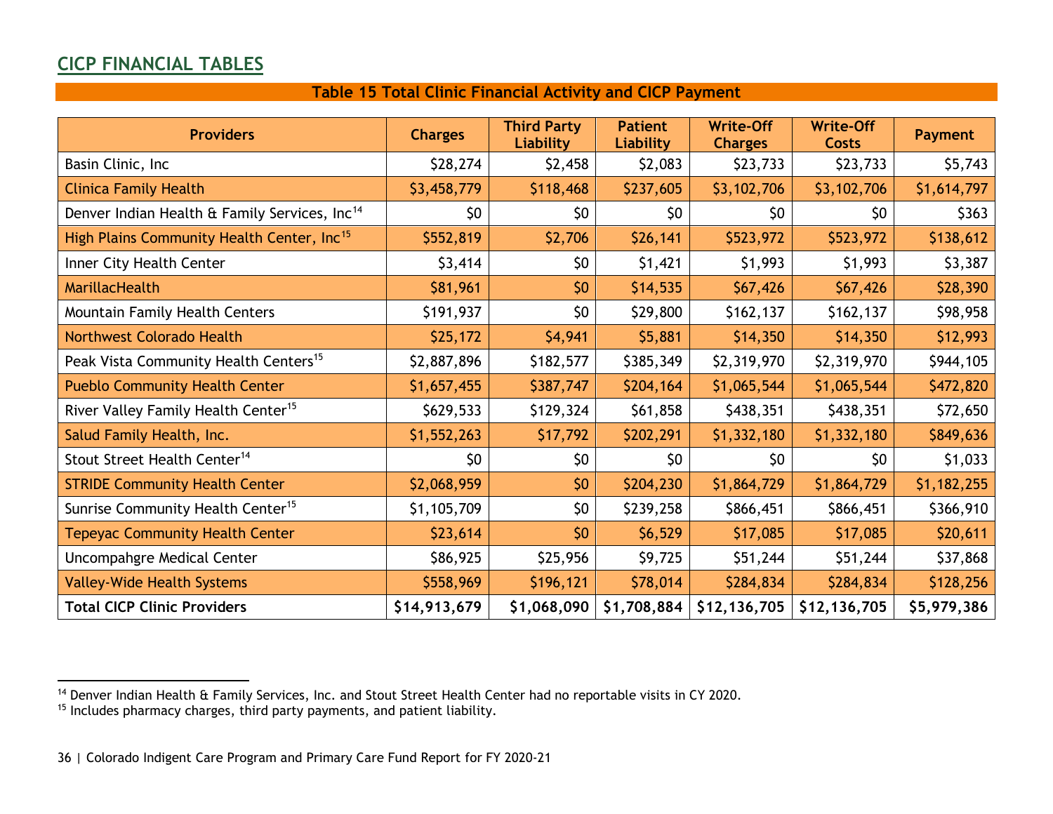## CICP FINANCIAL TABLES

**Table 15 Total Clinic Financial Activity and CICP Payment**

| Providers | Charges | Third Party Liability | Patient Liability | Write-Off Charges | Write-Off Costs | Payment |
|---|---|---|---|---|---|---|
| Basin Clinic, Inc | $28,274 | $2,458 | $2,083 | $23,733 | $23,733 | $5,743 |
| Clinica Family Health | $3,458,779 | $118,468 | $237,605 | $3,102,706 | $3,102,706 | $1,614,797 |
| Denver Indian Health & Family Services, Inc[14] | $0 | $0 | $0 | $0 | $0 | $363 |
| High Plains Community Health Center, Inc[15] | $552,819 | $2,706 | $26,141 | $523,972 | $523,972 | $138,612 |
| Inner City Health Center | $3,414 | $0 | $1,421 | $1,993 | $1,993 | $3,387 |
| MarillacHealth | $81,961 | $0 | $14,535 | $67,426 | $67,426 | $28,390 |
| Mountain Family Health Centers | $191,937 | $0 | $29,800 | $162,137 | $162,137 | $98,958 |
| Northwest Colorado Health | $25,172 | $4,941 | $5,881 | $14,350 | $14,350 | $12,993 |
| Peak Vista Community Health Centers[15] | $2,887,896 | $182,577 | $385,349 | $2,319,970 | $2,319,970 | $944,105 |
| Pueblo Community Health Center | $1,657,455 | $387,747 | $204,164 | $1,065,544 | $1,065,544 | $472,820 |
| River Valley Family Health Center[15] | $629,533 | $129,324 | $61,858 | $438,351 | $438,351 | $72,650 |
| Salud Family Health, Inc. | $1,552,263 | $17,792 | $202,291 | $1,332,180 | $1,332,180 | $849,636 |
| Stout Street Health Center[14] | $0 | $0 | $0 | $0 | $0 | $1,033 |
| STRIDE Community Health Center | $2,068,959 | $0 | $204,230 | $1,864,729 | $1,864,729 | $1,182,255 |
| Sunrise Community Health Center[15] | $1,105,709 | $0 | $239,258 | $866,451 | $866,451 | $366,910 |
| Tepeyac Community Health Center | $23,614 | $0 | $6,529 | $17,085 | $17,085 | $20,611 |
| Uncompahgre Medical Center | $86,925 | $25,956 | $9,725 | $51,244 | $51,244 | $37,868 |
| Valley-Wide Health Systems | $558,969 | $196,121 | $78,014 | $284,834 | $284,834 | $128,256 |
| **Total CICP Clinic Providers** | **$14,913,679** | **$1,068,090** | **$1,708,884** | **$12,136,705** | **$12,136,705** | **$5,979,386** |

[14] Denver Indian Health & Family Services, Inc. and Stout Street Health Center had no reportable visits in CY 2020.
[15] Includes pharmacy charges, third party payments, and patient liability.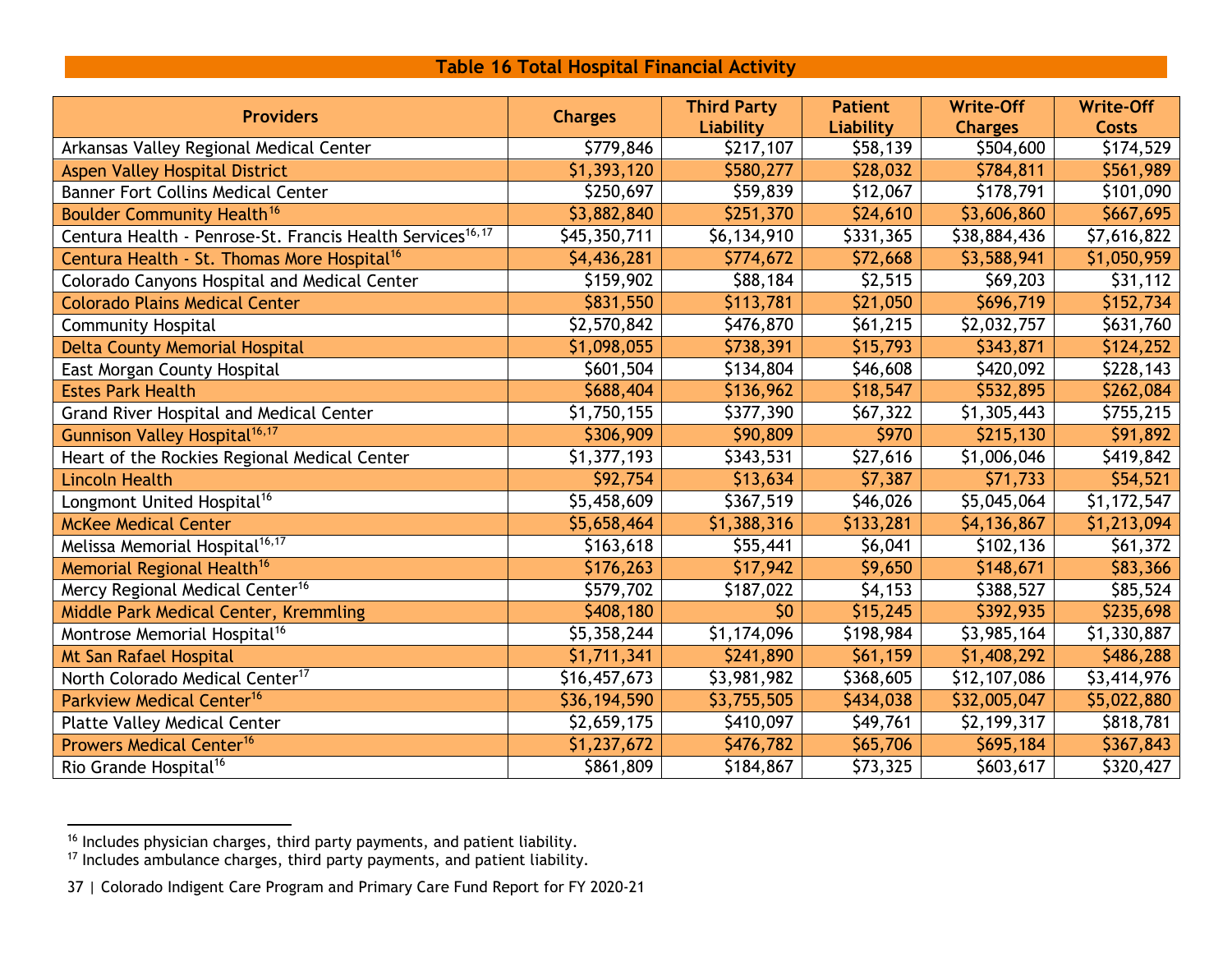## Table 16 Total Hospital Financial Activity

| Providers | Charges | Third Party Liability | Patient Liability | Write-Off Charges | Write-Off Costs |
|---|---|---|---|---|---|
| Arkansas Valley Regional Medical Center | $779,846 | $217,107 | $58,139 | $504,600 | $174,529 |
| Aspen Valley Hospital District | $1,393,120 | $580,277 | $28,032 | $784,811 | $561,989 |
| Banner Fort Collins Medical Center | $250,697 | $59,839 | $12,067 | $178,791 | $101,090 |
| Boulder Community Health[16] | $3,882,840 | $251,370 | $24,610 | $3,606,860 | $667,695 |
| Centura Health - Penrose-St. Francis Health Services[16,17] | $45,350,711 | $6,134,910 | $331,365 | $38,884,436 | $7,616,822 |
| Centura Health - St. Thomas More Hospital[16] | $4,436,281 | $774,672 | $72,668 | $3,588,941 | $1,050,959 |
| Colorado Canyons Hospital and Medical Center | $159,902 | $88,184 | $2,515 | $69,203 | $31,112 |
| Colorado Plains Medical Center | $831,550 | $113,781 | $21,050 | $696,719 | $152,734 |
| Community Hospital | $2,570,842 | $476,870 | $61,215 | $2,032,757 | $631,760 |
| Delta County Memorial Hospital | $1,098,055 | $738,391 | $15,793 | $343,871 | $124,252 |
| East Morgan County Hospital | $601,504 | $134,804 | $46,608 | $420,092 | $228,143 |
| Estes Park Health | $688,404 | $136,962 | $18,547 | $532,895 | $262,084 |
| Grand River Hospital and Medical Center | $1,750,155 | $377,390 | $67,322 | $1,305,443 | $755,215 |
| Gunnison Valley Hospital[16,17] | $306,909 | $90,809 | $970 | $215,130 | $91,892 |
| Heart of the Rockies Regional Medical Center | $1,377,193 | $343,531 | $27,616 | $1,006,046 | $419,842 |
| Lincoln Health | $92,754 | $13,634 | $7,387 | $71,733 | $54,521 |
| Longmont United Hospital[16] | $5,458,609 | $367,519 | $46,026 | $5,045,064 | $1,172,547 |
| McKee Medical Center | $5,658,464 | $1,388,316 | $133,281 | $4,136,867 | $1,213,094 |
| Melissa Memorial Hospital[16,17] | $163,618 | $55,441 | $6,041 | $102,136 | $61,372 |
| Memorial Regional Health[16] | $176,263 | $17,942 | $9,650 | $148,671 | $83,366 |
| Mercy Regional Medical Center[16] | $579,702 | $187,022 | $4,153 | $388,527 | $85,524 |
| Middle Park Medical Center, Kremmling | $408,180 | $0 | $15,245 | $392,935 | $235,698 |
| Montrose Memorial Hospital[16] | $5,358,244 | $1,174,096 | $198,984 | $3,985,164 | $1,330,887 |
| Mt San Rafael Hospital | $1,711,341 | $241,890 | $61,159 | $1,408,292 | $486,288 |
| North Colorado Medical Center[17] | $16,457,673 | $3,981,982 | $368,605 | $12,107,086 | $3,414,976 |
| Parkview Medical Center[16] | $36,194,590 | $3,755,505 | $434,038 | $32,005,047 | $5,022,880 |
| Platte Valley Medical Center | $2,659,175 | $410,097 | $49,761 | $2,199,317 | $818,781 |
| Prowers Medical Center[16] | $1,237,672 | $476,782 | $65,706 | $695,184 | $367,843 |
| Rio Grande Hospital[16] | $861,809 | $184,867 | $73,325 | $603,617 | $320,427 |

[16] Includes physician charges, third party payments, and patient liability.

[17] Includes ambulance charges, third party payments, and patient liability.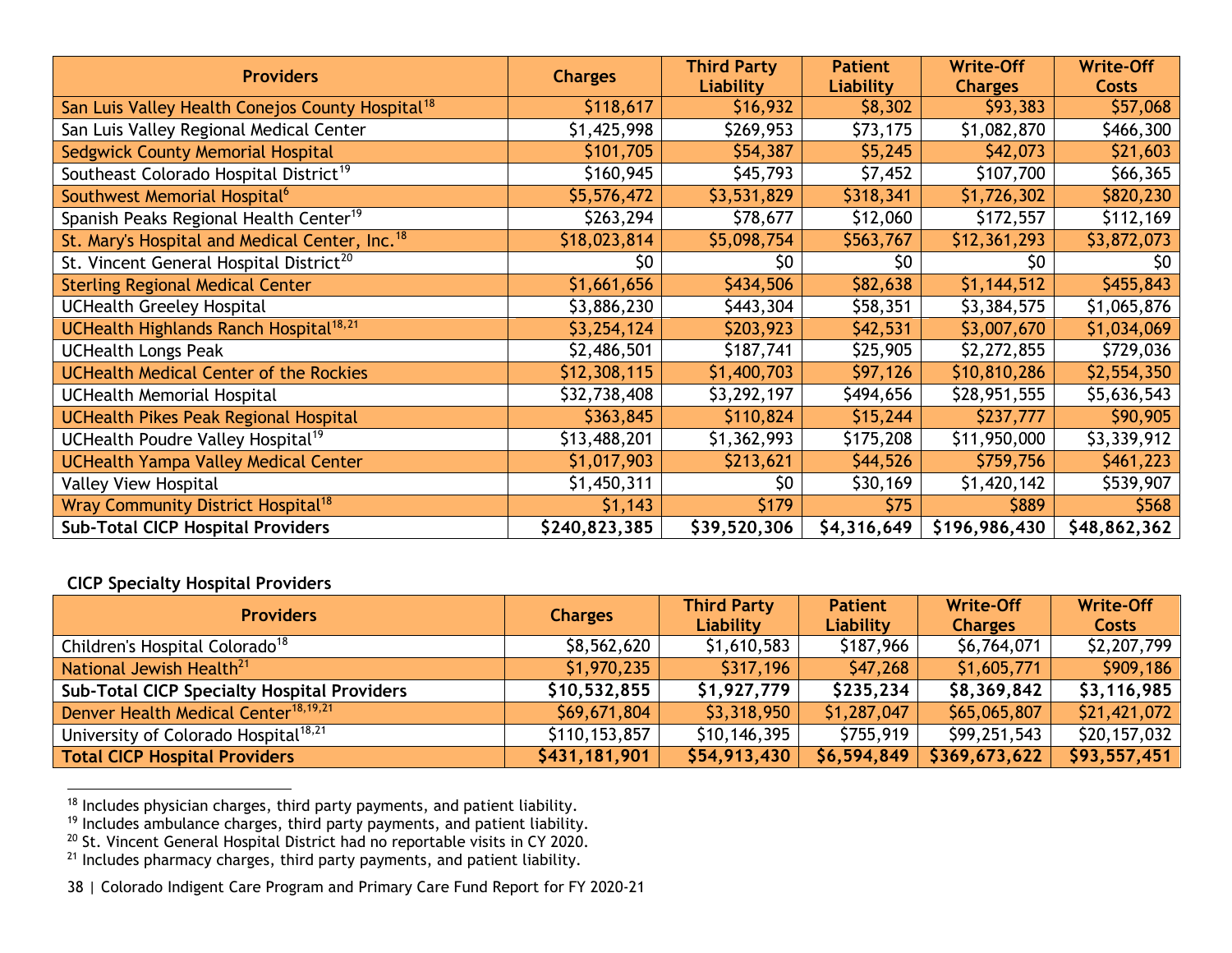| Providers | Charges | Third Party Liability | Patient Liability | Write-Off Charges | Write-Off Costs |
|---|---|---|---|---|---|
| San Luis Valley Health Conejos County Hospital[18] | $118,617 | $16,932 | $8,302 | $93,383 | $57,068 |
| San Luis Valley Regional Medical Center | $1,425,998 | $269,953 | $73,175 | $1,082,870 | $466,300 |
| Sedgwick County Memorial Hospital | $101,705 | $54,387 | $5,245 | $42,073 | $21,603 |
| Southeast Colorado Hospital District[19] | $160,945 | $45,793 | $7,452 | $107,700 | $66,365 |
| Southwest Memorial Hospital[6] | $5,576,472 | $3,531,829 | $318,341 | $1,726,302 | $820,230 |
| Spanish Peaks Regional Health Center[19] | $263,294 | $78,677 | $12,060 | $172,557 | $112,169 |
| St. Mary's Hospital and Medical Center, Inc.[18] | $18,023,814 | $5,098,754 | $563,767 | $12,361,293 | $3,872,073 |
| St. Vincent General Hospital District[20] | $0 | $0 | $0 | $0 | $0 |
| Sterling Regional Medical Center | $1,661,656 | $434,506 | $82,638 | $1,144,512 | $455,843 |
| UCHealth Greeley Hospital | $3,886,230 | $443,304 | $58,351 | $3,384,575 | $1,065,876 |
| UCHealth Highlands Ranch Hospital[18,21] | $3,254,124 | $203,923 | $42,531 | $3,007,670 | $1,034,069 |
| UCHealth Longs Peak | $2,486,501 | $187,741 | $25,905 | $2,272,855 | $729,036 |
| UCHealth Medical Center of the Rockies | $12,308,115 | $1,400,703 | $97,126 | $10,810,286 | $2,554,350 |
| UCHealth Memorial Hospital | $32,738,408 | $3,292,197 | $494,656 | $28,951,555 | $5,636,543 |
| UCHealth Pikes Peak Regional Hospital | $363,845 | $110,824 | $15,244 | $237,777 | $90,905 |
| UCHealth Poudre Valley Hospital[19] | $13,488,201 | $1,362,993 | $175,208 | $11,950,000 | $3,339,912 |
| UCHealth Yampa Valley Medical Center | $1,017,903 | $213,621 | $44,526 | $759,756 | $461,223 |
| Valley View Hospital | $1,450,311 | $0 | $30,169 | $1,420,142 | $539,907 |
| Wray Community District Hospital[18] | $1,143 | $179 | $75 | $889 | $568 |
| **Sub-Total CICP Hospital Providers** | **$240,823,385** | **$39,520,306** | **$4,316,649** | **$196,986,430** | **$48,862,362** |

**CICP Specialty Hospital Providers**

| Providers | Charges | Third Party Liability | Patient Liability | Write-Off Charges | Write-Off Costs |
|---|---|---|---|---|---|
| Children's Hospital Colorado[18] | $8,562,620 | $1,610,583 | $187,966 | $6,764,071 | $2,207,799 |
| National Jewish Health[21] | $1,970,235 | $317,196 | $47,268 | $1,605,771 | $909,186 |
| **Sub-Total CICP Specialty Hospital Providers** | **$10,532,855** | **$1,927,779** | **$235,234** | **$8,369,842** | **$3,116,985** |
| Denver Health Medical Center[18,19,21] | $69,671,804 | $3,318,950 | $1,287,047 | $65,065,807 | $21,421,072 |
| University of Colorado Hospital[18,21] | $110,153,857 | $10,146,395 | $755,919 | $99,251,543 | $20,157,032 |
| **Total CICP Hospital Providers** | **$431,181,901** | **$54,913,430** | **$6,594,849** | **$369,673,622** | **$93,557,451** |

[18] Includes physician charges, third party payments, and patient liability.
[19] Includes ambulance charges, third party payments, and patient liability.
[20] St. Vincent General Hospital District had no reportable visits in CY 2020.
[21] Includes pharmacy charges, third party payments, and patient liability.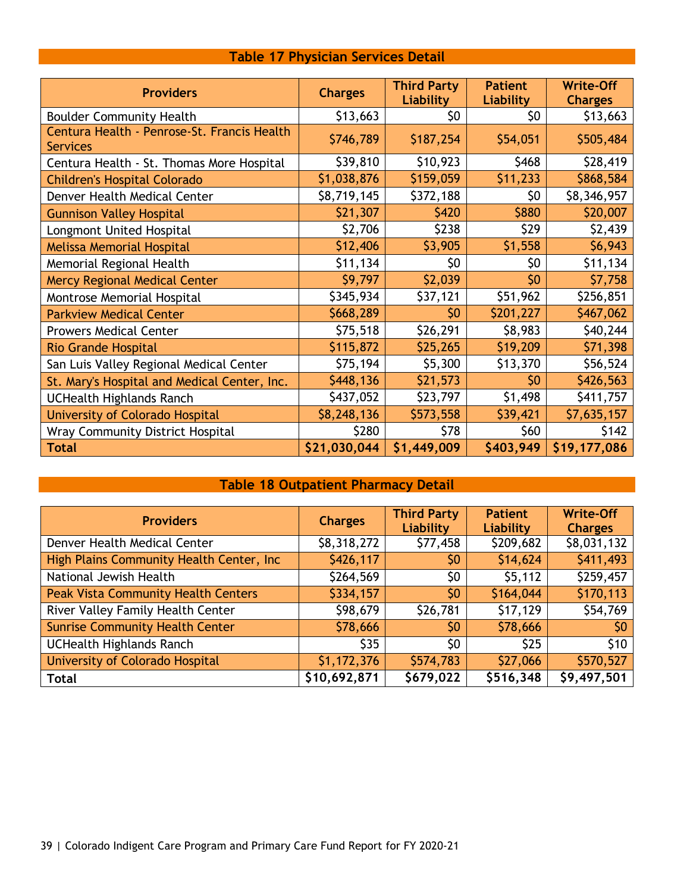## Table 17 Physician Services Detail

| Providers | Charges | Third Party Liability | Patient Liability | Write-Off Charges |
|---|---|---|---|---|
| Boulder Community Health | $13,663 | $0 | $0 | $13,663 |
| Centura Health - Penrose-St. Francis Health Services | $746,789 | $187,254 | $54,051 | $505,484 |
| Centura Health - St. Thomas More Hospital | $39,810 | $10,923 | $468 | $28,419 |
| Children's Hospital Colorado | $1,038,876 | $159,059 | $11,233 | $868,584 |
| Denver Health Medical Center | $8,719,145 | $372,188 | $0 | $8,346,957 |
| Gunnison Valley Hospital | $21,307 | $420 | $880 | $20,007 |
| Longmont United Hospital | $2,706 | $238 | $29 | $2,439 |
| Melissa Memorial Hospital | $12,406 | $3,905 | $1,558 | $6,943 |
| Memorial Regional Health | $11,134 | $0 | $0 | $11,134 |
| Mercy Regional Medical Center | $9,797 | $2,039 | $0 | $7,758 |
| Montrose Memorial Hospital | $345,934 | $37,121 | $51,962 | $256,851 |
| Parkview Medical Center | $668,289 | $0 | $201,227 | $467,062 |
| Prowers Medical Center | $75,518 | $26,291 | $8,983 | $40,244 |
| Rio Grande Hospital | $115,872 | $25,265 | $19,209 | $71,398 |
| San Luis Valley Regional Medical Center | $75,194 | $5,300 | $13,370 | $56,524 |
| St. Mary's Hospital and Medical Center, Inc. | $448,136 | $21,573 | $0 | $426,563 |
| UCHealth Highlands Ranch | $437,052 | $23,797 | $1,498 | $411,757 |
| University of Colorado Hospital | $8,248,136 | $573,558 | $39,421 | $7,635,157 |
| Wray Community District Hospital | $280 | $78 | $60 | $142 |
| **Total** | **$21,030,044** | **$1,449,009** | **$403,949** | **$19,177,086** |

## Table 18 Outpatient Pharmacy Detail

| Providers | Charges | Third Party Liability | Patient Liability | Write-Off Charges |
|---|---|---|---|---|
| Denver Health Medical Center | $8,318,272 | $77,458 | $209,682 | $8,031,132 |
| High Plains Community Health Center, Inc | $426,117 | $0 | $14,624 | $411,493 |
| National Jewish Health | $264,569 | $0 | $5,112 | $259,457 |
| Peak Vista Community Health Centers | $334,157 | $0 | $164,044 | $170,113 |
| River Valley Family Health Center | $98,679 | $26,781 | $17,129 | $54,769 |
| Sunrise Community Health Center | $78,666 | $0 | $78,666 | $0 |
| UCHealth Highlands Ranch | $35 | $0 | $25 | $10 |
| University of Colorado Hospital | $1,172,376 | $574,783 | $27,066 | $570,527 |
| **Total** | **$10,692,871** | **$679,022** | **$516,348** | **$9,497,501** |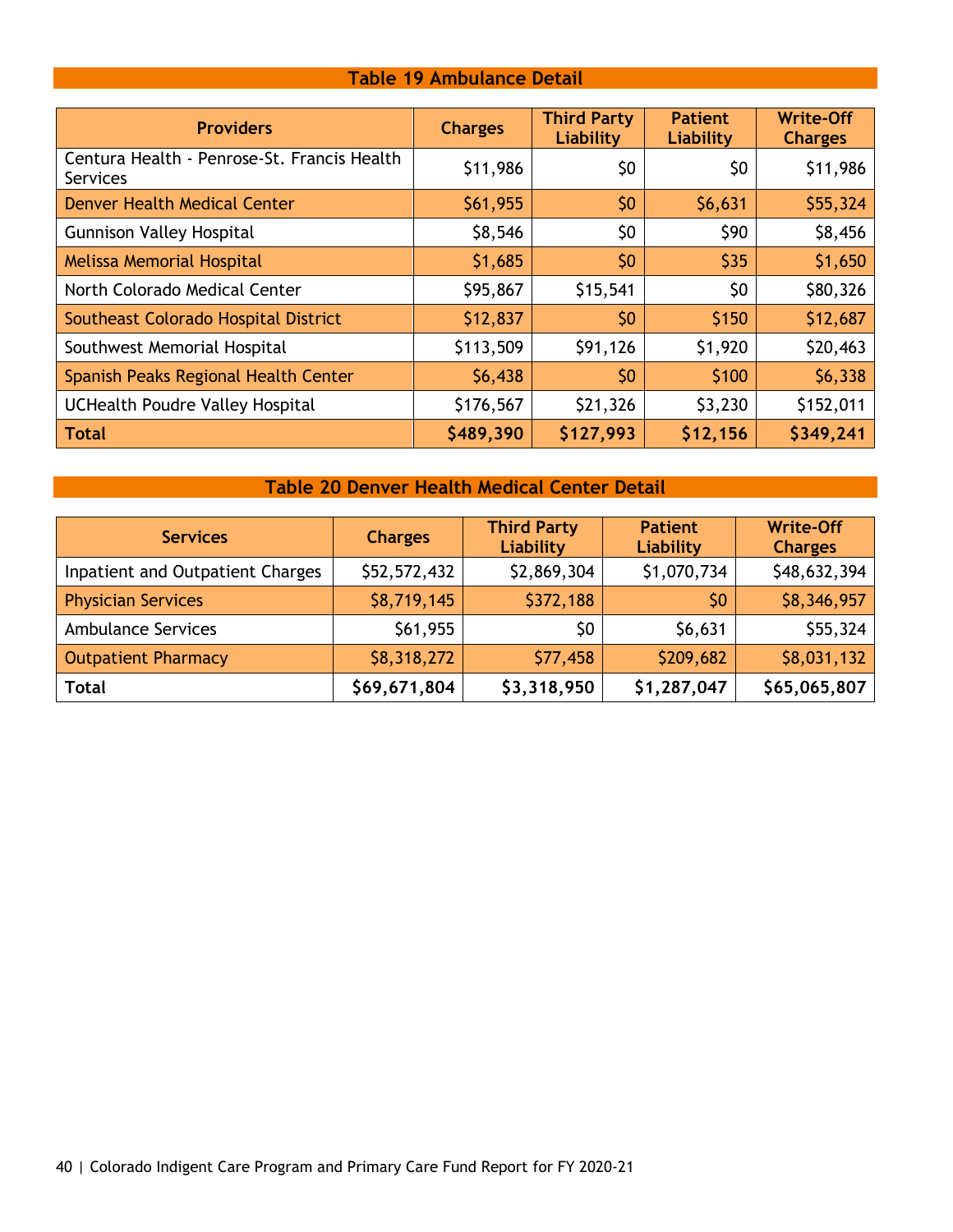## Table 19 Ambulance Detail

| Providers | Charges | Third Party Liability | Patient Liability | Write-Off Charges |
|---|---|---|---|---|
| Centura Health - Penrose-St. Francis Health Services | $11,986 | $0 | $0 | $11,986 |
| Denver Health Medical Center | $61,955 | $0 | $6,631 | $55,324 |
| Gunnison Valley Hospital | $8,546 | $0 | $90 | $8,456 |
| Melissa Memorial Hospital | $1,685 | $0 | $35 | $1,650 |
| North Colorado Medical Center | $95,867 | $15,541 | $0 | $80,326 |
| Southeast Colorado Hospital District | $12,837 | $0 | $150 | $12,687 |
| Southwest Memorial Hospital | $113,509 | $91,126 | $1,920 | $20,463 |
| Spanish Peaks Regional Health Center | $6,438 | $0 | $100 | $6,338 |
| UCHealth Poudre Valley Hospital | $176,567 | $21,326 | $3,230 | $152,011 |
| **Total** | **$489,390** | **$127,993** | **$12,156** | **$349,241** |

## Table 20 Denver Health Medical Center Detail

| Services | Charges | Third Party Liability | Patient Liability | Write-Off Charges |
|---|---|---|---|---|
| Inpatient and Outpatient Charges | $52,572,432 | $2,869,304 | $1,070,734 | $48,632,394 |
| Physician Services | $8,719,145 | $372,188 | $0 | $8,346,957 |
| Ambulance Services | $61,955 | $0 | $6,631 | $55,324 |
| Outpatient Pharmacy | $8,318,272 | $77,458 | $209,682 | $8,031,132 |
| **Total** | **$69,671,804** | **$3,318,950** | **$1,287,047** | **$65,065,807** |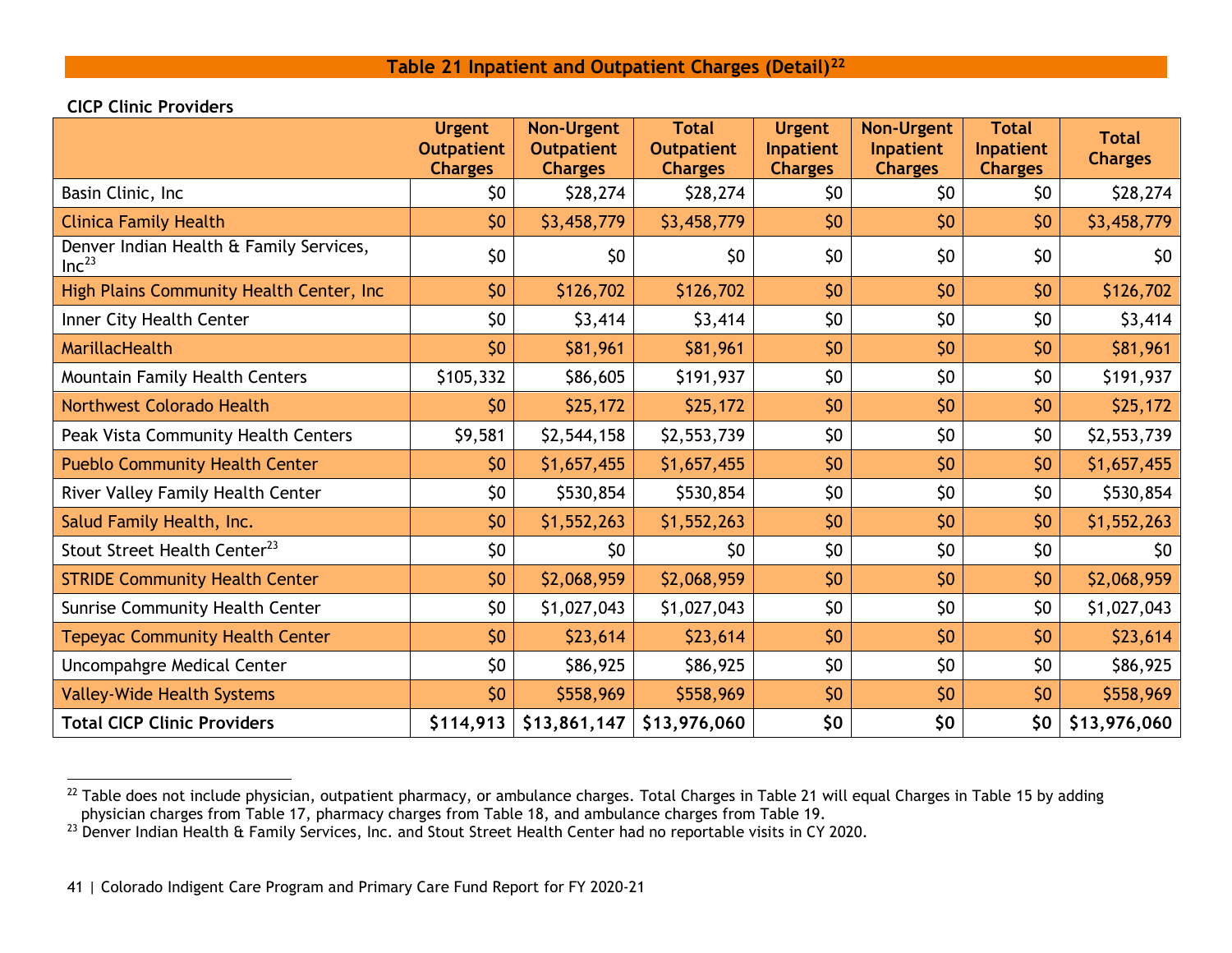## Table 21 Inpatient and Outpatient Charges (Detail)[22]

**CICP Clinic Providers**

| | Urgent Outpatient Charges | Non-Urgent Outpatient Charges | Total Outpatient Charges | Urgent Inpatient Charges | Non-Urgent Inpatient Charges | Total Inpatient Charges | Total Charges |
|---|---|---|---|---|---|---|---|
| Basin Clinic, Inc | $0 | $28,274 | $28,274 | $0 | $0 | $0 | $28,274 |
| Clinica Family Health | $0 | $3,458,779 | $3,458,779 | $0 | $0 | $0 | $3,458,779 |
| Denver Indian Health & Family Services, Inc[23] | $0 | $0 | $0 | $0 | $0 | $0 | $0 |
| High Plains Community Health Center, Inc | $0 | $126,702 | $126,702 | $0 | $0 | $0 | $126,702 |
| Inner City Health Center | $0 | $3,414 | $3,414 | $0 | $0 | $0 | $3,414 |
| MarillacHealth | $0 | $81,961 | $81,961 | $0 | $0 | $0 | $81,961 |
| Mountain Family Health Centers | $105,332 | $86,605 | $191,937 | $0 | $0 | $0 | $191,937 |
| Northwest Colorado Health | $0 | $25,172 | $25,172 | $0 | $0 | $0 | $25,172 |
| Peak Vista Community Health Centers | $9,581 | $2,544,158 | $2,553,739 | $0 | $0 | $0 | $2,553,739 |
| Pueblo Community Health Center | $0 | $1,657,455 | $1,657,455 | $0 | $0 | $0 | $1,657,455 |
| River Valley Family Health Center | $0 | $530,854 | $530,854 | $0 | $0 | $0 | $530,854 |
| Salud Family Health, Inc. | $0 | $1,552,263 | $1,552,263 | $0 | $0 | $0 | $1,552,263 |
| Stout Street Health Center[23] | $0 | $0 | $0 | $0 | $0 | $0 | $0 |
| STRIDE Community Health Center | $0 | $2,068,959 | $2,068,959 | $0 | $0 | $0 | $2,068,959 |
| Sunrise Community Health Center | $0 | $1,027,043 | $1,027,043 | $0 | $0 | $0 | $1,027,043 |
| Tepeyac Community Health Center | $0 | $23,614 | $23,614 | $0 | $0 | $0 | $23,614 |
| Uncompahgre Medical Center | $0 | $86,925 | $86,925 | $0 | $0 | $0 | $86,925 |
| Valley-Wide Health Systems | $0 | $558,969 | $558,969 | $0 | $0 | $0 | $558,969 |
| **Total CICP Clinic Providers** | **$114,913** | **$13,861,147** | **$13,976,060** | **$0** | **$0** | **$0** | **$13,976,060** |

[22] Table does not include physician, outpatient pharmacy, or ambulance charges. Total Charges in Table 21 will equal Charges in Table 15 by adding physician charges from Table 17, pharmacy charges from Table 18, and ambulance charges from Table 19.

[23] Denver Indian Health & Family Services, Inc. and Stout Street Health Center had no reportable visits in CY 2020.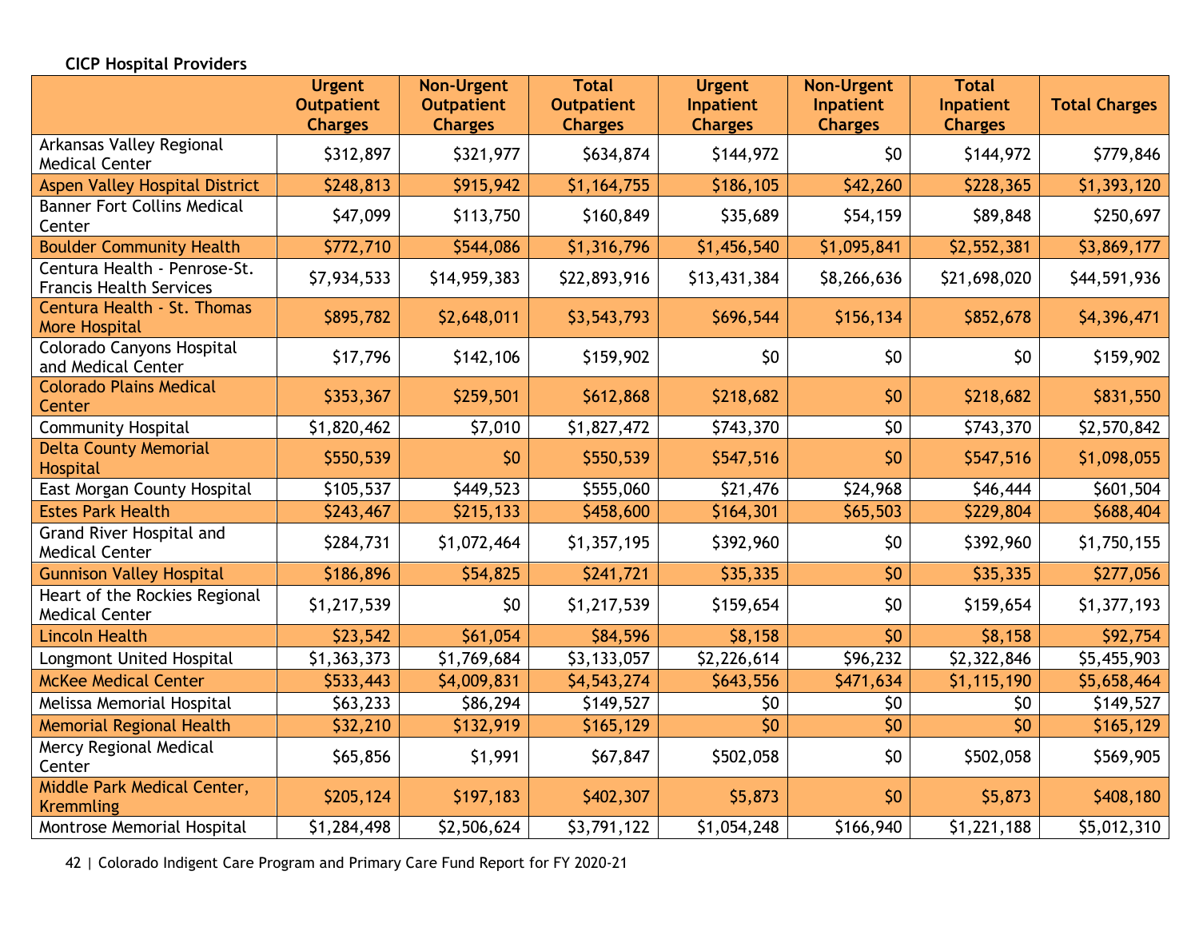**CICP Hospital Providers**

| | Urgent Outpatient Charges | Non-Urgent Outpatient Charges | Total Outpatient Charges | Urgent Inpatient Charges | Non-Urgent Inpatient Charges | Total Inpatient Charges | Total Charges |
|---|---|---|---|---|---|---|---|
| Arkansas Valley Regional Medical Center | $312,897 | $321,977 | $634,874 | $144,972 | $0 | $144,972 | $779,846 |
| Aspen Valley Hospital District | $248,813 | $915,942 | $1,164,755 | $186,105 | $42,260 | $228,365 | $1,393,120 |
| Banner Fort Collins Medical Center | $47,099 | $113,750 | $160,849 | $35,689 | $54,159 | $89,848 | $250,697 |
| Boulder Community Health | $772,710 | $544,086 | $1,316,796 | $1,456,540 | $1,095,841 | $2,552,381 | $3,869,177 |
| Centura Health - Penrose-St. Francis Health Services | $7,934,533 | $14,959,383 | $22,893,916 | $13,431,384 | $8,266,636 | $21,698,020 | $44,591,936 |
| Centura Health - St. Thomas More Hospital | $895,782 | $2,648,011 | $3,543,793 | $696,544 | $156,134 | $852,678 | $4,396,471 |
| Colorado Canyons Hospital and Medical Center | $17,796 | $142,106 | $159,902 | $0 | $0 | $0 | $159,902 |
| Colorado Plains Medical Center | $353,367 | $259,501 | $612,868 | $218,682 | $0 | $218,682 | $831,550 |
| Community Hospital | $1,820,462 | $7,010 | $1,827,472 | $743,370 | $0 | $743,370 | $2,570,842 |
| Delta County Memorial Hospital | $550,539 | $0 | $550,539 | $547,516 | $0 | $547,516 | $1,098,055 |
| East Morgan County Hospital | $105,537 | $449,523 | $555,060 | $21,476 | $24,968 | $46,444 | $601,504 |
| Estes Park Health | $243,467 | $215,133 | $458,600 | $164,301 | $65,503 | $229,804 | $688,404 |
| Grand River Hospital and Medical Center | $284,731 | $1,072,464 | $1,357,195 | $392,960 | $0 | $392,960 | $1,750,155 |
| Gunnison Valley Hospital | $186,896 | $54,825 | $241,721 | $35,335 | $0 | $35,335 | $277,056 |
| Heart of the Rockies Regional Medical Center | $1,217,539 | $0 | $1,217,539 | $159,654 | $0 | $159,654 | $1,377,193 |
| Lincoln Health | $23,542 | $61,054 | $84,596 | $8,158 | $0 | $8,158 | $92,754 |
| Longmont United Hospital | $1,363,373 | $1,769,684 | $3,133,057 | $2,226,614 | $96,232 | $2,322,846 | $5,455,903 |
| McKee Medical Center | $533,443 | $4,009,831 | $4,543,274 | $643,556 | $471,634 | $1,115,190 | $5,658,464 |
| Melissa Memorial Hospital | $63,233 | $86,294 | $149,527 | $0 | $0 | $0 | $149,527 |
| Memorial Regional Health | $32,210 | $132,919 | $165,129 | $0 | $0 | $0 | $165,129 |
| Mercy Regional Medical Center | $65,856 | $1,991 | $67,847 | $502,058 | $0 | $502,058 | $569,905 |
| Middle Park Medical Center, Kremmling | $205,124 | $197,183 | $402,307 | $5,873 | $0 | $5,873 | $408,180 |
| Montrose Memorial Hospital | $1,284,498 | $2,506,624 | $3,791,122 | $1,054,248 | $166,940 | $1,221,188 | $5,012,310 |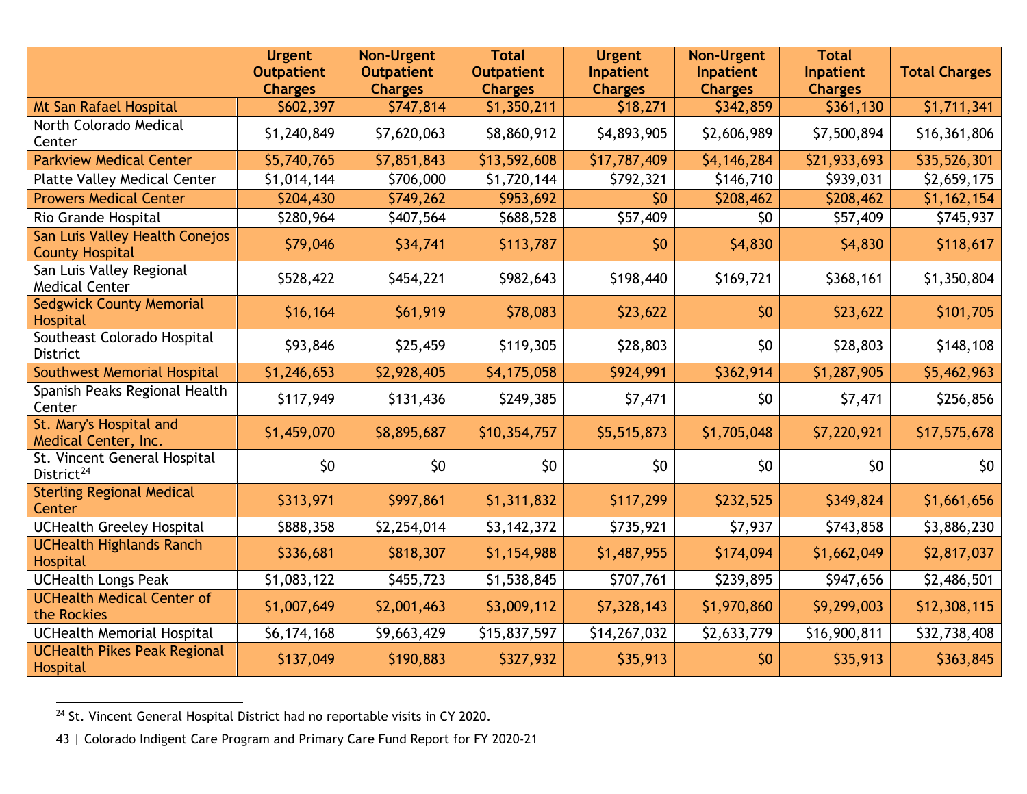| | Urgent Outpatient Charges | Non-Urgent Outpatient Charges | Total Outpatient Charges | Urgent Inpatient Charges | Non-Urgent Inpatient Charges | Total Inpatient Charges | Total Charges |
|---|---|---|---|---|---|---|---|
| Mt San Rafael Hospital | $602,397 | $747,814 | $1,350,211 | $18,271 | $342,859 | $361,130 | $1,711,341 |
| North Colorado Medical Center | $1,240,849 | $7,620,063 | $8,860,912 | $4,893,905 | $2,606,989 | $7,500,894 | $16,361,806 |
| Parkview Medical Center | $5,740,765 | $7,851,843 | $13,592,608 | $17,787,409 | $4,146,284 | $21,933,693 | $35,526,301 |
| Platte Valley Medical Center | $1,014,144 | $706,000 | $1,720,144 | $792,321 | $146,710 | $939,031 | $2,659,175 |
| Prowers Medical Center | $204,430 | $749,262 | $953,692 | $0 | $208,462 | $208,462 | $1,162,154 |
| Rio Grande Hospital | $280,964 | $407,564 | $688,528 | $57,409 | $0 | $57,409 | $745,937 |
| San Luis Valley Health Conejos County Hospital | $79,046 | $34,741 | $113,787 | $0 | $4,830 | $4,830 | $118,617 |
| San Luis Valley Regional Medical Center | $528,422 | $454,221 | $982,643 | $198,440 | $169,721 | $368,161 | $1,350,804 |
| Sedgwick County Memorial Hospital | $16,164 | $61,919 | $78,083 | $23,622 | $0 | $23,622 | $101,705 |
| Southeast Colorado Hospital District | $93,846 | $25,459 | $119,305 | $28,803 | $0 | $28,803 | $148,108 |
| Southwest Memorial Hospital | $1,246,653 | $2,928,405 | $4,175,058 | $924,991 | $362,914 | $1,287,905 | $5,462,963 |
| Spanish Peaks Regional Health Center | $117,949 | $131,436 | $249,385 | $7,471 | $0 | $7,471 | $256,856 |
| St. Mary's Hospital and Medical Center, Inc. | $1,459,070 | $8,895,687 | $10,354,757 | $5,515,873 | $1,705,048 | $7,220,921 | $17,575,678 |
| St. Vincent General Hospital District[24] | $0 | $0 | $0 | $0 | $0 | $0 | $0 |
| Sterling Regional Medical Center | $313,971 | $997,861 | $1,311,832 | $117,299 | $232,525 | $349,824 | $1,661,656 |
| UCHealth Greeley Hospital | $888,358 | $2,254,014 | $3,142,372 | $735,921 | $7,937 | $743,858 | $3,886,230 |
| UCHealth Highlands Ranch Hospital | $336,681 | $818,307 | $1,154,988 | $1,487,955 | $174,094 | $1,662,049 | $2,817,037 |
| UCHealth Longs Peak | $1,083,122 | $455,723 | $1,538,845 | $707,761 | $239,895 | $947,656 | $2,486,501 |
| UCHealth Medical Center of the Rockies | $1,007,649 | $2,001,463 | $3,009,112 | $7,328,143 | $1,970,860 | $9,299,003 | $12,308,115 |
| UCHealth Memorial Hospital | $6,174,168 | $9,663,429 | $15,837,597 | $14,267,032 | $2,633,779 | $16,900,811 | $32,738,408 |
| UCHealth Pikes Peak Regional Hospital | $137,049 | $190,883 | $327,932 | $35,913 | $0 | $35,913 | $363,845 |

[24] St. Vincent General Hospital District had no reportable visits in CY 2020.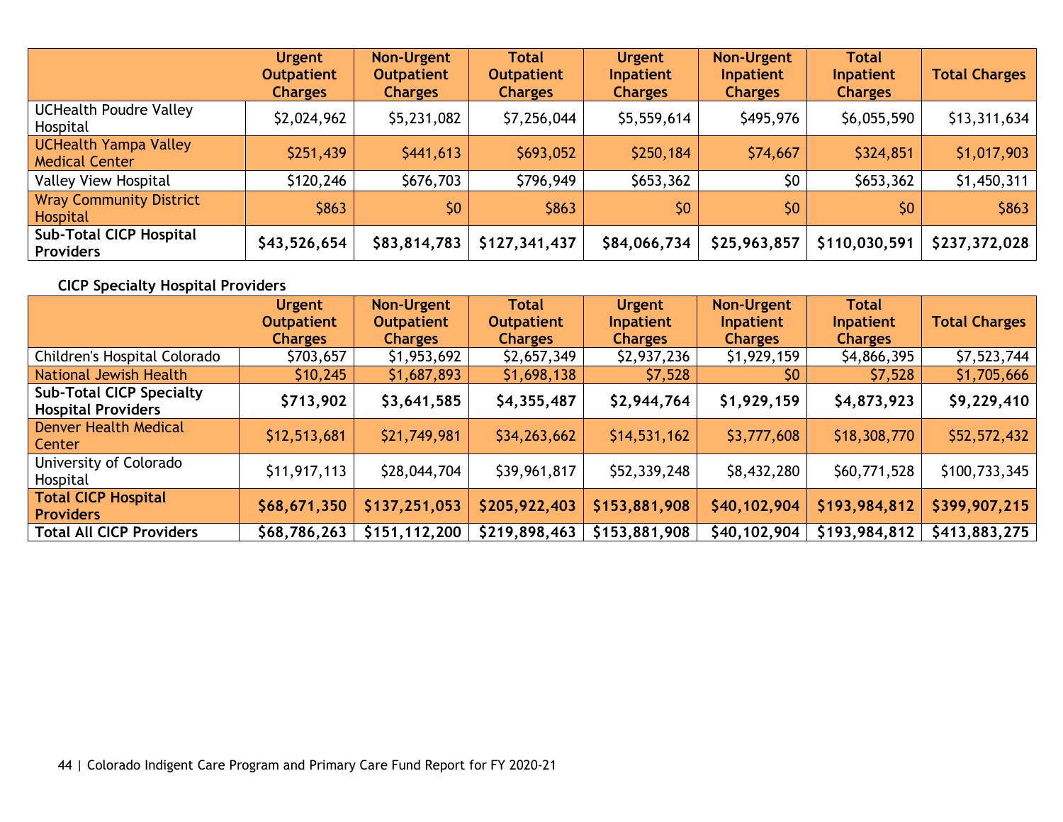| | Urgent Outpatient Charges | Non-Urgent Outpatient Charges | Total Outpatient Charges | Urgent Inpatient Charges | Non-Urgent Inpatient Charges | Total Inpatient Charges | Total Charges |
|---|---|---|---|---|---|---|---|
| UCHealth Poudre Valley Hospital | $2,024,962 | $5,231,082 | $7,256,044 | $5,559,614 | $495,976 | $6,055,590 | $13,311,634 |
| UCHealth Yampa Valley Medical Center | $251,439 | $441,613 | $693,052 | $250,184 | $74,667 | $324,851 | $1,017,903 |
| Valley View Hospital | $120,246 | $676,703 | $796,949 | $653,362 | $0 | $653,362 | $1,450,311 |
| Wray Community District Hospital | $863 | $0 | $863 | $0 | $0 | $0 | $863 |
| **Sub-Total CICP Hospital Providers** | **$43,526,654** | **$83,814,783** | **$127,341,437** | **$84,066,734** | **$25,963,857** | **$110,030,591** | **$237,372,028** |

**CICP Specialty Hospital Providers**

| | Urgent Outpatient Charges | Non-Urgent Outpatient Charges | Total Outpatient Charges | Urgent Inpatient Charges | Non-Urgent Inpatient Charges | Total Inpatient Charges | Total Charges |
|---|---|---|---|---|---|---|---|
| Children's Hospital Colorado | $703,657 | $1,953,692 | $2,657,349 | $2,937,236 | $1,929,159 | $4,866,395 | $7,523,744 |
| National Jewish Health | $10,245 | $1,687,893 | $1,698,138 | $7,528 | $0 | $7,528 | $1,705,666 |
| **Sub-Total CICP Specialty Hospital Providers** | **$713,902** | **$3,641,585** | **$4,355,487** | **$2,944,764** | **$1,929,159** | **$4,873,923** | **$9,229,410** |
| Denver Health Medical Center | $12,513,681 | $21,749,981 | $34,263,662 | $14,531,162 | $3,777,608 | $18,308,770 | $52,572,432 |
| University of Colorado Hospital | $11,917,113 | $28,044,704 | $39,961,817 | $52,339,248 | $8,432,280 | $60,771,528 | $100,733,345 |
| **Total CICP Hospital Providers** | **$68,671,350** | **$137,251,053** | **$205,922,403** | **$153,881,908** | **$40,102,904** | **$193,984,812** | **$399,907,215** |
| **Total All CICP Providers** | **$68,786,263** | **$151,112,200** | **$219,898,463** | **$153,881,908** | **$40,102,904** | **$193,984,812** | **$413,883,275** |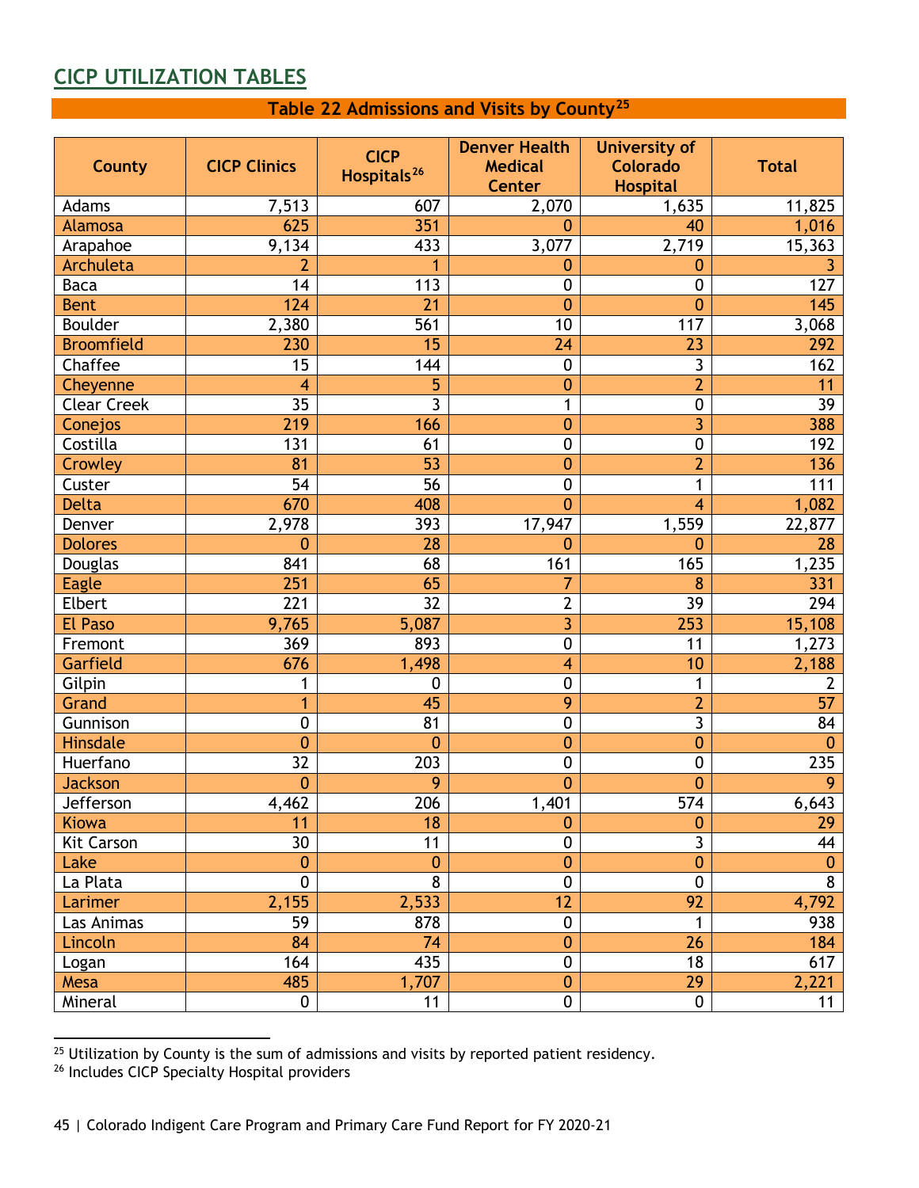## CICP UTILIZATION TABLES

**Table 22 Admissions and Visits by County**[25]

| County | CICP Clinics | CICP Hospitals[26] | Denver Health Medical Center | University of Colorado Hospital | Total |
|---|---|---|---|---|---|
| Adams | 7,513 | 607 | 2,070 | 1,635 | 11,825 |
| Alamosa | 625 | 351 | 0 | 40 | 1,016 |
| Arapahoe | 9,134 | 433 | 3,077 | 2,719 | 15,363 |
| Archuleta | 2 | 1 | 0 | 0 | 3 |
| Baca | 14 | 113 | 0 | 0 | 127 |
| Bent | 124 | 21 | 0 | 0 | 145 |
| Boulder | 2,380 | 561 | 10 | 117 | 3,068 |
| Broomfield | 230 | 15 | 24 | 23 | 292 |
| Chaffee | 15 | 144 | 0 | 3 | 162 |
| Cheyenne | 4 | 5 | 0 | 2 | 11 |
| Clear Creek | 35 | 3 | 1 | 0 | 39 |
| Conejos | 219 | 166 | 0 | 3 | 388 |
| Costilla | 131 | 61 | 0 | 0 | 192 |
| Crowley | 81 | 53 | 0 | 2 | 136 |
| Custer | 54 | 56 | 0 | 1 | 111 |
| Delta | 670 | 408 | 0 | 4 | 1,082 |
| Denver | 2,978 | 393 | 17,947 | 1,559 | 22,877 |
| Dolores | 0 | 28 | 0 | 0 | 28 |
| Douglas | 841 | 68 | 161 | 165 | 1,235 |
| Eagle | 251 | 65 | 7 | 8 | 331 |
| Elbert | 221 | 32 | 2 | 39 | 294 |
| El Paso | 9,765 | 5,087 | 3 | 253 | 15,108 |
| Fremont | 369 | 893 | 0 | 11 | 1,273 |
| Garfield | 676 | 1,498 | 4 | 10 | 2,188 |
| Gilpin | 1 | 0 | 0 | 1 | 2 |
| Grand | 1 | 45 | 9 | 2 | 57 |
| Gunnison | 0 | 81 | 0 | 3 | 84 |
| Hinsdale | 0 | 0 | 0 | 0 | 0 |
| Huerfano | 32 | 203 | 0 | 0 | 235 |
| Jackson | 0 | 9 | 0 | 0 | 9 |
| Jefferson | 4,462 | 206 | 1,401 | 574 | 6,643 |
| Kiowa | 11 | 18 | 0 | 0 | 29 |
| Kit Carson | 30 | 11 | 0 | 3 | 44 |
| Lake | 0 | 0 | 0 | 0 | 0 |
| La Plata | 0 | 8 | 0 | 0 | 8 |
| Larimer | 2,155 | 2,533 | 12 | 92 | 4,792 |
| Las Animas | 59 | 878 | 0 | 1 | 938 |
| Lincoln | 84 | 74 | 0 | 26 | 184 |
| Logan | 164 | 435 | 0 | 18 | 617 |
| Mesa | 485 | 1,707 | 0 | 29 | 2,221 |
| Mineral | 0 | 11 | 0 | 0 | 11 |

[25] Utilization by County is the sum of admissions and visits by reported patient residency.

[26] Includes CICP Specialty Hospital providers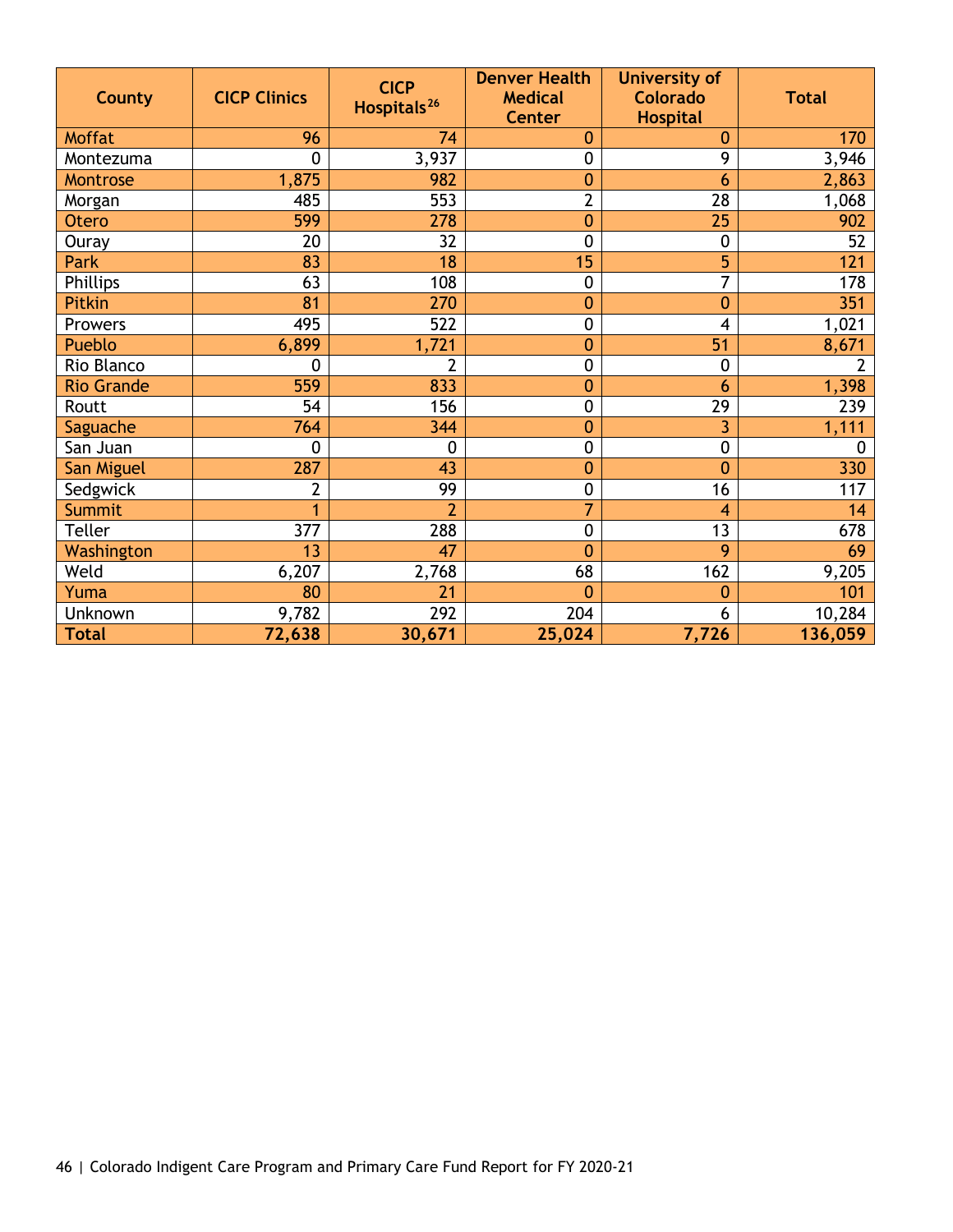| County | CICP Clinics | CICP Hospitals[26] | Denver Health Medical Center | University of Colorado Hospital | Total |
|---|---|---|---|---|---|
| Moffat | 96 | 74 | 0 | 0 | 170 |
| Montezuma | 0 | 3,937 | 0 | 9 | 3,946 |
| Montrose | 1,875 | 982 | 0 | 6 | 2,863 |
| Morgan | 485 | 553 | 2 | 28 | 1,068 |
| Otero | 599 | 278 | 0 | 25 | 902 |
| Ouray | 20 | 32 | 0 | 0 | 52 |
| Park | 83 | 18 | 15 | 5 | 121 |
| Phillips | 63 | 108 | 0 | 7 | 178 |
| Pitkin | 81 | 270 | 0 | 0 | 351 |
| Prowers | 495 | 522 | 0 | 4 | 1,021 |
| Pueblo | 6,899 | 1,721 | 0 | 51 | 8,671 |
| Rio Blanco | 0 | 2 | 0 | 0 | 2 |
| Rio Grande | 559 | 833 | 0 | 6 | 1,398 |
| Routt | 54 | 156 | 0 | 29 | 239 |
| Saguache | 764 | 344 | 0 | 3 | 1,111 |
| San Juan | 0 | 0 | 0 | 0 | 0 |
| San Miguel | 287 | 43 | 0 | 0 | 330 |
| Sedgwick | 2 | 99 | 0 | 16 | 117 |
| Summit | 1 | 2 | 7 | 4 | 14 |
| Teller | 377 | 288 | 0 | 13 | 678 |
| Washington | 13 | 47 | 0 | 9 | 69 |
| Weld | 6,207 | 2,768 | 68 | 162 | 9,205 |
| Yuma | 80 | 21 | 0 | 0 | 101 |
| Unknown | 9,782 | 292 | 204 | 6 | 10,284 |
| **Total** | **72,638** | **30,671** | **25,024** | **7,726** | **136,059** |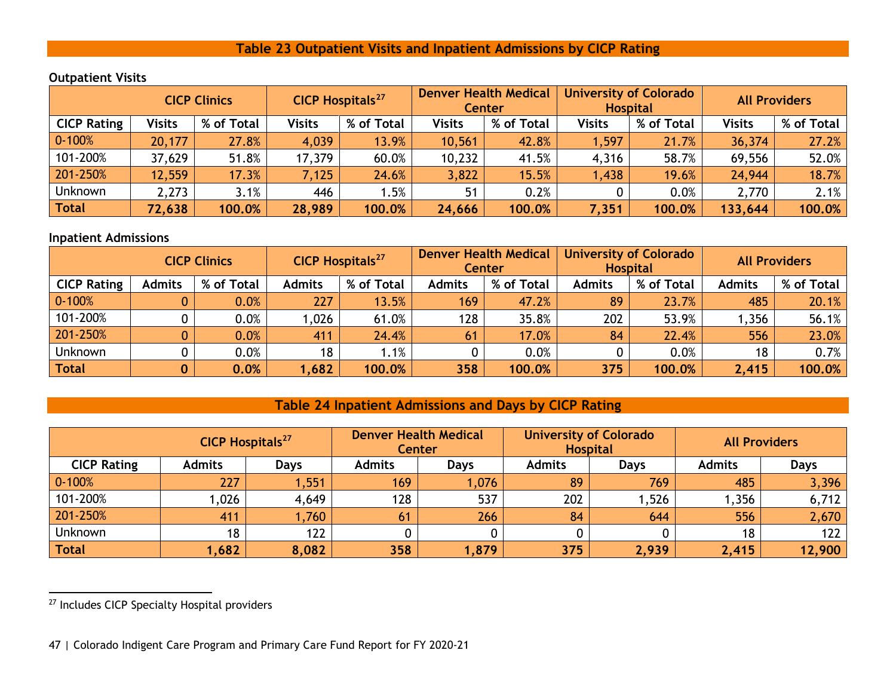## Table 23 Outpatient Visits and Inpatient Admissions by CICP Rating

**Outpatient Visits**

| | CICP Clinics | | CICP Hospitals[27] | | Denver Health Medical Center | | University of Colorado Hospital | | All Providers | |
|---|---|---|---|---|---|---|---|---|---|---|
| CICP Rating | Visits | % of Total | Visits | % of Total | Visits | % of Total | Visits | % of Total | Visits | % of Total |
| 0-100% | 20,177 | 27.8% | 4,039 | 13.9% | 10,561 | 42.8% | 1,597 | 21.7% | 36,374 | 27.2% |
| 101-200% | 37,629 | 51.8% | 17,379 | 60.0% | 10,232 | 41.5% | 4,316 | 58.7% | 69,556 | 52.0% |
| 201-250% | 12,559 | 17.3% | 7,125 | 24.6% | 3,822 | 15.5% | 1,438 | 19.6% | 24,944 | 18.7% |
| Unknown | 2,273 | 3.1% | 446 | 1.5% | 51 | 0.2% | 0 | 0.0% | 2,770 | 2.1% |
| **Total** | **72,638** | **100.0%** | **28,989** | **100.0%** | **24,666** | **100.0%** | **7,351** | **100.0%** | **133,644** | **100.0%** |

**Inpatient Admissions**

| | CICP Clinics | | CICP Hospitals[27] | | Denver Health Medical Center | | University of Colorado Hospital | | All Providers | |
|---|---|---|---|---|---|---|---|---|---|---|
| CICP Rating | Admits | % of Total | Admits | % of Total | Admits | % of Total | Admits | % of Total | Admits | % of Total |
| 0-100% | 0 | 0.0% | 227 | 13.5% | 169 | 47.2% | 89 | 23.7% | 485 | 20.1% |
| 101-200% | 0 | 0.0% | 1,026 | 61.0% | 128 | 35.8% | 202 | 53.9% | 1,356 | 56.1% |
| 201-250% | 0 | 0.0% | 411 | 24.4% | 61 | 17.0% | 84 | 22.4% | 556 | 23.0% |
| Unknown | 0 | 0.0% | 18 | 1.1% | 0 | 0.0% | 0 | 0.0% | 18 | 0.7% |
| **Total** | **0** | **0.0%** | **1,682** | **100.0%** | **358** | **100.0%** | **375** | **100.0%** | **2,415** | **100.0%** |

## Table 24 Inpatient Admissions and Days by CICP Rating

| | CICP Hospitals[27] | | Denver Health Medical Center | | University of Colorado Hospital | | All Providers | |
|---|---|---|---|---|---|---|---|---|
| CICP Rating | Admits | Days | Admits | Days | Admits | Days | Admits | Days |
| 0-100% | 227 | 1,551 | 169 | 1,076 | 89 | 769 | 485 | 3,396 |
| 101-200% | 1,026 | 4,649 | 128 | 537 | 202 | 1,526 | 1,356 | 6,712 |
| 201-250% | 411 | 1,760 | 61 | 266 | 84 | 644 | 556 | 2,670 |
| Unknown | 18 | 122 | 0 | 0 | 0 | 0 | 18 | 122 |
| **Total** | **1,682** | **8,082** | **358** | **1,879** | **375** | **2,939** | **2,415** | **12,900** |

[27] Includes CICP Specialty Hospital providers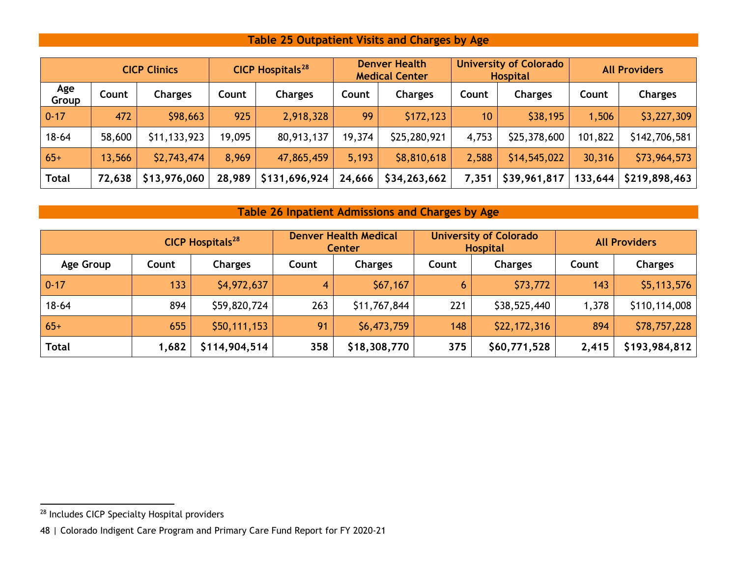### Table 25 Outpatient Visits and Charges by Age

| | CICP Clinics | | CICP Hospitals[28] | | Denver Health Medical Center | | University of Colorado Hospital | | All Providers | |
|---|---|---|---|---|---|---|---|---|---|---|
| **Age Group** | **Count** | **Charges** | **Count** | **Charges** | **Count** | **Charges** | **Count** | **Charges** | **Count** | **Charges** |
| 0-17 | 472 | $98,663 | 925 | 2,918,328 | 99 | $172,123 | 10 | $38,195 | 1,506 | $3,227,309 |
| 18-64 | 58,600 | $11,133,923 | 19,095 | 80,913,137 | 19,374 | $25,280,921 | 4,753 | $25,378,600 | 101,822 | $142,706,581 |
| 65+ | 13,566 | $2,743,474 | 8,969 | 47,865,459 | 5,193 | $8,810,618 | 2,588 | $14,545,022 | 30,316 | $73,964,573 |
| **Total** | **72,638** | **$13,976,060** | **28,989** | **$131,696,924** | **24,666** | **$34,263,662** | **7,351** | **$39,961,817** | **133,644** | **$219,898,463** |

### Table 26 Inpatient Admissions and Charges by Age

| | CICP Hospitals[28] | | Denver Health Medical Center | | University of Colorado Hospital | | All Providers | |
|---|---|---|---|---|---|---|---|---|
| **Age Group** | **Count** | **Charges** | **Count** | **Charges** | **Count** | **Charges** | **Count** | **Charges** |
| 0-17 | 133 | $4,972,637 | 4 | $67,167 | 6 | $73,772 | 143 | $5,113,576 |
| 18-64 | 894 | $59,820,724 | 263 | $11,767,844 | 221 | $38,525,440 | 1,378 | $110,114,008 |
| 65+ | 655 | $50,111,153 | 91 | $6,473,759 | 148 | $22,172,316 | 894 | $78,757,228 |
| **Total** | **1,682** | **$114,904,514** | **358** | **$18,308,770** | **375** | **$60,771,528** | **2,415** | **$193,984,812** |

[28] Includes CICP Specialty Hospital providers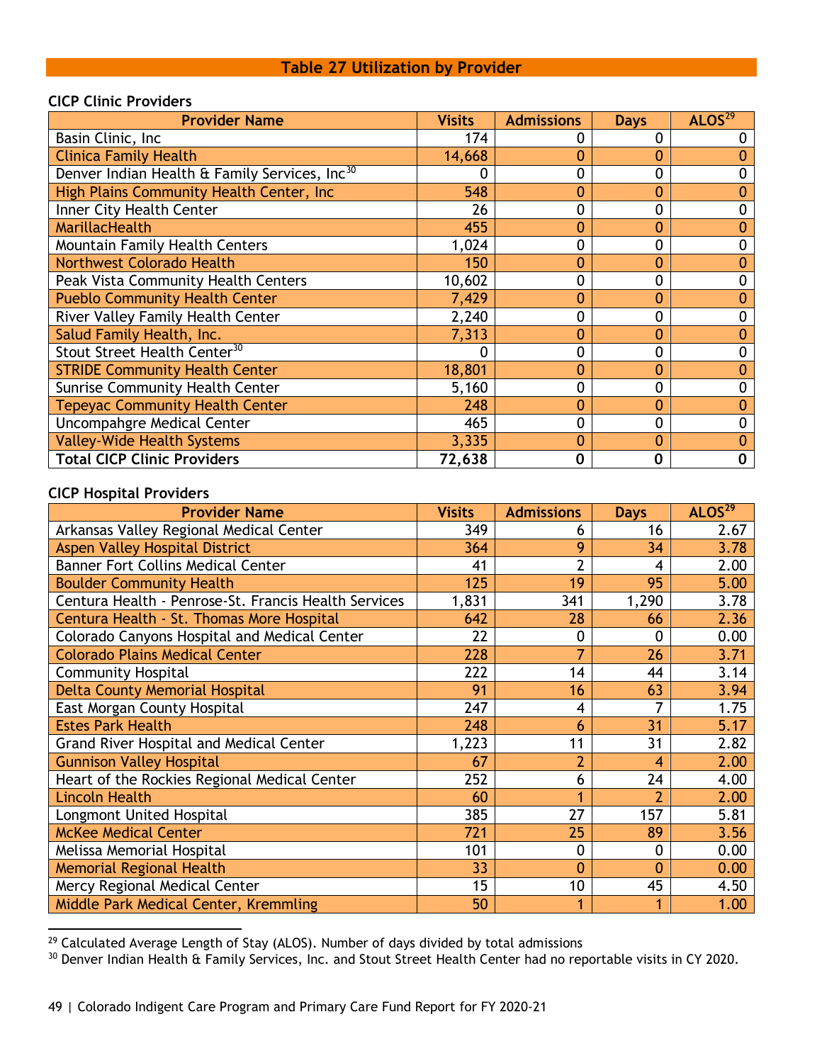## Table 27 Utilization by Provider

### CICP Clinic Providers

| Provider Name | Visits | Admissions | Days | ALOS[29] |
|---|---|---|---|---|
| Basin Clinic, Inc | 174 | 0 | 0 | 0 |
| Clinica Family Health | 14,668 | 0 | 0 | 0 |
| Denver Indian Health & Family Services, Inc[30] | 0 | 0 | 0 | 0 |
| High Plains Community Health Center, Inc | 548 | 0 | 0 | 0 |
| Inner City Health Center | 26 | 0 | 0 | 0 |
| MarillacHealth | 455 | 0 | 0 | 0 |
| Mountain Family Health Centers | 1,024 | 0 | 0 | 0 |
| Northwest Colorado Health | 150 | 0 | 0 | 0 |
| Peak Vista Community Health Centers | 10,602 | 0 | 0 | 0 |
| Pueblo Community Health Center | 7,429 | 0 | 0 | 0 |
| River Valley Family Health Center | 2,240 | 0 | 0 | 0 |
| Salud Family Health, Inc. | 7,313 | 0 | 0 | 0 |
| Stout Street Health Center[30] | 0 | 0 | 0 | 0 |
| STRIDE Community Health Center | 18,801 | 0 | 0 | 0 |
| Sunrise Community Health Center | 5,160 | 0 | 0 | 0 |
| Tepeyac Community Health Center | 248 | 0 | 0 | 0 |
| Uncompahgre Medical Center | 465 | 0 | 0 | 0 |
| Valley-Wide Health Systems | 3,335 | 0 | 0 | 0 |
| **Total CICP Clinic Providers** | **72,638** | **0** | **0** | **0** |

### CICP Hospital Providers

| Provider Name | Visits | Admissions | Days | ALOS[29] |
|---|---|---|---|---|
| Arkansas Valley Regional Medical Center | 349 | 6 | 16 | 2.67 |
| Aspen Valley Hospital District | 364 | 9 | 34 | 3.78 |
| Banner Fort Collins Medical Center | 41 | 2 | 4 | 2.00 |
| Boulder Community Health | 125 | 19 | 95 | 5.00 |
| Centura Health - Penrose-St. Francis Health Services | 1,831 | 341 | 1,290 | 3.78 |
| Centura Health - St. Thomas More Hospital | 642 | 28 | 66 | 2.36 |
| Colorado Canyons Hospital and Medical Center | 22 | 0 | 0 | 0.00 |
| Colorado Plains Medical Center | 228 | 7 | 26 | 3.71 |
| Community Hospital | 222 | 14 | 44 | 3.14 |
| Delta County Memorial Hospital | 91 | 16 | 63 | 3.94 |
| East Morgan County Hospital | 247 | 4 | 7 | 1.75 |
| Estes Park Health | 248 | 6 | 31 | 5.17 |
| Grand River Hospital and Medical Center | 1,223 | 11 | 31 | 2.82 |
| Gunnison Valley Hospital | 67 | 2 | 4 | 2.00 |
| Heart of the Rockies Regional Medical Center | 252 | 6 | 24 | 4.00 |
| Lincoln Health | 60 | 1 | 2 | 2.00 |
| Longmont United Hospital | 385 | 27 | 157 | 5.81 |
| McKee Medical Center | 721 | 25 | 89 | 3.56 |
| Melissa Memorial Hospital | 101 | 0 | 0 | 0.00 |
| Memorial Regional Health | 33 | 0 | 0 | 0.00 |
| Mercy Regional Medical Center | 15 | 10 | 45 | 4.50 |
| Middle Park Medical Center, Kremmling | 50 | 1 | 1 | 1.00 |

[29] Calculated Average Length of Stay (ALOS). Number of days divided by total admissions

[30] Denver Indian Health & Family Services, Inc. and Stout Street Health Center had no reportable visits in CY 2020.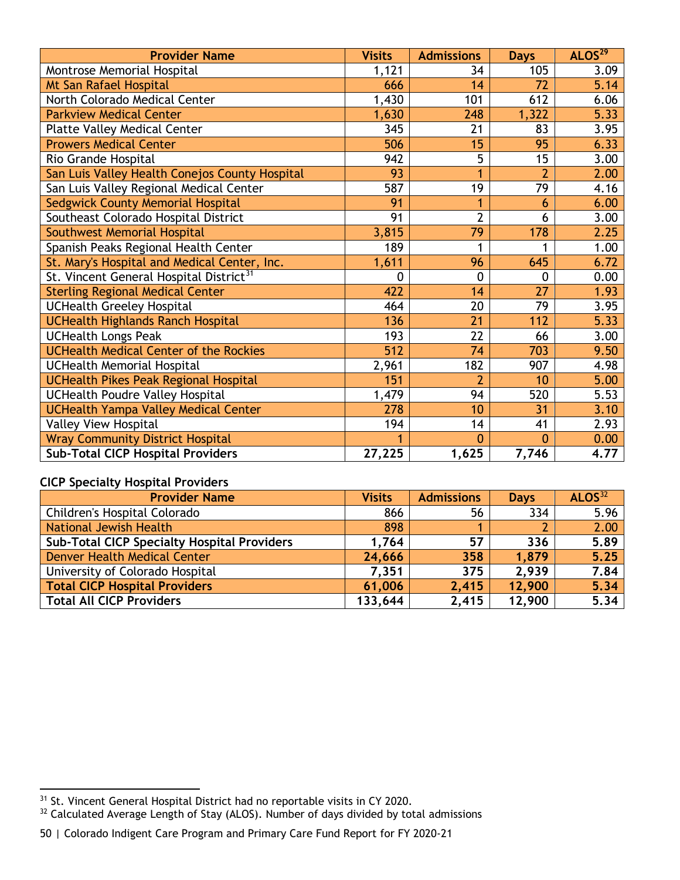| Provider Name | Visits | Admissions | Days | ALOS[29] |
|---|---|---|---|---|
| Montrose Memorial Hospital | 1,121 | 34 | 105 | 3.09 |
| Mt San Rafael Hospital | 666 | 14 | 72 | 5.14 |
| North Colorado Medical Center | 1,430 | 101 | 612 | 6.06 |
| Parkview Medical Center | 1,630 | 248 | 1,322 | 5.33 |
| Platte Valley Medical Center | 345 | 21 | 83 | 3.95 |
| Prowers Medical Center | 506 | 15 | 95 | 6.33 |
| Rio Grande Hospital | 942 | 5 | 15 | 3.00 |
| San Luis Valley Health Conejos County Hospital | 93 | 1 | 2 | 2.00 |
| San Luis Valley Regional Medical Center | 587 | 19 | 79 | 4.16 |
| Sedgwick County Memorial Hospital | 91 | 1 | 6 | 6.00 |
| Southeast Colorado Hospital District | 91 | 2 | 6 | 3.00 |
| Southwest Memorial Hospital | 3,815 | 79 | 178 | 2.25 |
| Spanish Peaks Regional Health Center | 189 | 1 | 1 | 1.00 |
| St. Mary's Hospital and Medical Center, Inc. | 1,611 | 96 | 645 | 6.72 |
| St. Vincent General Hospital District[31] | 0 | 0 | 0 | 0.00 |
| Sterling Regional Medical Center | 422 | 14 | 27 | 1.93 |
| UCHealth Greeley Hospital | 464 | 20 | 79 | 3.95 |
| UCHealth Highlands Ranch Hospital | 136 | 21 | 112 | 5.33 |
| UCHealth Longs Peak | 193 | 22 | 66 | 3.00 |
| UCHealth Medical Center of the Rockies | 512 | 74 | 703 | 9.50 |
| UCHealth Memorial Hospital | 2,961 | 182 | 907 | 4.98 |
| UCHealth Pikes Peak Regional Hospital | 151 | 2 | 10 | 5.00 |
| UCHealth Poudre Valley Hospital | 1,479 | 94 | 520 | 5.53 |
| UCHealth Yampa Valley Medical Center | 278 | 10 | 31 | 3.10 |
| Valley View Hospital | 194 | 14 | 41 | 2.93 |
| Wray Community District Hospital | 1 | 0 | 0 | 0.00 |
| **Sub-Total CICP Hospital Providers** | **27,225** | **1,625** | **7,746** | **4.77** |

**CICP Specialty Hospital Providers**

| Provider Name | Visits | Admissions | Days | ALOS[32] |
|---|---|---|---|---|
| Children's Hospital Colorado | 866 | 56 | 334 | 5.96 |
| National Jewish Health | 898 | 1 | 2 | 2.00 |
| **Sub-Total CICP Specialty Hospital Providers** | **1,764** | **57** | **336** | **5.89** |
| Denver Health Medical Center | **24,666** | **358** | **1,879** | **5.25** |
| University of Colorado Hospital | **7,351** | **375** | **2,939** | **7.84** |
| **Total CICP Hospital Providers** | **61,006** | **2,415** | **12,900** | **5.34** |
| **Total All CICP Providers** | **133,644** | **2,415** | **12,900** | **5.34** |

[31] St. Vincent General Hospital District had no reportable visits in CY 2020.

[32] Calculated Average Length of Stay (ALOS). Number of days divided by total admissions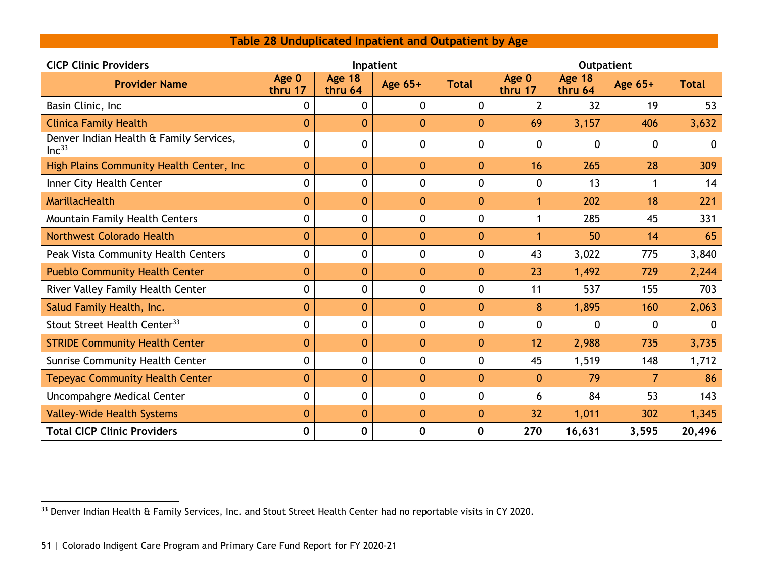## Table 28 Unduplicated Inpatient and Outpatient by Age

| CICP Clinic Providers | Inpatient | | | | Outpatient | | | |
|---|---|---|---|---|---|---|---|---|
| Provider Name | Age 0 thru 17 | Age 18 thru 64 | Age 65+ | Total | Age 0 thru 17 | Age 18 thru 64 | Age 65+ | Total |
| Basin Clinic, Inc | 0 | 0 | 0 | 0 | 2 | 32 | 19 | 53 |
| Clinica Family Health | 0 | 0 | 0 | 0 | 69 | 3,157 | 406 | 3,632 |
| Denver Indian Health & Family Services, Inc[33] | 0 | 0 | 0 | 0 | 0 | 0 | 0 | 0 |
| High Plains Community Health Center, Inc | 0 | 0 | 0 | 0 | 16 | 265 | 28 | 309 |
| Inner City Health Center | 0 | 0 | 0 | 0 | 0 | 13 | 1 | 14 |
| MarillacHealth | 0 | 0 | 0 | 0 | 1 | 202 | 18 | 221 |
| Mountain Family Health Centers | 0 | 0 | 0 | 0 | 1 | 285 | 45 | 331 |
| Northwest Colorado Health | 0 | 0 | 0 | 0 | 1 | 50 | 14 | 65 |
| Peak Vista Community Health Centers | 0 | 0 | 0 | 0 | 43 | 3,022 | 775 | 3,840 |
| Pueblo Community Health Center | 0 | 0 | 0 | 0 | 23 | 1,492 | 729 | 2,244 |
| River Valley Family Health Center | 0 | 0 | 0 | 0 | 11 | 537 | 155 | 703 |
| Salud Family Health, Inc. | 0 | 0 | 0 | 0 | 8 | 1,895 | 160 | 2,063 |
| Stout Street Health Center[33] | 0 | 0 | 0 | 0 | 0 | 0 | 0 | 0 |
| STRIDE Community Health Center | 0 | 0 | 0 | 0 | 12 | 2,988 | 735 | 3,735 |
| Sunrise Community Health Center | 0 | 0 | 0 | 0 | 45 | 1,519 | 148 | 1,712 |
| Tepeyac Community Health Center | 0 | 0 | 0 | 0 | 0 | 79 | 7 | 86 |
| Uncompahgre Medical Center | 0 | 0 | 0 | 0 | 6 | 84 | 53 | 143 |
| Valley-Wide Health Systems | 0 | 0 | 0 | 0 | 32 | 1,011 | 302 | 1,345 |
| **Total CICP Clinic Providers** | **0** | **0** | **0** | **0** | **270** | **16,631** | **3,595** | **20,496** |

[33] Denver Indian Health & Family Services, Inc. and Stout Street Health Center had no reportable visits in CY 2020.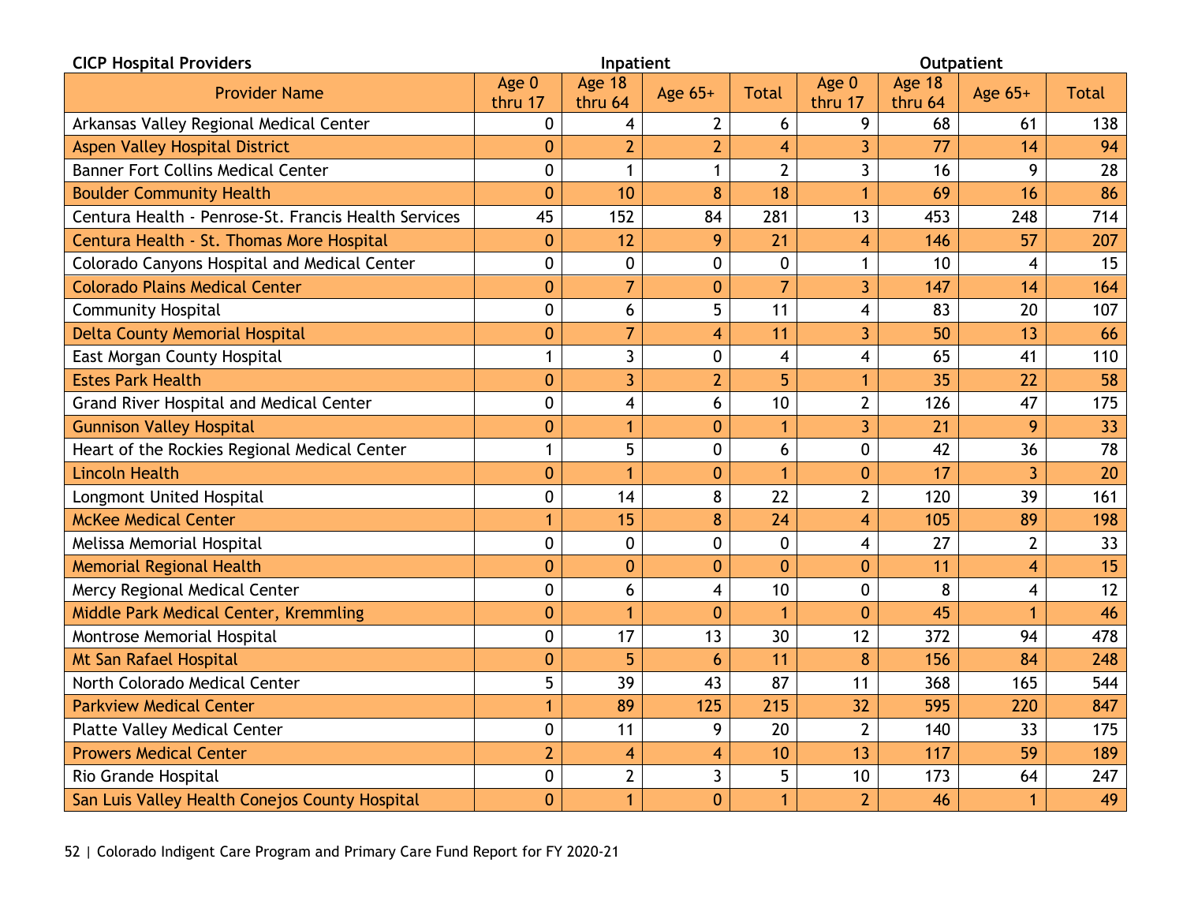| CICP Hospital Providers | Inpatient | | | | Outpatient | | | |
|---|---|---|---|---|---|---|---|---|
| Provider Name | Age 0 thru 17 | Age 18 thru 64 | Age 65+ | Total | Age 0 thru 17 | Age 18 thru 64 | Age 65+ | Total |
| Arkansas Valley Regional Medical Center | 0 | 4 | 2 | 6 | 9 | 68 | 61 | 138 |
| Aspen Valley Hospital District | 0 | 2 | 2 | 4 | 3 | 77 | 14 | 94 |
| Banner Fort Collins Medical Center | 0 | 1 | 1 | 2 | 3 | 16 | 9 | 28 |
| Boulder Community Health | 0 | 10 | 8 | 18 | 1 | 69 | 16 | 86 |
| Centura Health - Penrose-St. Francis Health Services | 45 | 152 | 84 | 281 | 13 | 453 | 248 | 714 |
| Centura Health - St. Thomas More Hospital | 0 | 12 | 9 | 21 | 4 | 146 | 57 | 207 |
| Colorado Canyons Hospital and Medical Center | 0 | 0 | 0 | 0 | 1 | 10 | 4 | 15 |
| Colorado Plains Medical Center | 0 | 7 | 0 | 7 | 3 | 147 | 14 | 164 |
| Community Hospital | 0 | 6 | 5 | 11 | 4 | 83 | 20 | 107 |
| Delta County Memorial Hospital | 0 | 7 | 4 | 11 | 3 | 50 | 13 | 66 |
| East Morgan County Hospital | 1 | 3 | 0 | 4 | 4 | 65 | 41 | 110 |
| Estes Park Health | 0 | 3 | 2 | 5 | 1 | 35 | 22 | 58 |
| Grand River Hospital and Medical Center | 0 | 4 | 6 | 10 | 2 | 126 | 47 | 175 |
| Gunnison Valley Hospital | 0 | 1 | 0 | 1 | 3 | 21 | 9 | 33 |
| Heart of the Rockies Regional Medical Center | 1 | 5 | 0 | 6 | 0 | 42 | 36 | 78 |
| Lincoln Health | 0 | 1 | 0 | 1 | 0 | 17 | 3 | 20 |
| Longmont United Hospital | 0 | 14 | 8 | 22 | 2 | 120 | 39 | 161 |
| McKee Medical Center | 1 | 15 | 8 | 24 | 4 | 105 | 89 | 198 |
| Melissa Memorial Hospital | 0 | 0 | 0 | 0 | 4 | 27 | 2 | 33 |
| Memorial Regional Health | 0 | 0 | 0 | 0 | 0 | 11 | 4 | 15 |
| Mercy Regional Medical Center | 0 | 6 | 4 | 10 | 0 | 8 | 4 | 12 |
| Middle Park Medical Center, Kremmling | 0 | 1 | 0 | 1 | 0 | 45 | 1 | 46 |
| Montrose Memorial Hospital | 0 | 17 | 13 | 30 | 12 | 372 | 94 | 478 |
| Mt San Rafael Hospital | 0 | 5 | 6 | 11 | 8 | 156 | 84 | 248 |
| North Colorado Medical Center | 5 | 39 | 43 | 87 | 11 | 368 | 165 | 544 |
| Parkview Medical Center | 1 | 89 | 125 | 215 | 32 | 595 | 220 | 847 |
| Platte Valley Medical Center | 0 | 11 | 9 | 20 | 2 | 140 | 33 | 175 |
| Prowers Medical Center | 2 | 4 | 4 | 10 | 13 | 117 | 59 | 189 |
| Rio Grande Hospital | 0 | 2 | 3 | 5 | 10 | 173 | 64 | 247 |
| San Luis Valley Health Conejos County Hospital | 0 | 1 | 0 | 1 | 2 | 46 | 1 | 49 |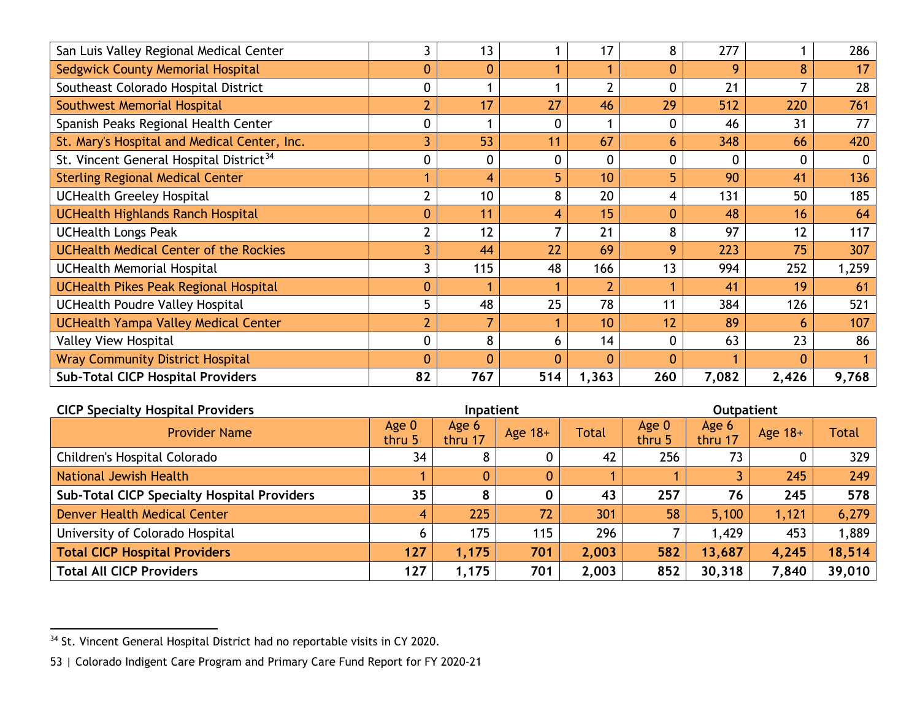| | | | | | | | | |
|---|---|---|---|---|---|---|---|---|
| San Luis Valley Regional Medical Center | 3 | 13 | 1 | 17 | 8 | 277 | 1 | 286 |
| Sedgwick County Memorial Hospital | 0 | 0 | 1 | 1 | 0 | 9 | 8 | 17 |
| Southeast Colorado Hospital District | 0 | 1 | 1 | 2 | 0 | 21 | 7 | 28 |
| Southwest Memorial Hospital | 2 | 17 | 27 | 46 | 29 | 512 | 220 | 761 |
| Spanish Peaks Regional Health Center | 0 | 1 | 0 | 1 | 0 | 46 | 31 | 77 |
| St. Mary's Hospital and Medical Center, Inc. | 3 | 53 | 11 | 67 | 6 | 348 | 66 | 420 |
| St. Vincent General Hospital District[34] | 0 | 0 | 0 | 0 | 0 | 0 | 0 | 0 |
| Sterling Regional Medical Center | 1 | 4 | 5 | 10 | 5 | 90 | 41 | 136 |
| UCHealth Greeley Hospital | 2 | 10 | 8 | 20 | 4 | 131 | 50 | 185 |
| UCHealth Highlands Ranch Hospital | 0 | 11 | 4 | 15 | 0 | 48 | 16 | 64 |
| UCHealth Longs Peak | 2 | 12 | 7 | 21 | 8 | 97 | 12 | 117 |
| UCHealth Medical Center of the Rockies | 3 | 44 | 22 | 69 | 9 | 223 | 75 | 307 |
| UCHealth Memorial Hospital | 3 | 115 | 48 | 166 | 13 | 994 | 252 | 1,259 |
| UCHealth Pikes Peak Regional Hospital | 0 | 1 | 1 | 2 | 1 | 41 | 19 | 61 |
| UCHealth Poudre Valley Hospital | 5 | 48 | 25 | 78 | 11 | 384 | 126 | 521 |
| UCHealth Yampa Valley Medical Center | 2 | 7 | 1 | 10 | 12 | 89 | 6 | 107 |
| Valley View Hospital | 0 | 8 | 6 | 14 | 0 | 63 | 23 | 86 |
| Wray Community District Hospital | 0 | 0 | 0 | 0 | 0 | 1 | 0 | 1 |
| **Sub-Total CICP Hospital Providers** | **82** | **767** | **514** | **1,363** | **260** | **7,082** | **2,426** | **9,768** |

| **CICP Specialty Hospital Providers** | **Inpatient** | | | | **Outpatient** | | | |
|---|---|---|---|---|---|---|---|---|
| Provider Name | Age 0 thru 5 | Age 6 thru 17 | Age 18+ | Total | Age 0 thru 5 | Age 6 thru 17 | Age 18+ | Total |
| Children's Hospital Colorado | 34 | 8 | 0 | 42 | 256 | 73 | 0 | 329 |
| National Jewish Health | 1 | 0 | 0 | 1 | 1 | 3 | 245 | 249 |
| **Sub-Total CICP Specialty Hospital Providers** | **35** | **8** | **0** | **43** | **257** | **76** | **245** | **578** |
| Denver Health Medical Center | 4 | 225 | 72 | 301 | 58 | 5,100 | 1,121 | 6,279 |
| University of Colorado Hospital | 6 | 175 | 115 | 296 | 7 | 1,429 | 453 | 1,889 |
| **Total CICP Hospital Providers** | **127** | **1,175** | **701** | **2,003** | **582** | **13,687** | **4,245** | **18,514** |
| **Total All CICP Providers** | **127** | **1,175** | **701** | **2,003** | **852** | **30,318** | **7,840** | **39,010** |

[34] St. Vincent General Hospital District had no reportable visits in CY 2020.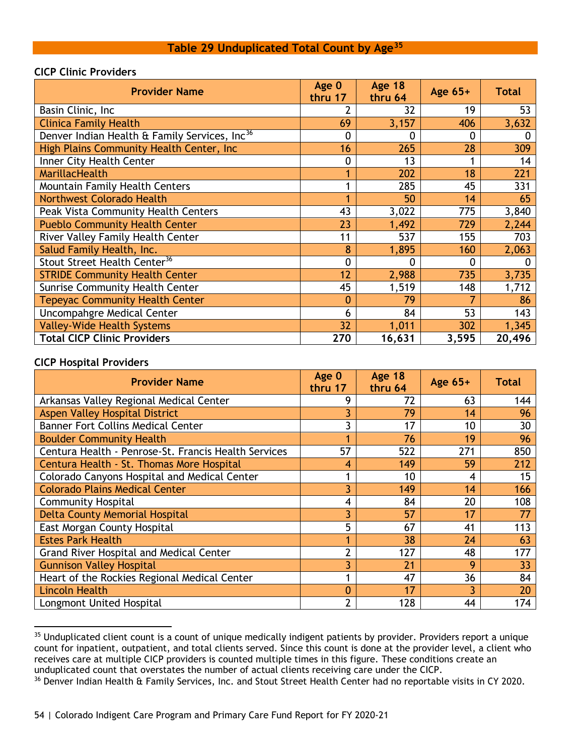## Table 29 Unduplicated Total Count by Age[35]

**CICP Clinic Providers**

| Provider Name | Age 0 thru 17 | Age 18 thru 64 | Age 65+ | Total |
|---|---|---|---|---|
| Basin Clinic, Inc | 2 | 32 | 19 | 53 |
| Clinica Family Health | 69 | 3,157 | 406 | 3,632 |
| Denver Indian Health & Family Services, Inc[36] | 0 | 0 | 0 | 0 |
| High Plains Community Health Center, Inc | 16 | 265 | 28 | 309 |
| Inner City Health Center | 0 | 13 | 1 | 14 |
| MarillacHealth | 1 | 202 | 18 | 221 |
| Mountain Family Health Centers | 1 | 285 | 45 | 331 |
| Northwest Colorado Health | 1 | 50 | 14 | 65 |
| Peak Vista Community Health Centers | 43 | 3,022 | 775 | 3,840 |
| Pueblo Community Health Center | 23 | 1,492 | 729 | 2,244 |
| River Valley Family Health Center | 11 | 537 | 155 | 703 |
| Salud Family Health, Inc. | 8 | 1,895 | 160 | 2,063 |
| Stout Street Health Center[36] | 0 | 0 | 0 | 0 |
| STRIDE Community Health Center | 12 | 2,988 | 735 | 3,735 |
| Sunrise Community Health Center | 45 | 1,519 | 148 | 1,712 |
| Tepeyac Community Health Center | 0 | 79 | 7 | 86 |
| Uncompahgre Medical Center | 6 | 84 | 53 | 143 |
| Valley-Wide Health Systems | 32 | 1,011 | 302 | 1,345 |
| **Total CICP Clinic Providers** | **270** | **16,631** | **3,595** | **20,496** |

**CICP Hospital Providers**

| Provider Name | Age 0 thru 17 | Age 18 thru 64 | Age 65+ | Total |
|---|---|---|---|---|
| Arkansas Valley Regional Medical Center | 9 | 72 | 63 | 144 |
| Aspen Valley Hospital District | 3 | 79 | 14 | 96 |
| Banner Fort Collins Medical Center | 3 | 17 | 10 | 30 |
| Boulder Community Health | 1 | 76 | 19 | 96 |
| Centura Health - Penrose-St. Francis Health Services | 57 | 522 | 271 | 850 |
| Centura Health - St. Thomas More Hospital | 4 | 149 | 59 | 212 |
| Colorado Canyons Hospital and Medical Center | 1 | 10 | 4 | 15 |
| Colorado Plains Medical Center | 3 | 149 | 14 | 166 |
| Community Hospital | 4 | 84 | 20 | 108 |
| Delta County Memorial Hospital | 3 | 57 | 17 | 77 |
| East Morgan County Hospital | 5 | 67 | 41 | 113 |
| Estes Park Health | 1 | 38 | 24 | 63 |
| Grand River Hospital and Medical Center | 2 | 127 | 48 | 177 |
| Gunnison Valley Hospital | 3 | 21 | 9 | 33 |
| Heart of the Rockies Regional Medical Center | 1 | 47 | 36 | 84 |
| Lincoln Health | 0 | 17 | 3 | 20 |
| Longmont United Hospital | 2 | 128 | 44 | 174 |

[35] Unduplicated client count is a count of unique medically indigent patients by provider. Providers report a unique count for inpatient, outpatient, and total clients served. Since this count is done at the provider level, a client who receives care at multiple CICP providers is counted multiple times in this figure. These conditions create an unduplicated count that overstates the number of actual clients receiving care under the CICP.

[36] Denver Indian Health & Family Services, Inc. and Stout Street Health Center had no reportable visits in CY 2020.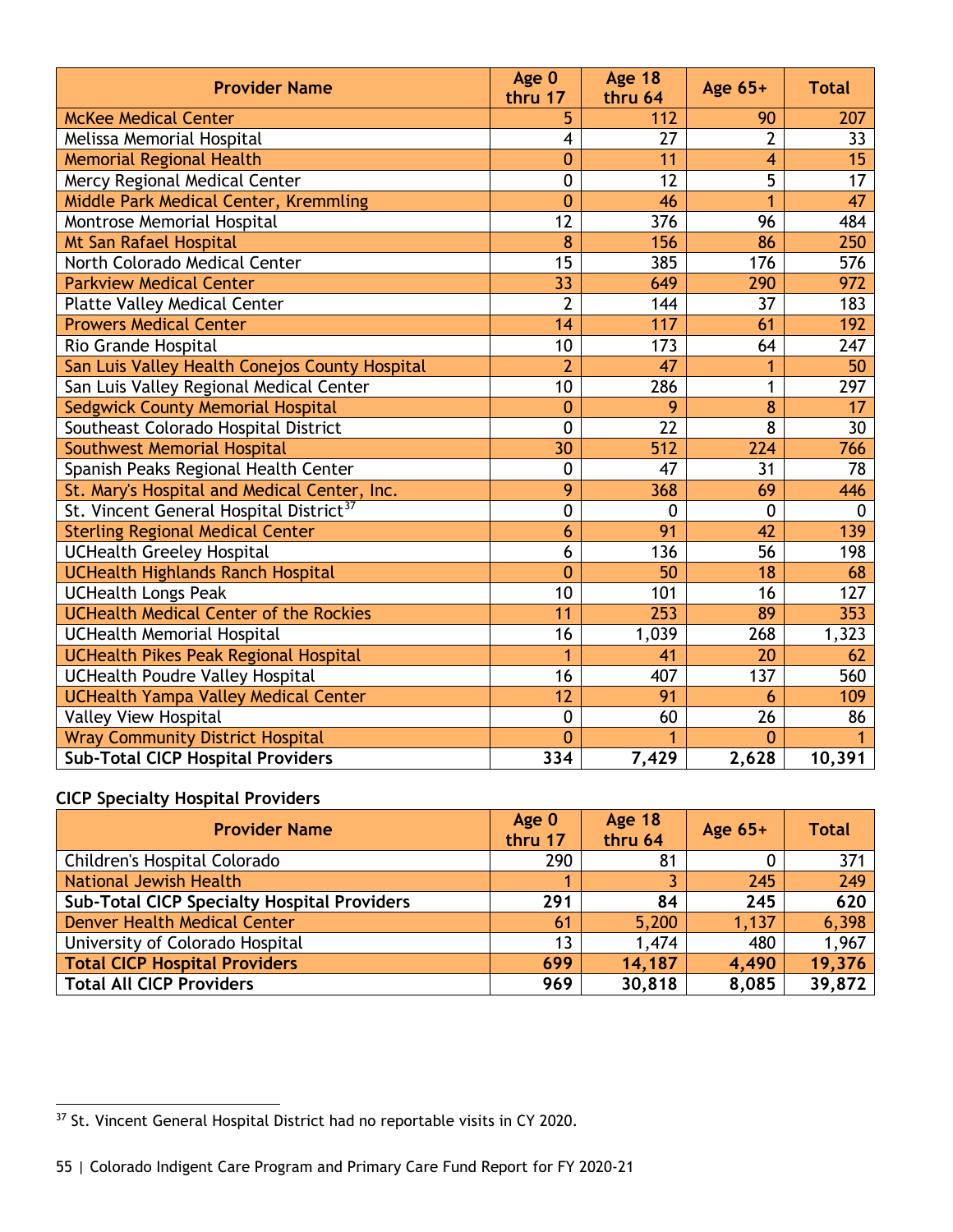| Provider Name | Age 0 thru 17 | Age 18 thru 64 | Age 65+ | Total |
|---|---|---|---|---|
| McKee Medical Center | 5 | 112 | 90 | 207 |
| Melissa Memorial Hospital | 4 | 27 | 2 | 33 |
| Memorial Regional Health | 0 | 11 | 4 | 15 |
| Mercy Regional Medical Center | 0 | 12 | 5 | 17 |
| Middle Park Medical Center, Kremmling | 0 | 46 | 1 | 47 |
| Montrose Memorial Hospital | 12 | 376 | 96 | 484 |
| Mt San Rafael Hospital | 8 | 156 | 86 | 250 |
| North Colorado Medical Center | 15 | 385 | 176 | 576 |
| Parkview Medical Center | 33 | 649 | 290 | 972 |
| Platte Valley Medical Center | 2 | 144 | 37 | 183 |
| Prowers Medical Center | 14 | 117 | 61 | 192 |
| Rio Grande Hospital | 10 | 173 | 64 | 247 |
| San Luis Valley Health Conejos County Hospital | 2 | 47 | 1 | 50 |
| San Luis Valley Regional Medical Center | 10 | 286 | 1 | 297 |
| Sedgwick County Memorial Hospital | 0 | 9 | 8 | 17 |
| Southeast Colorado Hospital District | 0 | 22 | 8 | 30 |
| Southwest Memorial Hospital | 30 | 512 | 224 | 766 |
| Spanish Peaks Regional Health Center | 0 | 47 | 31 | 78 |
| St. Mary's Hospital and Medical Center, Inc. | 9 | 368 | 69 | 446 |
| St. Vincent General Hospital District[37] | 0 | 0 | 0 | 0 |
| Sterling Regional Medical Center | 6 | 91 | 42 | 139 |
| UCHealth Greeley Hospital | 6 | 136 | 56 | 198 |
| UCHealth Highlands Ranch Hospital | 0 | 50 | 18 | 68 |
| UCHealth Longs Peak | 10 | 101 | 16 | 127 |
| UCHealth Medical Center of the Rockies | 11 | 253 | 89 | 353 |
| UCHealth Memorial Hospital | 16 | 1,039 | 268 | 1,323 |
| UCHealth Pikes Peak Regional Hospital | 1 | 41 | 20 | 62 |
| UCHealth Poudre Valley Hospital | 16 | 407 | 137 | 560 |
| UCHealth Yampa Valley Medical Center | 12 | 91 | 6 | 109 |
| Valley View Hospital | 0 | 60 | 26 | 86 |
| Wray Community District Hospital | 0 | 1 | 0 | 1 |
| **Sub-Total CICP Hospital Providers** | **334** | **7,429** | **2,628** | **10,391** |

**CICP Specialty Hospital Providers**

| Provider Name | Age 0 thru 17 | Age 18 thru 64 | Age 65+ | Total |
|---|---|---|---|---|
| Children's Hospital Colorado | 290 | 81 | 0 | 371 |
| National Jewish Health | 1 | 3 | 245 | 249 |
| **Sub-Total CICP Specialty Hospital Providers** | **291** | **84** | **245** | **620** |
| Denver Health Medical Center | 61 | 5,200 | 1,137 | 6,398 |
| University of Colorado Hospital | 13 | 1,474 | 480 | 1,967 |
| **Total CICP Hospital Providers** | **699** | **14,187** | **4,490** | **19,376** |
| **Total All CICP Providers** | **969** | **30,818** | **8,085** | **39,872** |

[37] St. Vincent General Hospital District had no reportable visits in CY 2020.